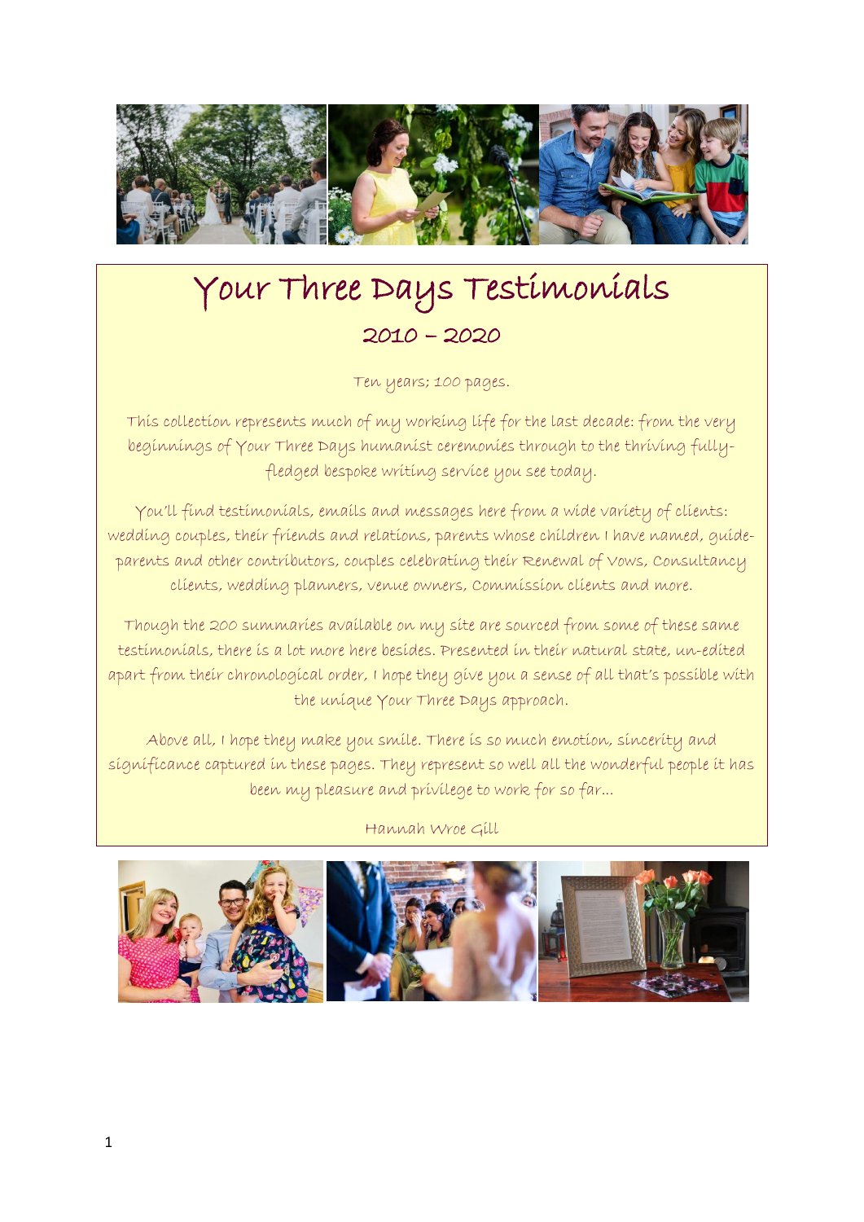# Your Three Days Testimonials

## 2010 – 2020

Ten years; 100 pages.

This collection represents much of my working life for the last decade: from the very beginnings of Your Three Days humanist ceremonies through to the thriving fully-fledged bespoke writing service you see today.

You'll find testimonials, emails and messages here from a wide variety of clients: wedding couples, their friends and relations, parents whose children I have named, guide-parents and other contributors, couples celebrating their Renewal of Vows, Consultancy clients, wedding planners, venue owners, Commission clients and more.

Though the 200 summaries available on my site are sourced from some of these same testimonials, there is a lot more here besides. Presented in their natural state, un-edited apart from their chronological order, I hope they give you a sense of all that's possible with the unique Your Three Days approach.

Above all, I hope they make you smile. There is so much emotion, sincerity and significance captured in these pages. They represent so well all the wonderful people it has been my pleasure and privilege to work for so far...

Hannah Wroe Gill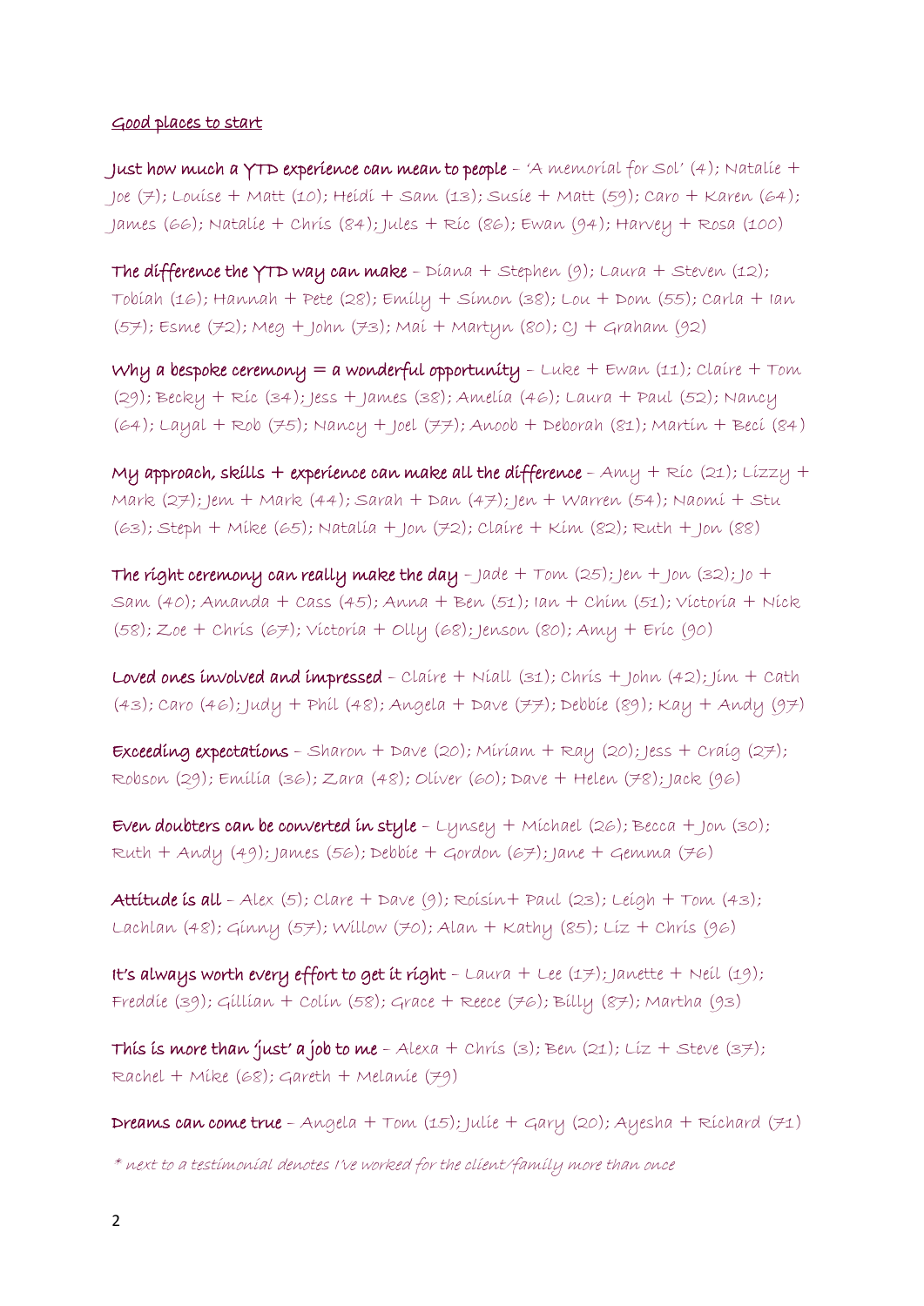Good places to start

**Just how much a YTD experience can mean to people** – 'A memorial for Sol' (4); Natalie + Joe (7); Louise + Matt (10); Heidi + Sam (13); Susie + Matt (59); Caro + Karen (64); James (66); Natalie + Chris (84); Jules + Ric (86); Ewan (94); Harvey + Rosa (100)

**The difference the YTD way can make** – Diana + Stephen (9); Laura + Steven (12); Tobiah (16); Hannah + Pete (28); Emily + Simon (38); Lou + Dom (55); Carla + Ian (57); Esme (72); Meg + John (73); Mai + Martyn (80); CJ + Graham (92)

**Why a bespoke ceremony = a wonderful opportunity** – Luke + Ewan (11); Claire + Tom (29); Becky + Ric (34); Jess + James (38); Amelia (46); Laura + Paul (52); Nancy (64); Layal + Rob (75); Nancy + Joel (77); Anoob + Deborah (81); Martin + Beci (84)

**My approach, skills + experience can make all the difference** – Amy + Ric (21); Lizzy + Mark (27); Jem + Mark (44); Sarah + Dan (47); Jen + Warren (54); Naomi + Stu (63); Steph + Mike (65); Natalia + Jon (72); Claire + Kim (82); Ruth + Jon (88)

**The right ceremony can really make the day** – Jade + Tom (25); Jen + Jon (32); Jo + Sam (40); Amanda + Cass (45); Anna + Ben (51); Ian + Chim (51); Victoria + Nick (58); Zoe + Chris (67); Victoria + Olly (68); Jenson (80); Amy + Eric (90)

**Loved ones involved and impressed** – Claire + Niall (31); Chris + John (42); Jim + Cath (43); Caro (46); Judy + Phil (48); Angela + Dave (77); Debbie (89); Kay + Andy (97)

**Exceeding expectations** – Sharon + Dave (20); Miriam + Ray (20); Jess + Craig (27); Robson (29); Emilia (36); Zara (48); Oliver (60); Dave + Helen (78); Jack (96)

**Even doubters can be converted in style** – Lynsey + Michael (26); Becca + Jon (30); Ruth + Andy (49); James (56); Debbie + Gordon (67); Jane + Gemma (76)

**Attitude is all** – Alex (5); Clare + Dave (9); Roisin+ Paul (23); Leigh + Tom (43); Lachlan (48); Ginny (57); Willow (70); Alan + Kathy (85); Liz + Chris (96)

**It's always worth every effort to get it right** – Laura + Lee (17); Janette + Neil (19); Freddie (39); Gillian + Colin (58); Grace + Reece (76); Billy (87); Martha (93)

**This is more than 'just' a job to me** – Alexa + Chris (3); Ben (21); Liz + Steve (37); Rachel + Mike (68); Gareth + Melanie (79)

**Dreams can come true** – Angela + Tom (15); Julie + Gary (20); Ayesha + Richard (71)

*\* next to a testimonial denotes I've worked for the client/family more than once*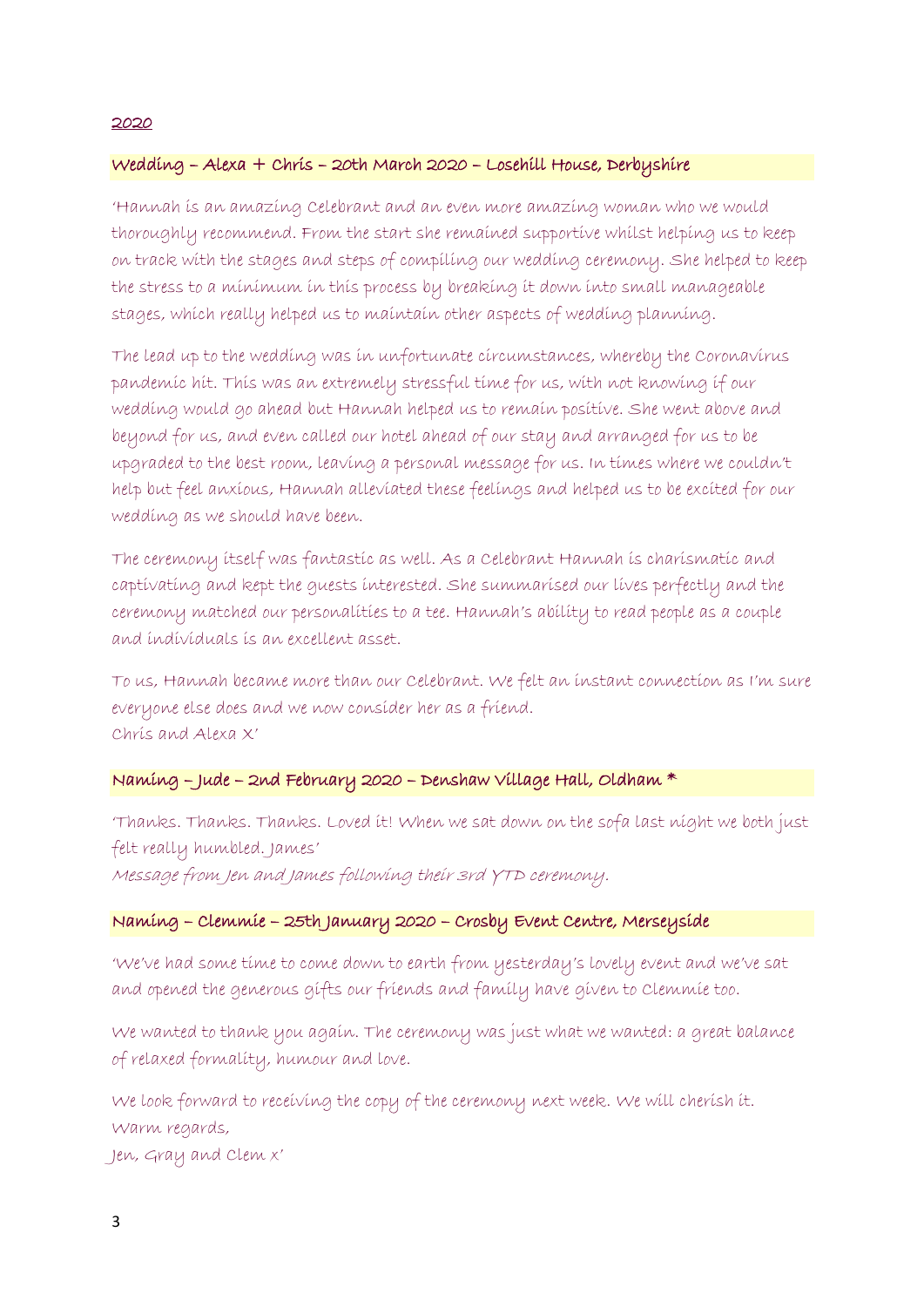## 2020

### Wedding – Alexa + Chris – 20th March 2020 – Losehill House, Derbyshire

'Hannah is an amazing Celebrant and an even more amazing woman who we would thoroughly recommend. From the start she remained supportive whilst helping us to keep on track with the stages and steps of compiling our wedding ceremony. She helped to keep the stress to a minimum in this process by breaking it down into small manageable stages, which really helped us to maintain other aspects of wedding planning.

The lead up to the wedding was in unfortunate circumstances, whereby the Coronavirus pandemic hit. This was an extremely stressful time for us, with not knowing if our wedding would go ahead but Hannah helped us to remain positive. She went above and beyond for us, and even called our hotel ahead of our stay and arranged for us to be upgraded to the best room, leaving a personal message for us. In times where we couldn't help but feel anxious, Hannah alleviated these feelings and helped us to be excited for our wedding as we should have been.

The ceremony itself was fantastic as well. As a Celebrant Hannah is charismatic and captivating and kept the guests interested. She summarised our lives perfectly and the ceremony matched our personalities to a tee. Hannah's ability to read people as a couple and individuals is an excellent asset.

To us, Hannah became more than our Celebrant. We felt an instant connection as I'm sure everyone else does and we now consider her as a friend.
Chris and Alexa X'

### Naming – Jude – 2nd February 2020 – Denshaw Village Hall, Oldham *

'Thanks. Thanks. Thanks. Loved it! When we sat down on the sofa last night we both just felt really humbled. James'
*Message from Jen and James following their 3rd YTD ceremony.*

### Naming – Clemmie – 25th January 2020 – Crosby Event Centre, Merseyside

'We've had some time to come down to earth from yesterday's lovely event and we've sat and opened the generous gifts our friends and family have given to Clemmie too.

We wanted to thank you again. The ceremony was just what we wanted: a great balance of relaxed formality, humour and love.

We look forward to receiving the copy of the ceremony next week. We will cherish it.
Warm regards,
Jen, Gray and Clem x'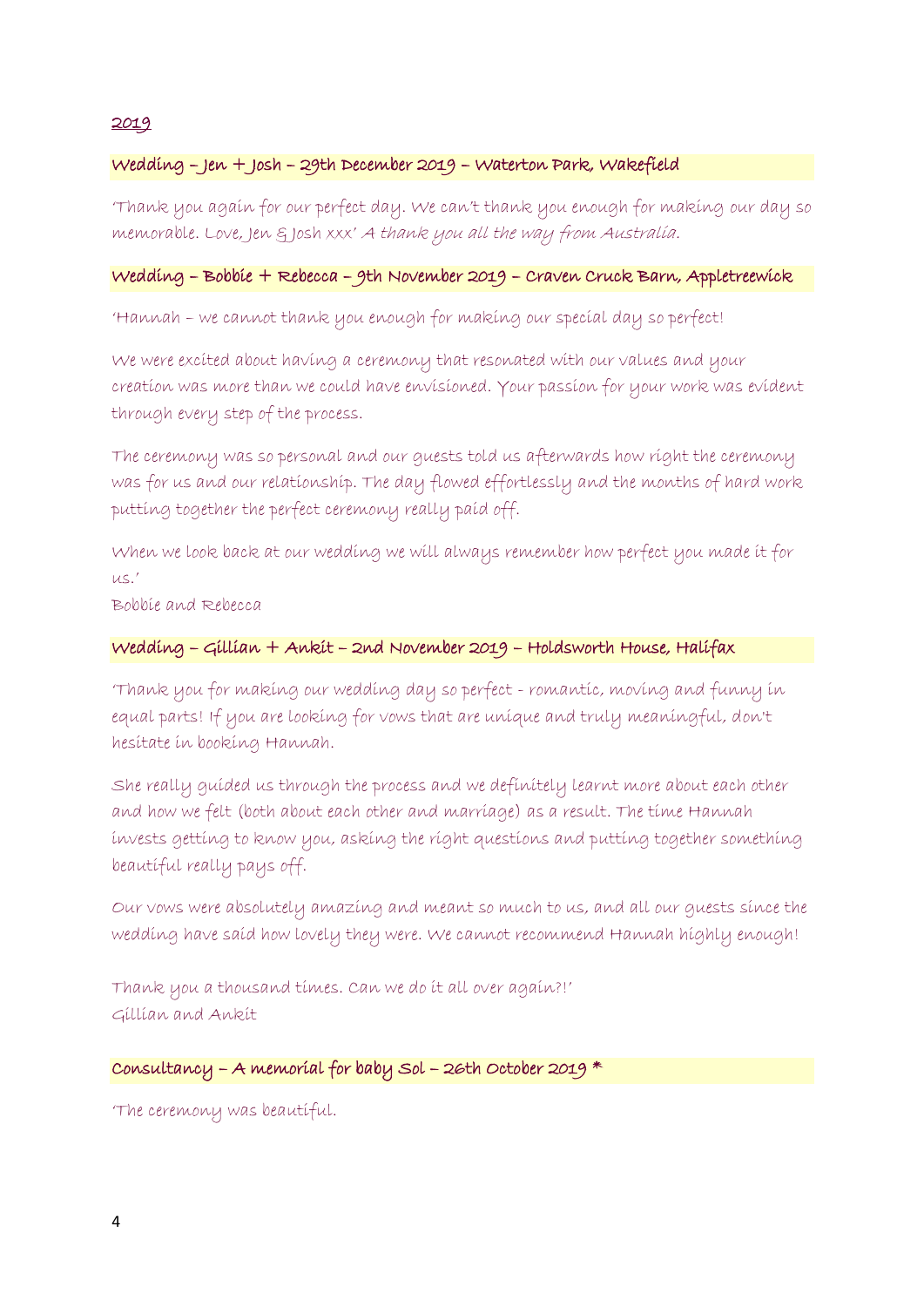<u>2019</u>

**Wedding – Jen + Josh – 29th December 2019 – Waterton Park, Wakefield**

'Thank you again for our perfect day. We can't thank you enough for making our day so memorable. Love, Jen & Josh xxx' *A thank you all the way from Australia.*

**Wedding – Bobbie + Rebecca – 9th November 2019 – Craven Cruck Barn, Appletreewick**

'Hannah – we cannot thank you enough for making our special day so perfect!

We were excited about having a ceremony that resonated with our values and your creation was more than we could have envisioned. Your passion for your work was evident through every step of the process.

The ceremony was so personal and our guests told us afterwards how right the ceremony was for us and our relationship. The day flowed effortlessly and the months of hard work putting together the perfect ceremony really paid off.

When we look back at our wedding we will always remember how perfect you made it for us.'
Bobbie and Rebecca

**Wedding – Gillian + Ankit – 2nd November 2019 – Holdsworth House, Halifax**

'Thank you for making our wedding day so perfect - romantic, moving and funny in equal parts! If you are looking for vows that are unique and truly meaningful, don't hesitate in booking Hannah.

She really guided us through the process and we definitely learnt more about each other and how we felt (both about each other and marriage) as a result. The time Hannah invests getting to know you, asking the right questions and putting together something beautiful really pays off.

Our vows were absolutely amazing and meant so much to us, and all our guests since the wedding have said how lovely they were. We cannot recommend Hannah highly enough!

Thank you a thousand times. Can we do it all over again?!'
Gillian and Ankit

**Consultancy – A memorial for baby Sol – 26th October 2019 ***

'The ceremony was beautiful.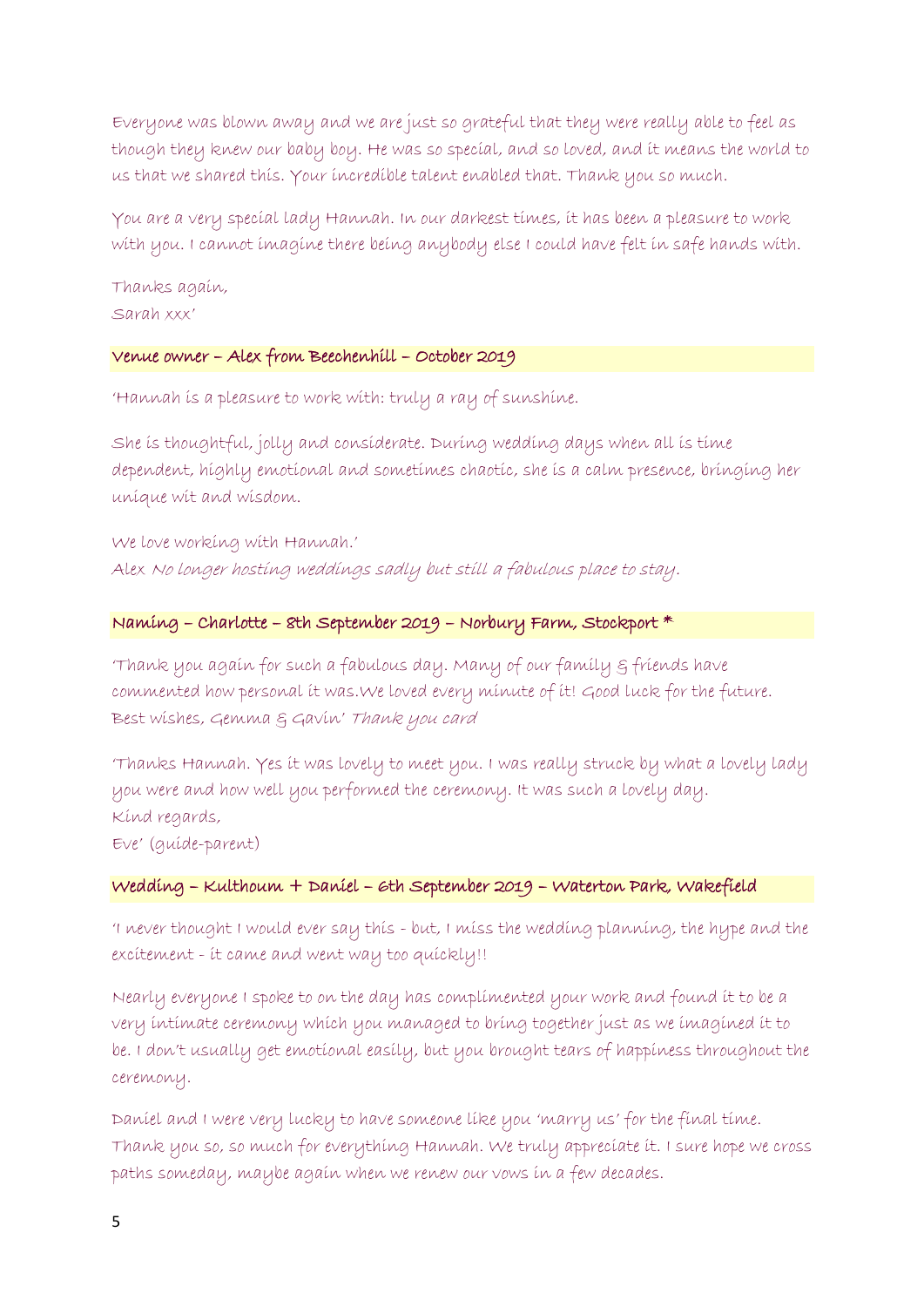Everyone was blown away and we are just so grateful that they were really able to feel as though they knew our baby boy. He was so special, and so loved, and it means the world to us that we shared this. Your incredible talent enabled that. Thank you so much.

You are a very special lady Hannah. In our darkest times, it has been a pleasure to work with you. I cannot imagine there being anybody else I could have felt in safe hands with.

Thanks again,
Sarah xxx'

### Venue owner – Alex from Beechenhill – October 2019

'Hannah is a pleasure to work with: truly a ray of sunshine.

She is thoughtful, jolly and considerate. During wedding days when all is time dependent, highly emotional and sometimes chaotic, she is a calm presence, bringing her unique wit and wisdom.

We love working with Hannah.'
Alex *No longer hosting weddings sadly but still a fabulous place to stay.*

### Naming – Charlotte – 8th September 2019 – Norbury Farm, Stockport *

'Thank you again for such a fabulous day. Many of our family & friends have commented how personal it was.We loved every minute of it! Good luck for the future. Best wishes, Gemma & Gavin' *Thank you card*

'Thanks Hannah. Yes it was lovely to meet you. I was really struck by what a lovely lady you were and how well you performed the ceremony. It was such a lovely day.
Kind regards,
Eve' (guide-parent)

### Wedding – Kulthoum + Daniel – 6th September 2019 – Waterton Park, Wakefield

'I never thought I would ever say this - but, I miss the wedding planning, the hype and the excitement - it came and went way too quickly!!

Nearly everyone I spoke to on the day has complimented your work and found it to be a very intimate ceremony which you managed to bring together just as we imagined it to be. I don't usually get emotional easily, but you brought tears of happiness throughout the ceremony.

Daniel and I were very lucky to have someone like you 'marry us' for the final time. Thank you so, so much for everything Hannah. We truly appreciate it. I sure hope we cross paths someday, maybe again when we renew our vows in a few decades.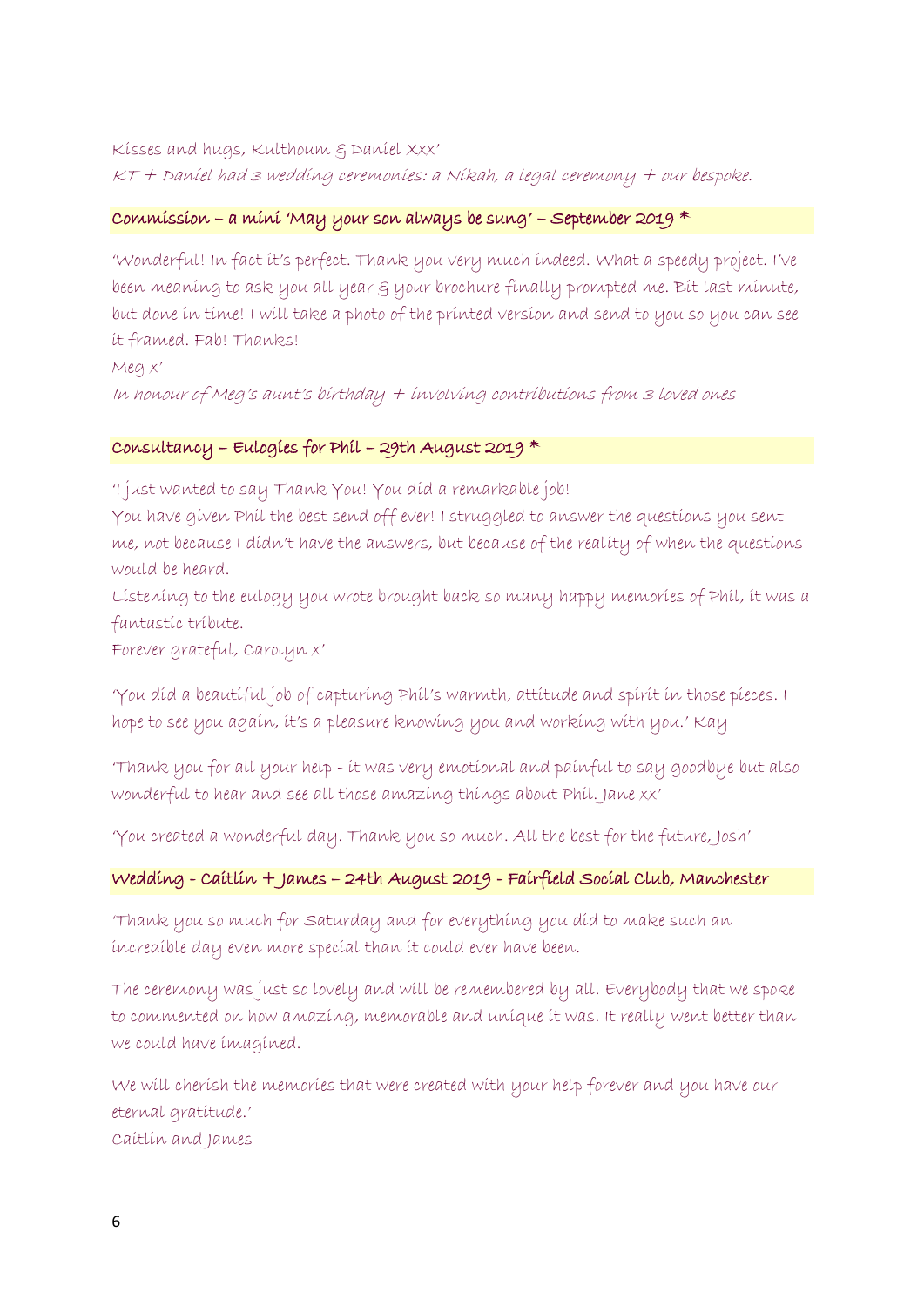Kisses and hugs, Kulthoum & Daniel Xxx'

*KT + Daniel had 3 wedding ceremonies: a Nikah, a legal ceremony + our bespoke.*

### Commission – a mini 'May your son always be sung' – September 2019 *

'Wonderful! In fact it's perfect. Thank you very much indeed. What a speedy project. I've been meaning to ask you all year & your brochure finally prompted me. Bit last minute, but done in time! I will take a photo of the printed version and send to you so you can see it framed. Fab! Thanks!

Meg x'

*In honour of Meg's aunt's birthday + involving contributions from 3 loved ones*

### Consultancy – Eulogies for Phil – 29th August 2019 *

'I just wanted to say Thank You! You did a remarkable job!

You have given Phil the best send off ever! I struggled to answer the questions you sent me, not because I didn't have the answers, but because of the reality of when the questions would be heard.

Listening to the eulogy you wrote brought back so many happy memories of Phil, it was a fantastic tribute.

Forever grateful, Carolyn x'

'You did a beautiful job of capturing Phil's warmth, attitude and spirit in those pieces. I hope to see you again, it's a pleasure knowing you and working with you.' Kay

'Thank you for all your help - it was very emotional and painful to say goodbye but also wonderful to hear and see all those amazing things about Phil. Jane xx'

'You created a wonderful day. Thank you so much. All the best for the future, Josh'

### Wedding - Caitlin + James – 24th August 2019 - Fairfield Social Club, Manchester

'Thank you so much for Saturday and for everything you did to make such an incredible day even more special than it could ever have been.

The ceremony was just so lovely and will be remembered by all. Everybody that we spoke to commented on how amazing, memorable and unique it was. It really went better than we could have imagined.

We will cherish the memories that were created with your help forever and you have our eternal gratitude.'

Caitlin and James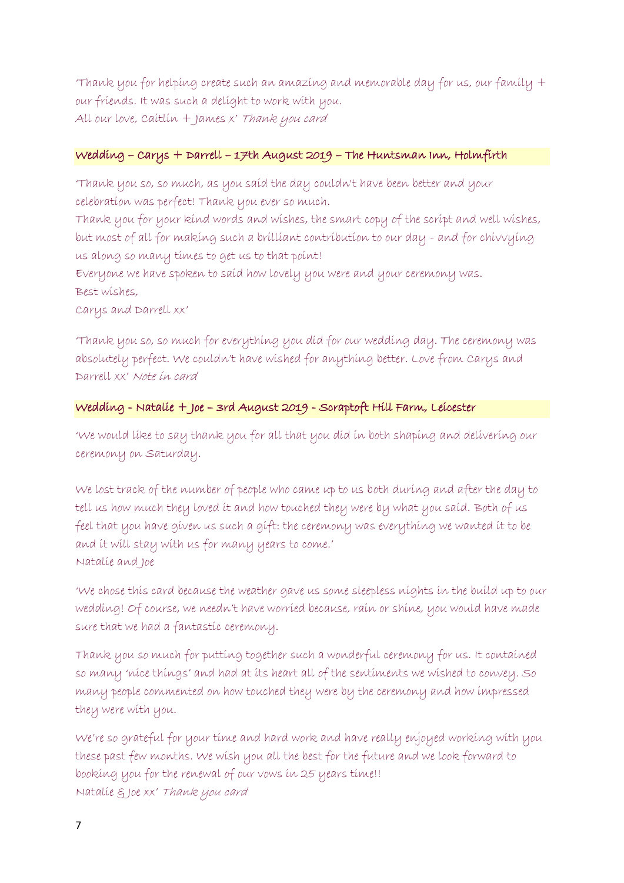'Thank you for helping create such an amazing and memorable day for us, our family + our friends. It was such a delight to work with you.
All our love, Caitlin + James x' *Thank you card*

## Wedding – Carys + Darrell – 17th August 2019 – The Huntsman Inn, Holmfirth

'Thank you so, so much, as you said the day couldn't have been better and your celebration was perfect! Thank you ever so much.
Thank you for your kind words and wishes, the smart copy of the script and well wishes, but most of all for making such a brilliant contribution to our day - and for chivvying us along so many times to get us to that point!
Everyone we have spoken to said how lovely you were and your ceremony was.
Best wishes,
Carys and Darrell xx'

'Thank you so, so much for everything you did for our wedding day. The ceremony was absolutely perfect. We couldn't have wished for anything better. Love from Carys and Darrell xx' *Note in card*

## Wedding - Natalie + Joe – 3rd August 2019 - Scraptoft Hill Farm, Leicester

'We would like to say thank you for all that you did in both shaping and delivering our ceremony on Saturday.

We lost track of the number of people who came up to us both during and after the day to tell us how much they loved it and how touched they were by what you said. Both of us feel that you have given us such a gift: the ceremony was everything we wanted it to be and it will stay with us for many years to come.'
Natalie and Joe

'We chose this card because the weather gave us some sleepless nights in the build up to our wedding! Of course, we needn't have worried because, rain or shine, you would have made sure that we had a fantastic ceremony.

Thank you so much for putting together such a wonderful ceremony for us. It contained so many 'nice things' and had at its heart all of the sentiments we wished to convey. So many people commented on how touched they were by the ceremony and how impressed they were with you.

We're so grateful for your time and hard work and have really enjoyed working with you these past few months. We wish you all the best for the future and we look forward to booking you for the renewal of our vows in 25 years time!!
Natalie & Joe xx' *Thank you card*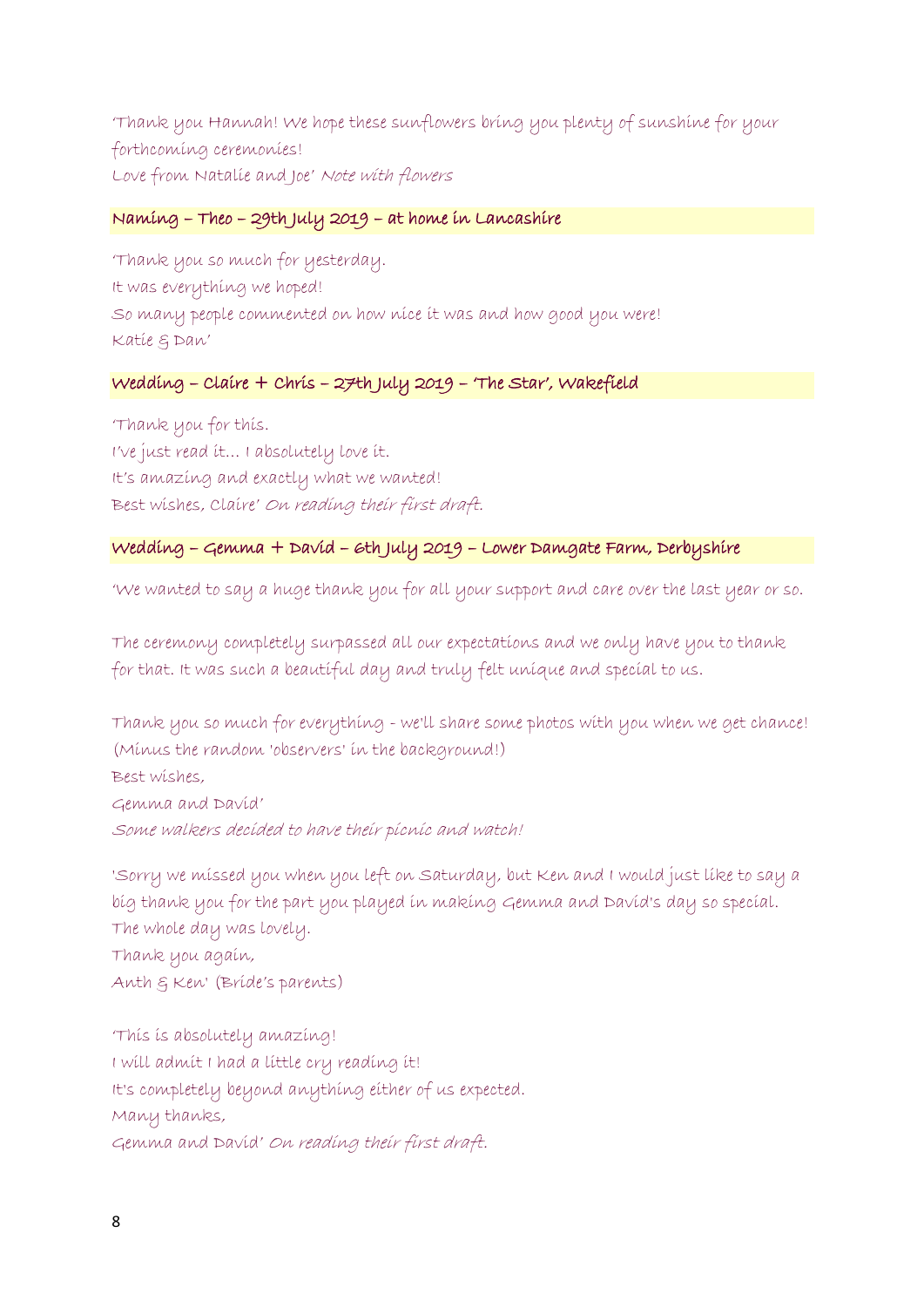'Thank you Hannah! We hope these sunflowers bring you plenty of sunshine for your forthcoming ceremonies!
Love from Natalie and Joe' *Note with flowers*

**Naming – Theo – 29th July 2019 – at home in Lancashire**

'Thank you so much for yesterday.
It was everything we hoped!
So many people commented on how nice it was and how good you were!
Katie & Dan'

**Wedding – Claire + Chris – 27th July 2019 – 'The Star', Wakefield**

'Thank you for this.
I've just read it… I absolutely love it.
It's amazing and exactly what we wanted!
Best wishes, Claire' *On reading their first draft.*

**Wedding – Gemma + David – 6th July 2019 – Lower Damgate Farm, Derbyshire**

'We wanted to say a huge thank you for all your support and care over the last year or so.

The ceremony completely surpassed all our expectations and we only have you to thank for that. It was such a beautiful day and truly felt unique and special to us.

Thank you so much for everything - we'll share some photos with you when we get chance! (Minus the random 'observers' in the background!)
Best wishes,
Gemma and David'
*Some walkers decided to have their picnic and watch!*

'Sorry we missed you when you left on Saturday, but Ken and I would just like to say a big thank you for the part you played in making Gemma and David's day so special. The whole day was lovely.
Thank you again,
Anth & Ken' (Bride's parents)

'This is absolutely amazing!
I will admit I had a little cry reading it!
It's completely beyond anything either of us expected.
Many thanks,
Gemma and David' *On reading their first draft.*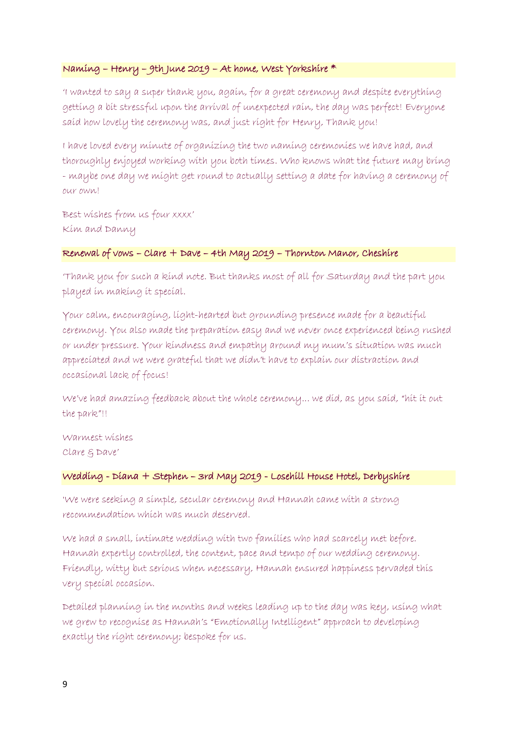### Naming – Henry – 9th June 2019 – At home, West Yorkshire *

'I wanted to say a super thank you, again, for a great ceremony and despite everything getting a bit stressful upon the arrival of unexpected rain, the day was perfect! Everyone said how lovely the ceremony was, and just right for Henry, Thank you!

I have loved every minute of organizing the two naming ceremonies we have had, and thoroughly enjoyed working with you both times. Who knows what the future may bring - maybe one day we might get round to actually setting a date for having a ceremony of our own!

Best wishes from us four xxxx'
Kim and Danny

### Renewal of vows – Clare + Dave – 4th May 2019 – Thornton Manor, Cheshire

'Thank you for such a kind note. But thanks most of all for Saturday and the part you played in making it special.

Your calm, encouraging, light-hearted but grounding presence made for a beautiful ceremony. You also made the preparation easy and we never once experienced being rushed or under pressure. Your kindness and empathy around my mum's situation was much appreciated and we were grateful that we didn't have to explain our distraction and occasional lack of focus!

We've had amazing feedback about the whole ceremony… we did, as you said, "hit it out the park"!!

Warmest wishes
Clare & Dave'

### Wedding - Diana + Stephen – 3rd May 2019 - Losehill House Hotel, Derbyshire

'We were seeking a simple, secular ceremony and Hannah came with a strong recommendation which was much deserved.

We had a small, intimate wedding with two families who had scarcely met before. Hannah expertly controlled, the content, pace and tempo of our wedding ceremony. Friendly, witty but serious when necessary, Hannah ensured happiness pervaded this very special occasion.

Detailed planning in the months and weeks leading up to the day was key, using what we grew to recognise as Hannah's "Emotionally Intelligent" approach to developing exactly the right ceremony; bespoke for us.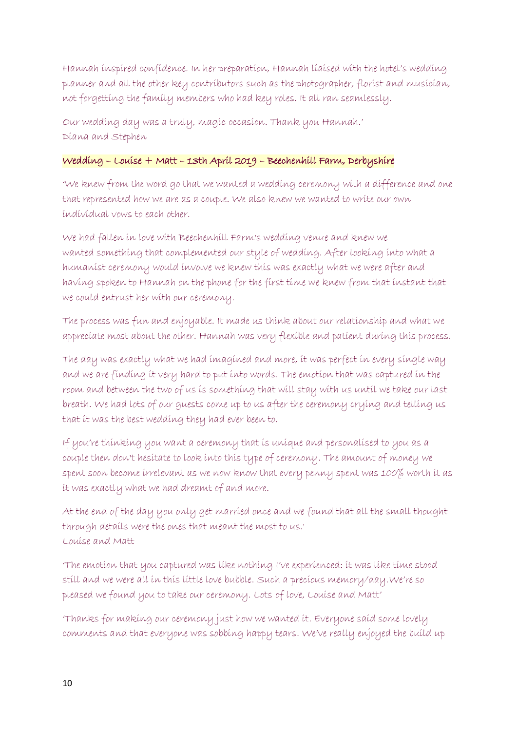Hannah inspired confidence. In her preparation, Hannah liaised with the hotel's wedding planner and all the other key contributors such as the photographer, florist and musician, not forgetting the family members who had key roles. It all ran seamlessly.

Our wedding day was a truly, magic occasion. Thank you Hannah.'
Diana and Stephen

### Wedding – Louise + Matt – 13th April 2019 – Beechenhill Farm, Derbyshire

'We knew from the word go that we wanted a wedding ceremony with a difference and one that represented how we are as a couple. We also knew we wanted to write our own individual vows to each other.

We had fallen in love with Beechenhill Farm's wedding venue and knew we wanted something that complemented our style of wedding. After looking into what a humanist ceremony would involve we knew this was exactly what we were after and having spoken to Hannah on the phone for the first time we knew from that instant that we could entrust her with our ceremony.

The process was fun and enjoyable. It made us think about our relationship and what we appreciate most about the other. Hannah was very flexible and patient during this process.

The day was exactly what we had imagined and more, it was perfect in every single way and we are finding it very hard to put into words. The emotion that was captured in the room and between the two of us is something that will stay with us until we take our last breath. We had lots of our guests come up to us after the ceremony crying and telling us that it was the best wedding they had ever been to.

If you're thinking you want a ceremony that is unique and personalised to you as a couple then don't hesitate to look into this type of ceremony. The amount of money we spent soon become irrelevant as we now know that every penny spent was 100% worth it as it was exactly what we had dreamt of and more.

At the end of the day you only get married once and we found that all the small thought through details were the ones that meant the most to us.'
Louise and Matt

'The emotion that you captured was like nothing I've experienced: it was like time stood still and we were all in this little love bubble. Such a precious memory/day.We're so pleased we found you to take our ceremony. Lots of love, Louise and Matt'

'Thanks for making our ceremony just how we wanted it. Everyone said some lovely comments and that everyone was sobbing happy tears. We've really enjoyed the build up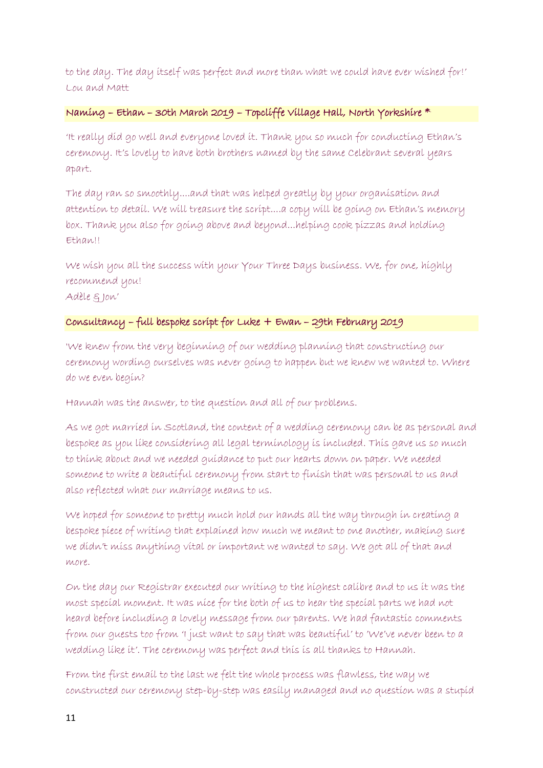to the day. The day itself was perfect and more than what we could have ever wished for!'
Lou and Matt

### Naming – Ethan – 30th March 2019 – Topcliffe Village Hall, North Yorkshire *

'It really did go well and everyone loved it. Thank you so much for conducting Ethan's ceremony. It's lovely to have both brothers named by the same Celebrant several years apart.

The day ran so smoothly....and that was helped greatly by your organisation and attention to detail. We will treasure the script....a copy will be going on Ethan's memory box. Thank you also for going above and beyond...helping cook pizzas and holding Ethan!!

We wish you all the success with your Your Three Days business. We, for one, highly recommend you!
Adèle & Jon'

### Consultancy – full bespoke script for Luke + Ewan – 29th February 2019

'We knew from the very beginning of our wedding planning that constructing our ceremony wording ourselves was never going to happen but we knew we wanted to. Where do we even begin?

Hannah was the answer, to the question and all of our problems.

As we got married in Scotland, the content of a wedding ceremony can be as personal and bespoke as you like considering all legal terminology is included. This gave us so much to think about and we needed guidance to put our hearts down on paper. We needed someone to write a beautiful ceremony from start to finish that was personal to us and also reflected what our marriage means to us.

We hoped for someone to pretty much hold our hands all the way through in creating a bespoke piece of writing that explained how much we meant to one another, making sure we didn't miss anything vital or important we wanted to say. We got all of that and more.

On the day our Registrar executed our writing to the highest calibre and to us it was the most special moment. It was nice for the both of us to hear the special parts we had not heard before including a lovely message from our parents. We had fantastic comments from our guests too from 'I just want to say that was beautiful' to 'We've never been to a wedding like it'. The ceremony was perfect and this is all thanks to Hannah.

From the first email to the last we felt the whole process was flawless, the way we constructed our ceremony step-by-step was easily managed and no question was a stupid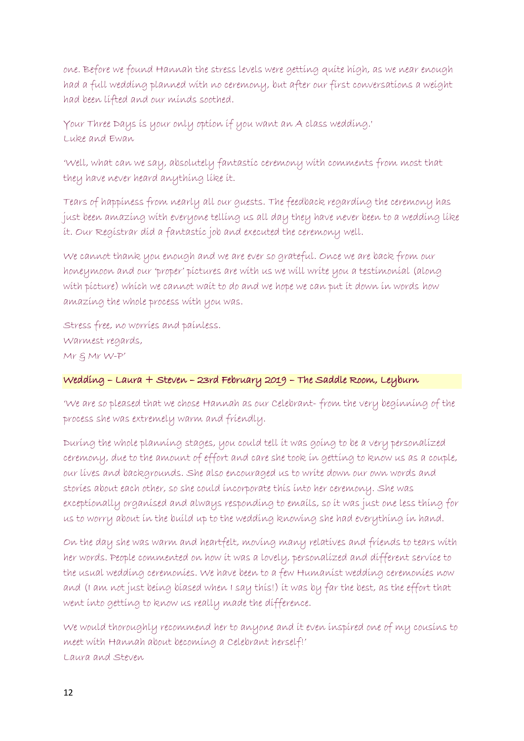one. Before we found Hannah the stress levels were getting quite high, as we near enough had a full wedding planned with no ceremony, but after our first conversations a weight had been lifted and our minds soothed.

Your Three Days is your only option if you want an A class wedding.'
Luke and Ewan

'Well, what can we say, absolutely fantastic ceremony with comments from most that they have never heard anything like it.

Tears of happiness from nearly all our guests. The feedback regarding the ceremony has just been amazing with everyone telling us all day they have never been to a wedding like it. Our Registrar did a fantastic job and executed the ceremony well.

We cannot thank you enough and we are ever so grateful. Once we are back from our honeymoon and our 'proper' pictures are with us we will write you a testimonial (along with picture) which we cannot wait to do and we hope we can put it down in words how amazing the whole process with you was.

Stress free, no worries and painless.
Warmest regards,
Mr & Mr W-P'

**Wedding – Laura + Steven – 23rd February 2019 – The Saddle Room, Leyburn**

'We are so pleased that we chose Hannah as our Celebrant- from the very beginning of the process she was extremely warm and friendly.

During the whole planning stages, you could tell it was going to be a very personalized ceremony, due to the amount of effort and care she took in getting to know us as a couple, our lives and backgrounds. She also encouraged us to write down our own words and stories about each other, so she could incorporate this into her ceremony. She was exceptionally organised and always responding to emails, so it was just one less thing for us to worry about in the build up to the wedding knowing she had everything in hand.

On the day she was warm and heartfelt, moving many relatives and friends to tears with her words. People commented on how it was a lovely, personalized and different service to the usual wedding ceremonies. We have been to a few Humanist wedding ceremonies now and (I am not just being biased when I say this!) it was by far the best, as the effort that went into getting to know us really made the difference.

We would thoroughly recommend her to anyone and it even inspired one of my cousins to meet with Hannah about becoming a Celebrant herself!'
Laura and Steven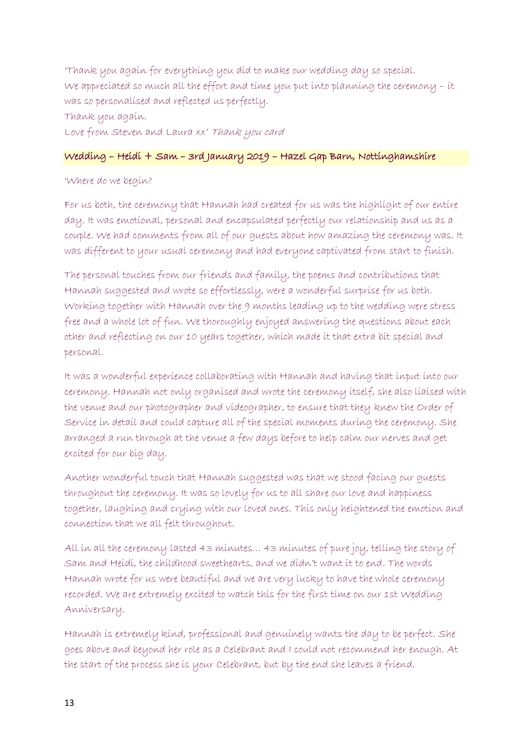'Thank you again for everything you did to make our wedding day so special.
We appreciated so much all the effort and time you put into planning the ceremony – it was so personalised and reflected us perfectly.
Thank you again.
Love from Steven and Laura xx' *Thank you card*

## Wedding – Heidi + Sam – 3rd January 2019 – Hazel Gap Barn, Nottinghamshire

'Where do we begin?

For us both, the ceremony that Hannah had created for us was the highlight of our entire day. It was emotional, personal and encapsulated perfectly our relationship and us as a couple. We had comments from all of our guests about how amazing the ceremony was. It was different to your usual ceremony and had everyone captivated from start to finish.

The personal touches from our friends and family, the poems and contributions that Hannah suggested and wrote so effortlessly, were a wonderful surprise for us both. Working together with Hannah over the 9 months leading up to the wedding were stress free and a whole lot of fun. We thoroughly enjoyed answering the questions about each other and reflecting on our 10 years together, which made it that extra bit special and personal.

It was a wonderful experience collaborating with Hannah and having that input into our ceremony. Hannah not only organised and wrote the ceremony itself, she also liaised with the venue and our photographer and videographer, to ensure that they knew the Order of Service in detail and could capture all of the special moments during the ceremony. She arranged a run through at the venue a few days before to help calm our nerves and get excited for our big day.

Another wonderful touch that Hannah suggested was that we stood facing our guests throughout the ceremony. It was so lovely for us to all share our love and happiness together, laughing and crying with our loved ones. This only heightened the emotion and connection that we all felt throughout.

All in all the ceremony lasted 43 minutes… 43 minutes of pure joy, telling the story of Sam and Heidi, the childhood sweethearts, and we didn't want it to end. The words Hannah wrote for us were beautiful and we are very lucky to have the whole ceremony recorded. We are extremely excited to watch this for the first time on our 1st Wedding Anniversary.

Hannah is extremely kind, professional and genuinely wants the day to be perfect. She goes above and beyond her role as a Celebrant and I could not recommend her enough. At the start of the process she is your Celebrant, but by the end she leaves a friend.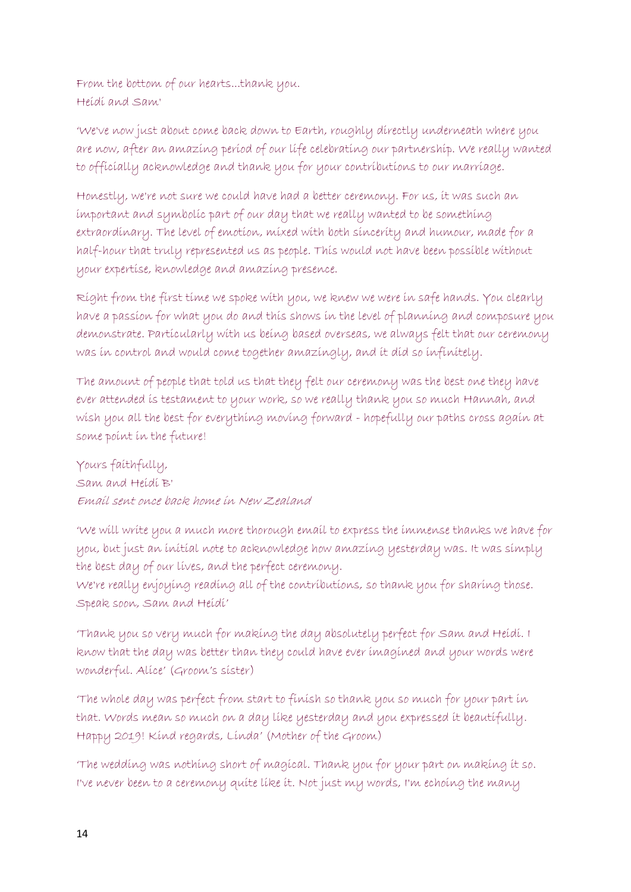From the bottom of our hearts…thank you.
Heidi and Sam'

'We've now just about come back down to Earth, roughly directly underneath where you are now, after an amazing period of our life celebrating our partnership. We really wanted to officially acknowledge and thank you for your contributions to our marriage.

Honestly, we're not sure we could have had a better ceremony. For us, it was such an important and symbolic part of our day that we really wanted to be something extraordinary. The level of emotion, mixed with both sincerity and humour, made for a half-hour that truly represented us as people. This would not have been possible without your expertise, knowledge and amazing presence.

Right from the first time we spoke with you, we knew we were in safe hands. You clearly have a passion for what you do and this shows in the level of planning and composure you demonstrate. Particularly with us being based overseas, we always felt that our ceremony was in control and would come together amazingly, and it did so infinitely.

The amount of people that told us that they felt our ceremony was the best one they have ever attended is testament to your work, so we really thank you so much Hannah, and wish you all the best for everything moving forward - hopefully our paths cross again at some point in the future!

Yours faithfully,
Sam and Heidi B'
*Email sent once back home in New Zealand*

'We will write you a much more thorough email to express the immense thanks we have for you, but just an initial note to acknowledge how amazing yesterday was. It was simply the best day of our lives, and the perfect ceremony.
We're really enjoying reading all of the contributions, so thank you for sharing those.
Speak soon, Sam and Heidi'

'Thank you so very much for making the day absolutely perfect for Sam and Heidi. I know that the day was better than they could have ever imagined and your words were wonderful. Alice' (Groom's sister)

'The whole day was perfect from start to finish so thank you so much for your part in that. Words mean so much on a day like yesterday and you expressed it beautifully. Happy 2019! Kind regards, Linda' (Mother of the Groom)

'The wedding was nothing short of magical. Thank you for your part on making it so. I've never been to a ceremony quite like it. Not just my words, I'm echoing the many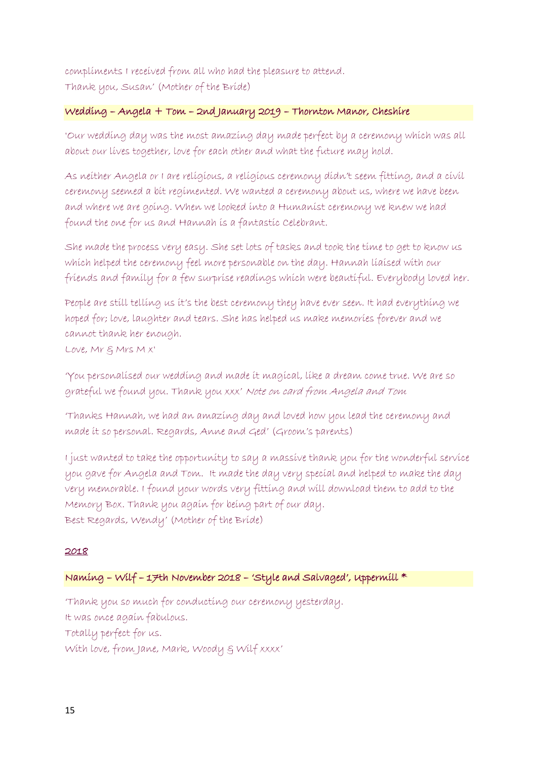compliments I received from all who had the pleasure to attend.
Thank you, Susan' (Mother of the Bride)

**Wedding – Angela + Tom – 2nd January 2019 – Thornton Manor, Cheshire**

'Our wedding day was the most amazing day made perfect by a ceremony which was all about our lives together, love for each other and what the future may hold.

As neither Angela or I are religious, a religious ceremony didn't seem fitting, and a civil ceremony seemed a bit regimented. We wanted a ceremony about us, where we have been and where we are going. When we looked into a Humanist ceremony we knew we had found the one for us and Hannah is a fantastic Celebrant.

She made the process very easy. She set lots of tasks and took the time to get to know us which helped the ceremony feel more personable on the day. Hannah liaised with our friends and family for a few surprise readings which were beautiful. Everybody loved her.

People are still telling us it's the best ceremony they have ever seen. It had everything we hoped for; love, laughter and tears. She has helped us make memories forever and we cannot thank her enough.
Love, Mr & Mrs M x'

'You personalised our wedding and made it magical, like a dream come true. We are so grateful we found you. Thank you xxx' *Note on card from Angela and Tom*

'Thanks Hannah, we had an amazing day and loved how you lead the ceremony and made it so personal. Regards, Anne and Ged' (Groom's parents)

I just wanted to take the opportunity to say a massive thank you for the wonderful service you gave for Angela and Tom. It made the day very special and helped to make the day very memorable. I found your words very fitting and will download them to add to the Memory Box. Thank you again for being part of our day.
Best Regards, Wendy' (Mother of the Bride)

## 2018

**Naming – Wilf – 17th November 2018 – 'Style and Salvaged', Uppermill ***

'Thank you so much for conducting our ceremony yesterday.
It was once again fabulous.
Totally perfect for us.
With love, from Jane, Mark, Woody & Wilf xxxx'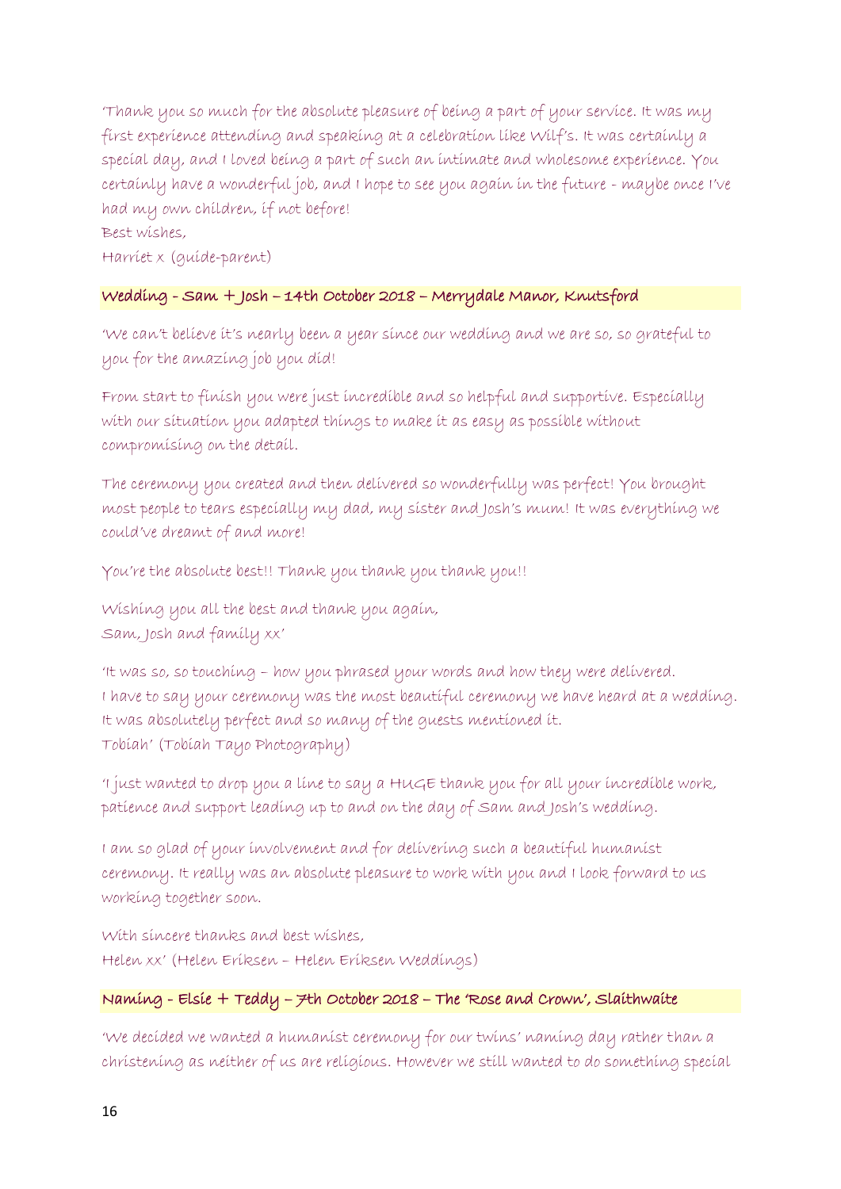'Thank you so much for the absolute pleasure of being a part of your service. It was my first experience attending and speaking at a celebration like Wilf's. It was certainly a special day, and I loved being a part of such an intimate and wholesome experience. You certainly have a wonderful job, and I hope to see you again in the future - maybe once I've had my own children, if not before!
Best wishes,
Harriet x (guide-parent)

### Wedding - Sam + Josh – 14th October 2018 – Merrydale Manor, Knutsford

'We can't believe it's nearly been a year since our wedding and we are so, so grateful to you for the amazing job you did!

From start to finish you were just incredible and so helpful and supportive. Especially with our situation you adapted things to make it as easy as possible without compromising on the detail.

The ceremony you created and then delivered so wonderfully was perfect! You brought most people to tears especially my dad, my sister and Josh's mum! It was everything we could've dreamt of and more!

You're the absolute best!! Thank you thank you thank you!!

Wishing you all the best and thank you again,
Sam, Josh and family xx'

'It was so, so touching – how you phrased your words and how they were delivered. I have to say your ceremony was the most beautiful ceremony we have heard at a wedding. It was absolutely perfect and so many of the guests mentioned it.
Tobiah' (Tobiah Tayo Photography)

'I just wanted to drop you a line to say a HUGE thank you for all your incredible work, patience and support leading up to and on the day of Sam and Josh's wedding.

I am so glad of your involvement and for delivering such a beautiful humanist ceremony. It really was an absolute pleasure to work with you and I look forward to us working together soon.

With sincere thanks and best wishes,
Helen xx' (Helen Eriksen – Helen Eriksen Weddings)

### Naming - Elsie + Teddy – 7th October 2018 – The 'Rose and Crown', Slaithwaite

'We decided we wanted a humanist ceremony for our twins' naming day rather than a christening as neither of us are religious. However we still wanted to do something special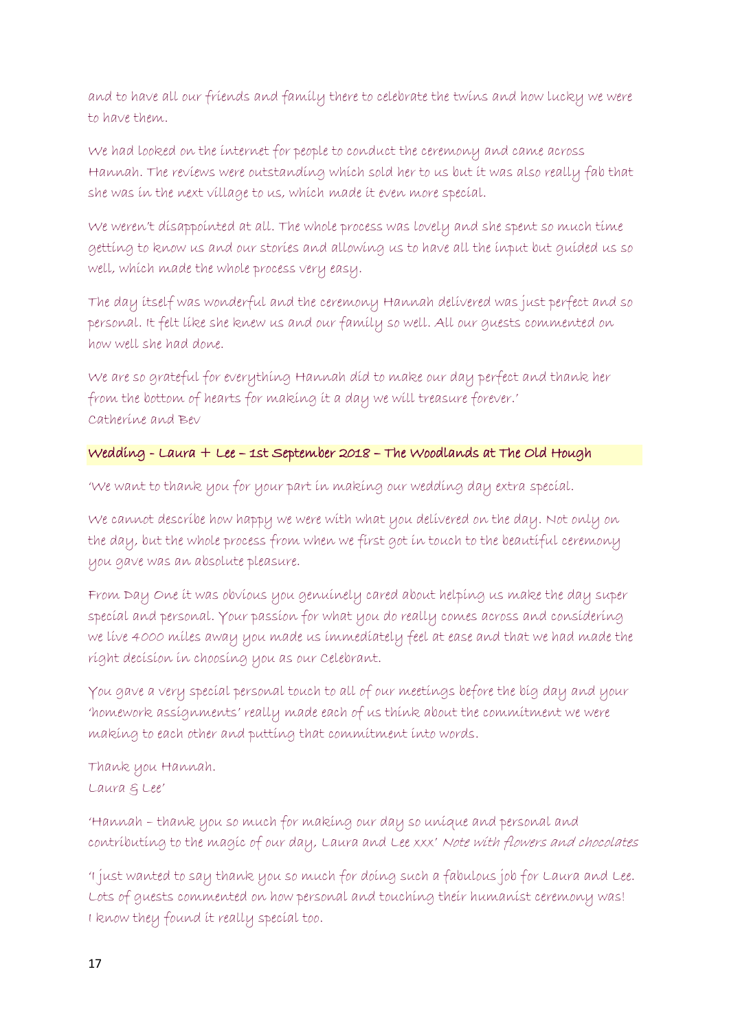and to have all our friends and family there to celebrate the twins and how lucky we were to have them.

We had looked on the internet for people to conduct the ceremony and came across Hannah. The reviews were outstanding which sold her to us but it was also really fab that she was in the next village to us, which made it even more special.

We weren't disappointed at all. The whole process was lovely and she spent so much time getting to know us and our stories and allowing us to have all the input but guided us so well, which made the whole process very easy.

The day itself was wonderful and the ceremony Hannah delivered was just perfect and so personal. It felt like she knew us and our family so well. All our guests commented on how well she had done.

We are so grateful for everything Hannah did to make our day perfect and thank her from the bottom of hearts for making it a day we will treasure forever.'
Catherine and Bev

**Wedding - Laura + Lee – 1st September 2018 – The Woodlands at The Old Hough**

'We want to thank you for your part in making our wedding day extra special.

We cannot describe how happy we were with what you delivered on the day. Not only on the day, but the whole process from when we first got in touch to the beautiful ceremony you gave was an absolute pleasure.

From Day One it was obvious you genuinely cared about helping us make the day super special and personal. Your passion for what you do really comes across and considering we live 4000 miles away you made us immediately feel at ease and that we had made the right decision in choosing you as our Celebrant.

You gave a very special personal touch to all of our meetings before the big day and your 'homework assignments' really made each of us think about the commitment we were making to each other and putting that commitment into words.

Thank you Hannah.
Laura & Lee'

'Hannah – thank you so much for making our day so unique and personal and contributing to the magic of our day, Laura and Lee xxx' *Note with flowers and chocolates*

'I just wanted to say thank you so much for doing such a fabulous job for Laura and Lee. Lots of guests commented on how personal and touching their humanist ceremony was! I know they found it really special too.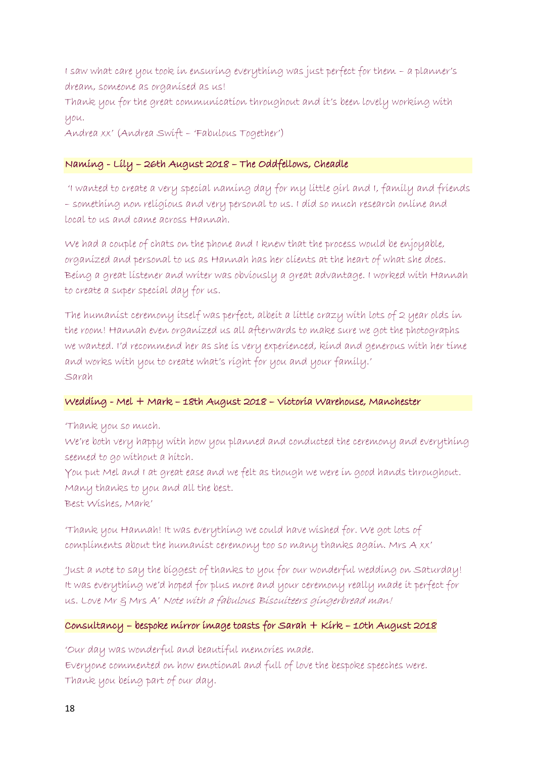I saw what care you took in ensuring everything was just perfect for them – a planner's dream, someone as organised as us!

Thank you for the great communication throughout and it's been lovely working with you.

Andrea xx' (Andrea Swift – 'Fabulous Together')

### Naming - Lily – 26th August 2018 – The Oddfellows, Cheadle

'I wanted to create a very special naming day for my little girl and I, family and friends – something non religious and very personal to us. I did so much research online and local to us and came across Hannah.

We had a couple of chats on the phone and I knew that the process would be enjoyable, organized and personal to us as Hannah has her clients at the heart of what she does. Being a great listener and writer was obviously a great advantage. I worked with Hannah to create a super special day for us.

The humanist ceremony itself was perfect, albeit a little crazy with lots of 2 year olds in the room! Hannah even organized us all afterwards to make sure we got the photographs we wanted. I'd recommend her as she is very experienced, kind and generous with her time and works with you to create what's right for you and your family.'

Sarah

### Wedding - Mel + Mark – 18th August 2018 – Victoria Warehouse, Manchester

'Thank you so much.

We're both very happy with how you planned and conducted the ceremony and everything seemed to go without a hitch.

You put Mel and I at great ease and we felt as though we were in good hands throughout.

Many thanks to you and all the best.

Best Wishes, Mark'

'Thank you Hannah! It was everything we could have wished for. We got lots of compliments about the humanist ceremony too so many thanks again. Mrs A xx'

'Just a note to say the biggest of thanks to you for our wonderful wedding on Saturday! It was everything we'd hoped for plus more and your ceremony really made it perfect for us. Love Mr & Mrs A' *Note with a fabulous Biscuiteers gingerbread man!*

### Consultancy – bespoke mirror image toasts for Sarah + Kirk – 10th August 2018

'Our day was wonderful and beautiful memories made.

Everyone commented on how emotional and full of love the bespoke speeches were.

Thank you being part of our day.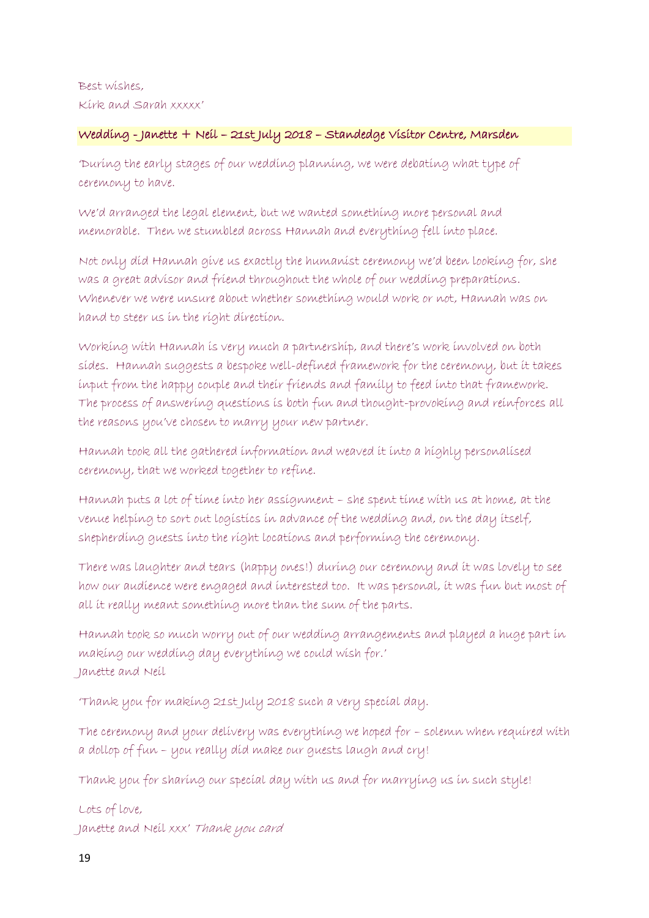Best wishes,
Kirk and Sarah xxxxx'

**Wedding - Janette + Neil – 21st July 2018 – Standedge Visitor Centre, Marsden**

'During the early stages of our wedding planning, we were debating what type of ceremony to have.

We'd arranged the legal element, but we wanted something more personal and memorable. Then we stumbled across Hannah and everything fell into place.

Not only did Hannah give us exactly the humanist ceremony we'd been looking for, she was a great advisor and friend throughout the whole of our wedding preparations. Whenever we were unsure about whether something would work or not, Hannah was on hand to steer us in the right direction.

Working with Hannah is very much a partnership, and there's work involved on both sides. Hannah suggests a bespoke well-defined framework for the ceremony, but it takes input from the happy couple and their friends and family to feed into that framework. The process of answering questions is both fun and thought-provoking and reinforces all the reasons you've chosen to marry your new partner.

Hannah took all the gathered information and weaved it into a highly personalised ceremony, that we worked together to refine.

Hannah puts a lot of time into her assignment – she spent time with us at home, at the venue helping to sort out logistics in advance of the wedding and, on the day itself, shepherding guests into the right locations and performing the ceremony.

There was laughter and tears (happy ones!) during our ceremony and it was lovely to see how our audience were engaged and interested too. It was personal, it was fun but most of all it really meant something more than the sum of the parts.

Hannah took so much worry out of our wedding arrangements and played a huge part in making our wedding day everything we could wish for.'
Janette and Neil

'Thank you for making 21st July 2018 such a very special day.

The ceremony and your delivery was everything we hoped for – solemn when required with a dollop of fun – you really did make our guests laugh and cry!

Thank you for sharing our special day with us and for marrying us in such style!

Lots of love,
Janette and Neil xxx' *Thank you card*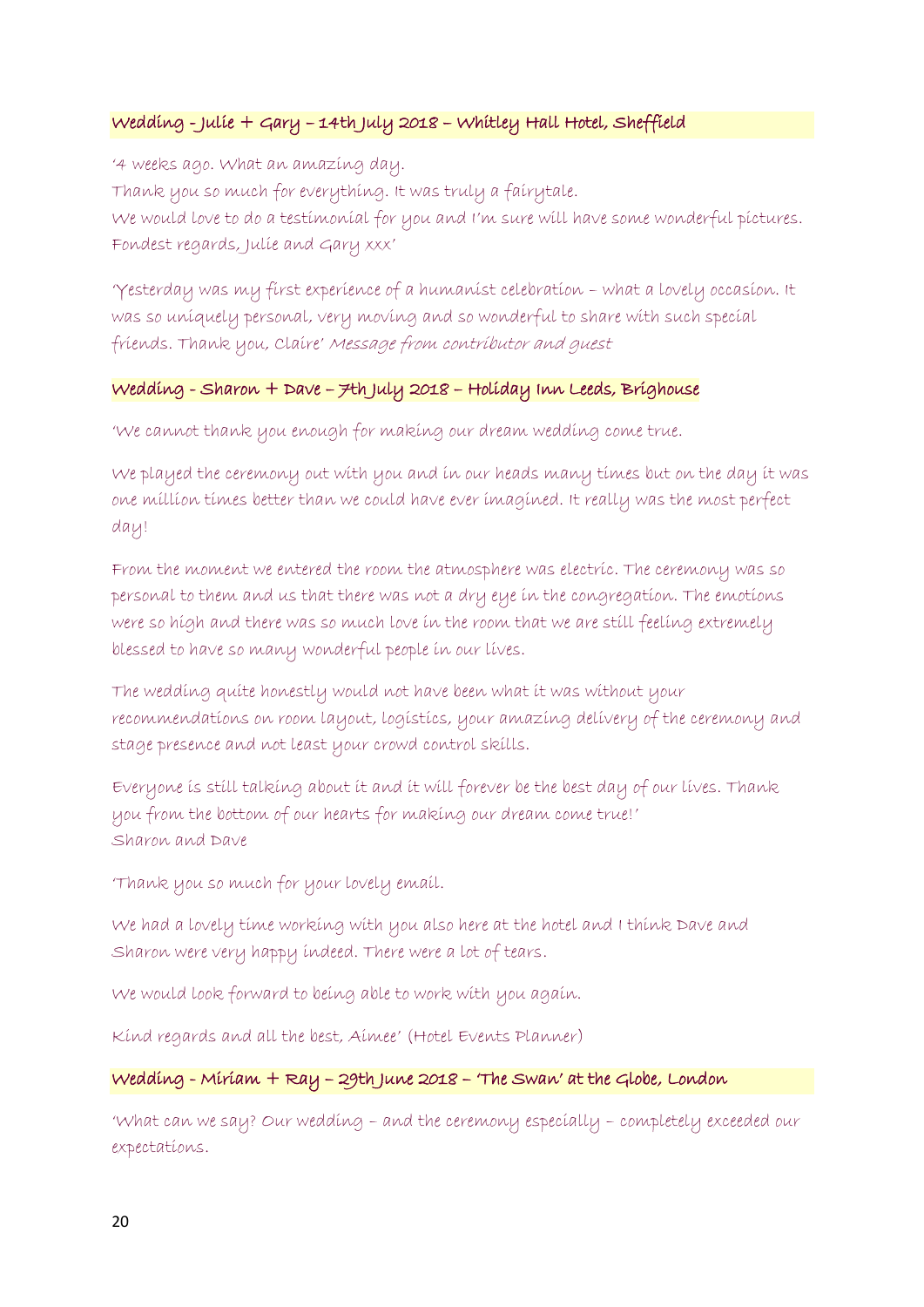### Wedding - Julie + Gary – 14th July 2018 – Whitley Hall Hotel, Sheffield

'4 weeks ago. What an amazing day.
Thank you so much for everything. It was truly a fairytale.
We would love to do a testimonial for you and I'm sure will have some wonderful pictures.
Fondest regards, Julie and Gary xxx'

'Yesterday was my first experience of a humanist celebration – what a lovely occasion. It was so uniquely personal, very moving and so wonderful to share with such special friends. Thank you, Claire' *Message from contributor and guest*

### Wedding - Sharon + Dave – 7th July 2018 – Holiday Inn Leeds, Brighouse

'We cannot thank you enough for making our dream wedding come true.

We played the ceremony out with you and in our heads many times but on the day it was one million times better than we could have ever imagined. It really was the most perfect day!

From the moment we entered the room the atmosphere was electric. The ceremony was so personal to them and us that there was not a dry eye in the congregation. The emotions were so high and there was so much love in the room that we are still feeling extremely blessed to have so many wonderful people in our lives.

The wedding quite honestly would not have been what it was without your recommendations on room layout, logistics, your amazing delivery of the ceremony and stage presence and not least your crowd control skills.

Everyone is still talking about it and it will forever be the best day of our lives. Thank you from the bottom of our hearts for making our dream come true!'
Sharon and Dave

'Thank you so much for your lovely email.

We had a lovely time working with you also here at the hotel and I think Dave and Sharon were very happy indeed. There were a lot of tears.

We would look forward to being able to work with you again.

Kind regards and all the best, Aimee' (Hotel Events Planner)

### Wedding - Miriam + Ray – 29th June 2018 – 'The Swan' at the Globe, London

'What can we say? Our wedding – and the ceremony especially – completely exceeded our expectations.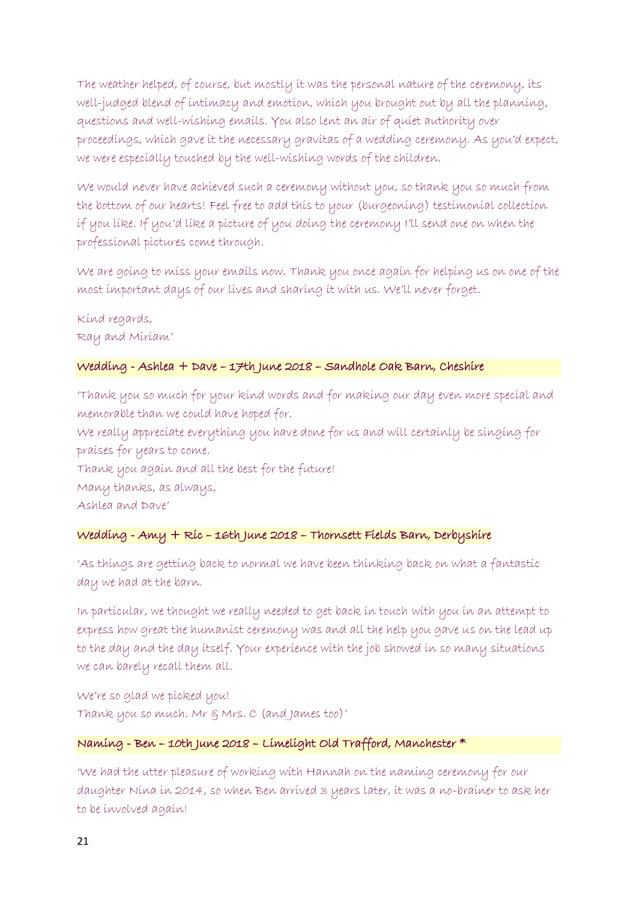The weather helped, of course, but mostly it was the personal nature of the ceremony, its well-judged blend of intimacy and emotion, which you brought out by all the planning, questions and well-wishing emails. You also lent an air of quiet authority over proceedings, which gave it the necessary gravitas of a wedding ceremony. As you'd expect, we were especially touched by the well-wishing words of the children.

We would never have achieved such a ceremony without you, so thank you so much from the bottom of our hearts! Feel free to add this to your (burgeoning) testimonial collection if you like. If you'd like a picture of you doing the ceremony I'll send one on when the professional pictures come through.

We are going to miss your emails now. Thank you once again for helping us on one of the most important days of our lives and sharing it with us. We'll never forget.

Kind regards,
Ray and Miriam'

**Wedding - Ashlea + Dave – 17th June 2018 – Sandhole Oak Barn, Cheshire**

'Thank you so much for your kind words and for making our day even more special and memorable than we could have hoped for.
We really appreciate everything you have done for us and will certainly be singing for praises for years to come.
Thank you again and all the best for the future!
Many thanks, as always,
Ashlea and Dave'

**Wedding - Amy + Ric – 16th June 2018 – Thornsett Fields Barn, Derbyshire**

'As things are getting back to normal we have been thinking back on what a fantastic day we had at the barn.

In particular, we thought we really needed to get back in touch with you in an attempt to express how great the humanist ceremony was and all the help you gave us on the lead up to the day and the day itself. Your experience with the job showed in so many situations we can barely recall them all.

We're so glad we picked you!
Thank you so much. Mr & Mrs. C (and James too)'

**Naming - Ben – 10th June 2018 – Limelight Old Trafford, Manchester ***

'We had the utter pleasure of working with Hannah on the naming ceremony for our daughter Nina in 2014, so when Ben arrived 3 years later, it was a no-brainer to ask her to be involved again!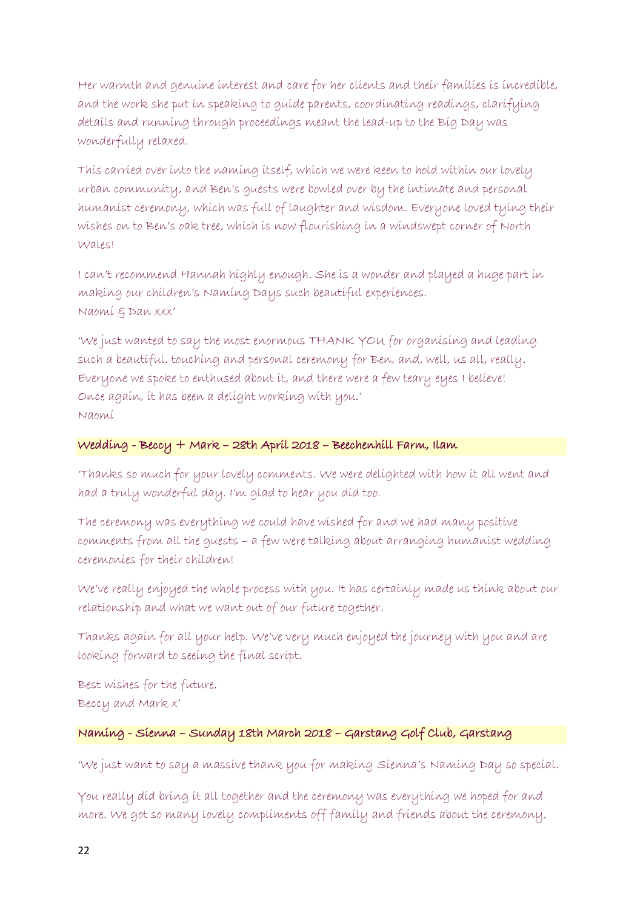Her warmth and genuine interest and care for her clients and their families is incredible, and the work she put in speaking to guide parents, coordinating readings, clarifying details and running through proceedings meant the lead-up to the Big Day was wonderfully relaxed.

This carried over into the naming itself, which we were keen to hold within our lovely urban community, and Ben's guests were bowled over by the intimate and personal humanist ceremony, which was full of laughter and wisdom. Everyone loved tying their wishes on to Ben's oak tree, which is now flourishing in a windswept corner of North Wales!

I can't recommend Hannah highly enough. She is a wonder and played a huge part in making our children's Naming Days such beautiful experiences.
Naomi & Dan xxx'

'We just wanted to say the most enormous THANK YOU for organising and leading such a beautiful, touching and personal ceremony for Ben, and, well, us all, really. Everyone we spoke to enthused about it, and there were a few teary eyes I believe! Once again, it has been a delight working with you.'
Naomi

**Wedding - Beccy + Mark – 28th April 2018 – Beechenhill Farm, Ilam**

'Thanks so much for your lovely comments. We were delighted with how it all went and had a truly wonderful day. I'm glad to hear you did too.

The ceremony was everything we could have wished for and we had many positive comments from all the guests – a few were talking about arranging humanist wedding ceremonies for their children!

We've really enjoyed the whole process with you. It has certainly made us think about our relationship and what we want out of our future together.

Thanks again for all your help. We've very much enjoyed the journey with you and are looking forward to seeing the final script.

Best wishes for the future,
Beccy and Mark x'

**Naming - Sienna – Sunday 18th March 2018 – Garstang Golf Club, Garstang**

'We just want to say a massive thank you for making Sienna's Naming Day so special.

You really did bring it all together and the ceremony was everything we hoped for and more. We got so many lovely compliments off family and friends about the ceremony,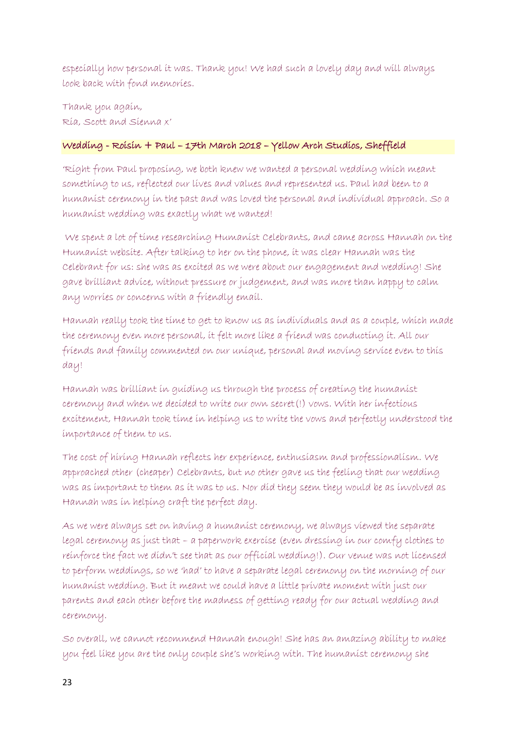especially how personal it was. Thank you! We had such a lovely day and will always look back with fond memories.

Thank you again,
Ria, Scott and Sienna x'

### Wedding - Roisin + Paul – 17th March 2018 – Yellow Arch Studios, Sheffield

'Right from Paul proposing, we both knew we wanted a personal wedding which meant something to us, reflected our lives and values and represented us. Paul had been to a humanist ceremony in the past and was loved the personal and individual approach. So a humanist wedding was exactly what we wanted!

We spent a lot of time researching Humanist Celebrants, and came across Hannah on the Humanist website. After talking to her on the phone, it was clear Hannah was the Celebrant for us: she was as excited as we were about our engagement and wedding! She gave brilliant advice, without pressure or judgement, and was more than happy to calm any worries or concerns with a friendly email.

Hannah really took the time to get to know us as individuals and as a couple, which made the ceremony even more personal, it felt more like a friend was conducting it. All our friends and family commented on our unique, personal and moving service even to this day!

Hannah was brilliant in guiding us through the process of creating the humanist ceremony and when we decided to write our own secret(!) vows. With her infectious excitement, Hannah took time in helping us to write the vows and perfectly understood the importance of them to us.

The cost of hiring Hannah reflects her experience, enthusiasm and professionalism. We approached other (cheaper) Celebrants, but no other gave us the feeling that our wedding was as important to them as it was to us. Nor did they seem they would be as involved as Hannah was in helping craft the perfect day.

As we were always set on having a humanist ceremony, we always viewed the separate legal ceremony as just that – a paperwork exercise (even dressing in our comfy clothes to reinforce the fact we didn't see that as our official wedding!). Our venue was not licensed to perform weddings, so we 'had' to have a separate legal ceremony on the morning of our humanist wedding. But it meant we could have a little private moment with just our parents and each other before the madness of getting ready for our actual wedding and ceremony.

So overall, we cannot recommend Hannah enough! She has an amazing ability to make you feel like you are the only couple she's working with. The humanist ceremony she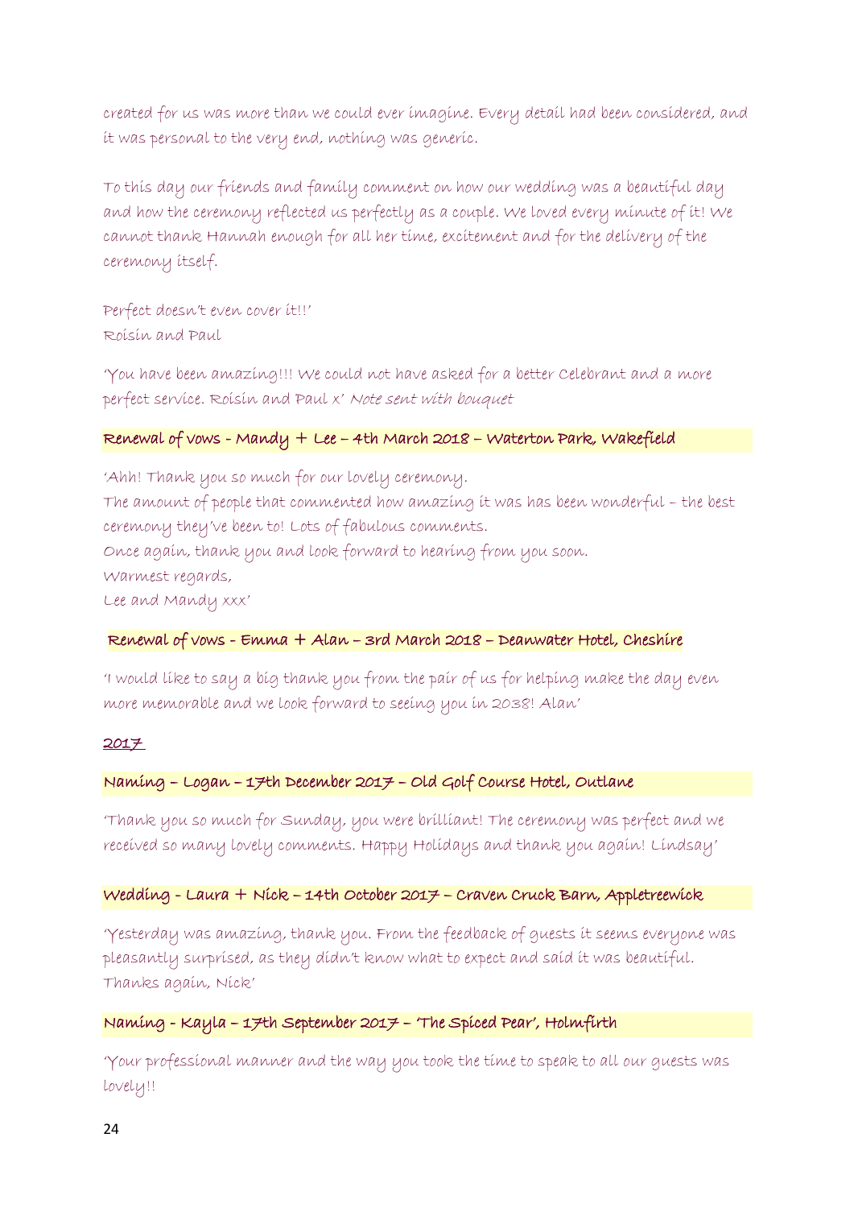created for us was more than we could ever imagine. Every detail had been considered, and it was personal to the very end, nothing was generic.

To this day our friends and family comment on how our wedding was a beautiful day and how the ceremony reflected us perfectly as a couple. We loved every minute of it! We cannot thank Hannah enough for all her time, excitement and for the delivery of the ceremony itself.

Perfect doesn't even cover it!!'
Roisin and Paul

'You have been amazing!!! We could not have asked for a better Celebrant and a more perfect service. Roisin and Paul x' *Note sent with bouquet*

### Renewal of vows - Mandy + Lee – 4th March 2018 – Waterton Park, Wakefield

'Ahh! Thank you so much for our lovely ceremony.
The amount of people that commented how amazing it was has been wonderful – the best ceremony they've been to! Lots of fabulous comments.
Once again, thank you and look forward to hearing from you soon.
Warmest regards,
Lee and Mandy xxx'

### Renewal of vows - Emma + Alan – 3rd March 2018 – Deanwater Hotel, Cheshire

'I would like to say a big thank you from the pair of us for helping make the day even more memorable and we look forward to seeing you in 2038! Alan'

## 2017

### Naming – Logan – 17th December 2017 – Old Golf Course Hotel, Outlane

'Thank you so much for Sunday, you were brilliant! The ceremony was perfect and we received so many lovely comments. Happy Holidays and thank you again! Lindsay'

### Wedding - Laura + Nick – 14th October 2017 – Craven Cruck Barn, Appletreewick

'Yesterday was amazing, thank you. From the feedback of guests it seems everyone was pleasantly surprised, as they didn't know what to expect and said it was beautiful. Thanks again, Nick'

### Naming - Kayla – 17th September 2017 – 'The Spiced Pear', Holmfirth

'Your professional manner and the way you took the time to speak to all our guests was lovely!!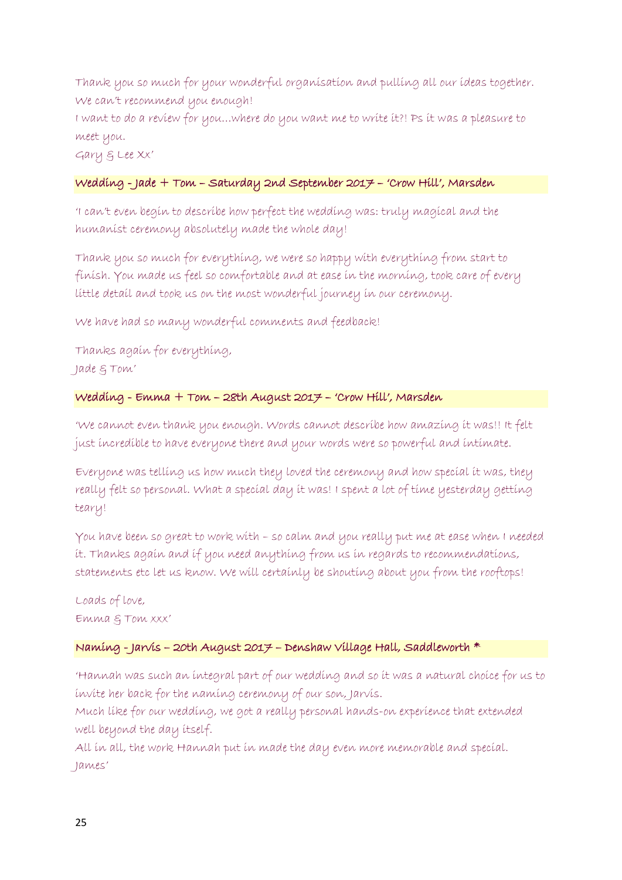Thank you so much for your wonderful organisation and pulling all our ideas together. We can't recommend you enough!
I want to do a review for you…where do you want me to write it?! Ps it was a pleasure to meet you.
Gary & Lee Xx'

**Wedding - Jade + Tom – Saturday 2nd September 2017 – 'Crow Hill', Marsden**

'I can't even begin to describe how perfect the wedding was: truly magical and the humanist ceremony absolutely made the whole day!

Thank you so much for everything, we were so happy with everything from start to finish. You made us feel so comfortable and at ease in the morning, took care of every little detail and took us on the most wonderful journey in our ceremony.

We have had so many wonderful comments and feedback!

Thanks again for everything,
Jade & Tom'

**Wedding - Emma + Tom – 28th August 2017 – 'Crow Hill', Marsden**

'We cannot even thank you enough. Words cannot describe how amazing it was!! It felt just incredible to have everyone there and your words were so powerful and intimate.

Everyone was telling us how much they loved the ceremony and how special it was, they really felt so personal. What a special day it was! I spent a lot of time yesterday getting teary!

You have been so great to work with – so calm and you really put me at ease when I needed it. Thanks again and if you need anything from us in regards to recommendations, statements etc let us know. We will certainly be shouting about you from the rooftops!

Loads of love,
Emma & Tom xxx'

**Naming - Jarvis – 20th August 2017 – Denshaw Village Hall, Saddleworth ***

'Hannah was such an integral part of our wedding and so it was a natural choice for us to invite her back for the naming ceremony of our son, Jarvis.
Much like for our wedding, we got a really personal hands-on experience that extended well beyond the day itself.
All in all, the work Hannah put in made the day even more memorable and special.
James'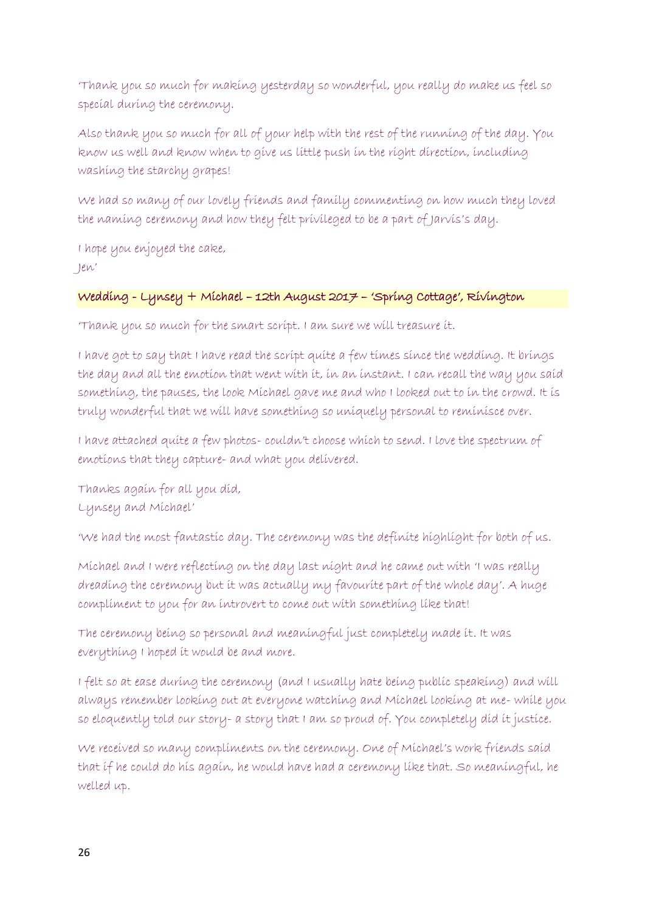'Thank you so much for making yesterday so wonderful, you really do make us feel so special during the ceremony.

Also thank you so much for all of your help with the rest of the running of the day. You know us well and know when to give us little push in the right direction, including washing the starchy grapes!

We had so many of our lovely friends and family commenting on how much they loved the naming ceremony and how they felt privileged to be a part of Jarvis's day.

I hope you enjoyed the cake,
Jen'

### Wedding - Lynsey + Michael – 12th August 2017 – 'Spring Cottage', Rivington

'Thank you so much for the smart script. I am sure we will treasure it.

I have got to say that I have read the script quite a few times since the wedding. It brings the day and all the emotion that went with it, in an instant. I can recall the way you said something, the pauses, the look Michael gave me and who I looked out to in the crowd. It is truly wonderful that we will have something so uniquely personal to reminisce over.

I have attached quite a few photos- couldn't choose which to send. I love the spectrum of emotions that they capture- and what you delivered.

Thanks again for all you did,
Lynsey and Michael'

'We had the most fantastic day. The ceremony was the definite highlight for both of us.

Michael and I were reflecting on the day last night and he came out with 'I was really dreading the ceremony but it was actually my favourite part of the whole day'. A huge compliment to you for an introvert to come out with something like that!

The ceremony being so personal and meaningful just completely made it. It was everything I hoped it would be and more.

I felt so at ease during the ceremony (and I usually hate being public speaking) and will always remember looking out at everyone watching and Michael looking at me- while you so eloquently told our story- a story that I am so proud of. You completely did it justice.

We received so many compliments on the ceremony. One of Michael's work friends said that if he could do his again, he would have had a ceremony like that. So meaningful, he welled up.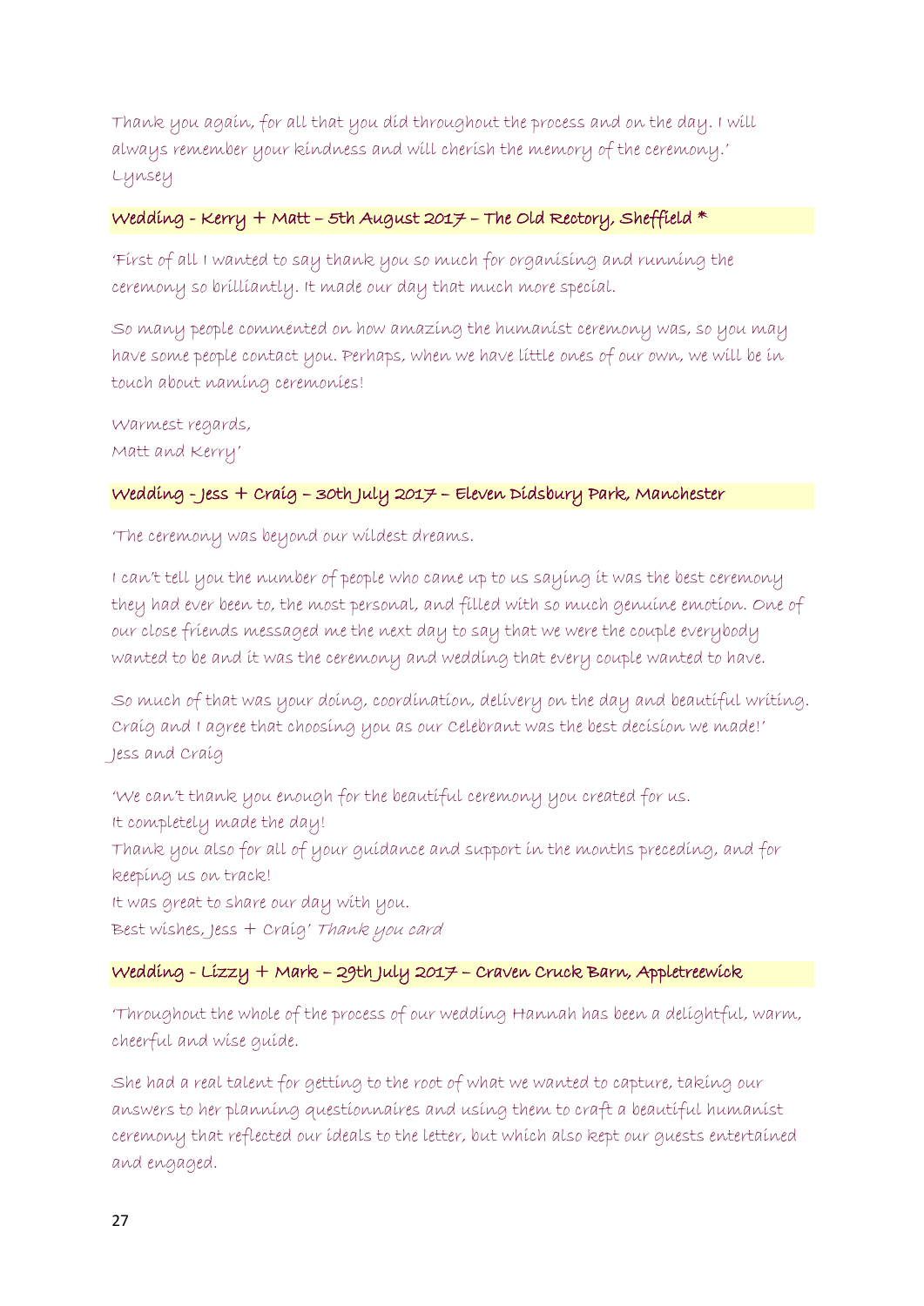Thank you again, for all that you did throughout the process and on the day. I will always remember your kindness and will cherish the memory of the ceremony.'
Lynsey

### Wedding - Kerry + Matt – 5th August 2017 – The Old Rectory, Sheffield *

'First of all I wanted to say thank you so much for organising and running the ceremony so brilliantly. It made our day that much more special.

So many people commented on how amazing the humanist ceremony was, so you may have some people contact you. Perhaps, when we have little ones of our own, we will be in touch about naming ceremonies!

Warmest regards,
Matt and Kerry'

### Wedding - Jess + Craig – 30th July 2017 – Eleven Didsbury Park, Manchester

'The ceremony was beyond our wildest dreams.

I can't tell you the number of people who came up to us saying it was the best ceremony they had ever been to, the most personal, and filled with so much genuine emotion. One of our close friends messaged me the next day to say that we were the couple everybody wanted to be and it was the ceremony and wedding that every couple wanted to have.

So much of that was your doing, coordination, delivery on the day and beautiful writing. Craig and I agree that choosing you as our Celebrant was the best decision we made!'
Jess and Craig

'We can't thank you enough for the beautiful ceremony you created for us.
It completely made the day!
Thank you also for all of your guidance and support in the months preceding, and for keeping us on track!
It was great to share our day with you.
Best wishes, Jess + Craig' *Thank you card*

### Wedding - Lizzy + Mark – 29th July 2017 – Craven Cruck Barn, Appletreewick

'Throughout the whole of the process of our wedding Hannah has been a delightful, warm, cheerful and wise guide.

She had a real talent for getting to the root of what we wanted to capture, taking our answers to her planning questionnaires and using them to craft a beautiful humanist ceremony that reflected our ideals to the letter, but which also kept our guests entertained and engaged.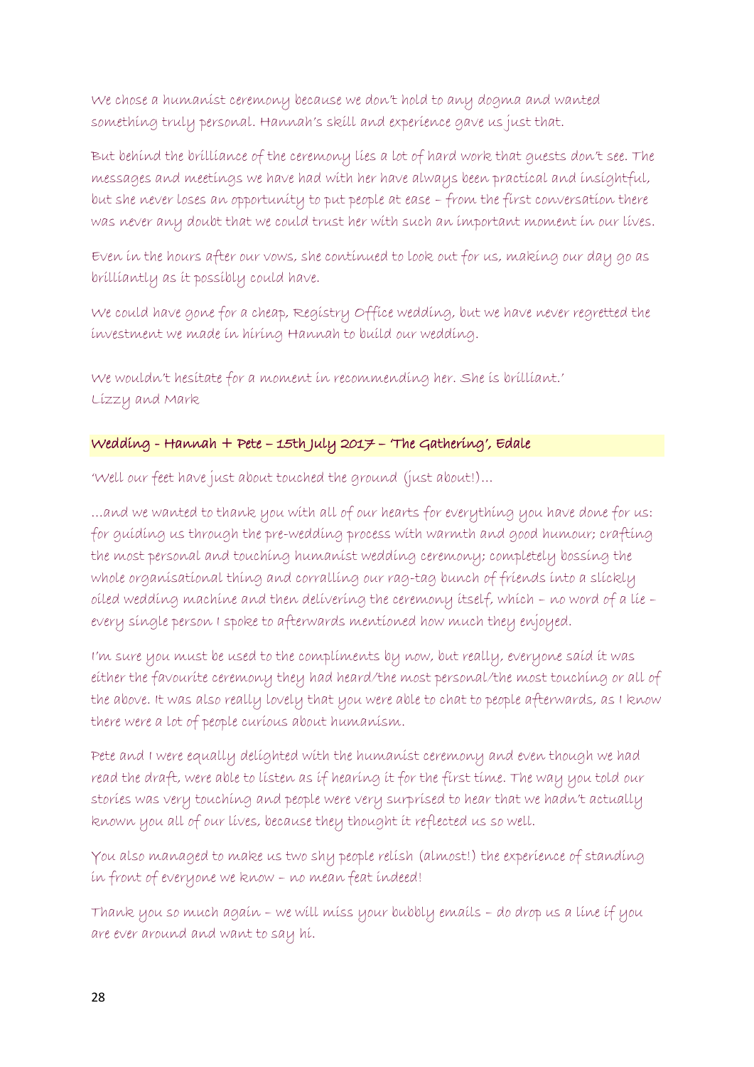We chose a humanist ceremony because we don't hold to any dogma and wanted something truly personal. Hannah's skill and experience gave us just that.

But behind the brilliance of the ceremony lies a lot of hard work that guests don't see. The messages and meetings we have had with her have always been practical and insightful, but she never loses an opportunity to put people at ease – from the first conversation there was never any doubt that we could trust her with such an important moment in our lives.

Even in the hours after our vows, she continued to look out for us, making our day go as brilliantly as it possibly could have.

We could have gone for a cheap, Registry Office wedding, but we have never regretted the investment we made in hiring Hannah to build our wedding.

We wouldn't hesitate for a moment in recommending her. She is brilliant.'
Lizzy and Mark

**Wedding - Hannah + Pete – 15th July 2017 – 'The Gathering', Edale**

'Well our feet have just about touched the ground (just about!)...

...and we wanted to thank you with all of our hearts for everything you have done for us: for guiding us through the pre-wedding process with warmth and good humour; crafting the most personal and touching humanist wedding ceremony; completely bossing the whole organisational thing and corralling our rag-tag bunch of friends into a slickly oiled wedding machine and then delivering the ceremony itself, which – no word of a lie – every single person I spoke to afterwards mentioned how much they enjoyed.

I'm sure you must be used to the compliments by now, but really, everyone said it was either the favourite ceremony they had heard/the most personal/the most touching or all of the above. It was also really lovely that you were able to chat to people afterwards, as I know there were a lot of people curious about humanism.

Pete and I were equally delighted with the humanist ceremony and even though we had read the draft, were able to listen as if hearing it for the first time. The way you told our stories was very touching and people were very surprised to hear that we hadn't actually known you all of our lives, because they thought it reflected us so well.

You also managed to make us two shy people relish (almost!) the experience of standing in front of everyone we know – no mean feat indeed!

Thank you so much again – we will miss your bubbly emails – do drop us a line if you are ever around and want to say hi.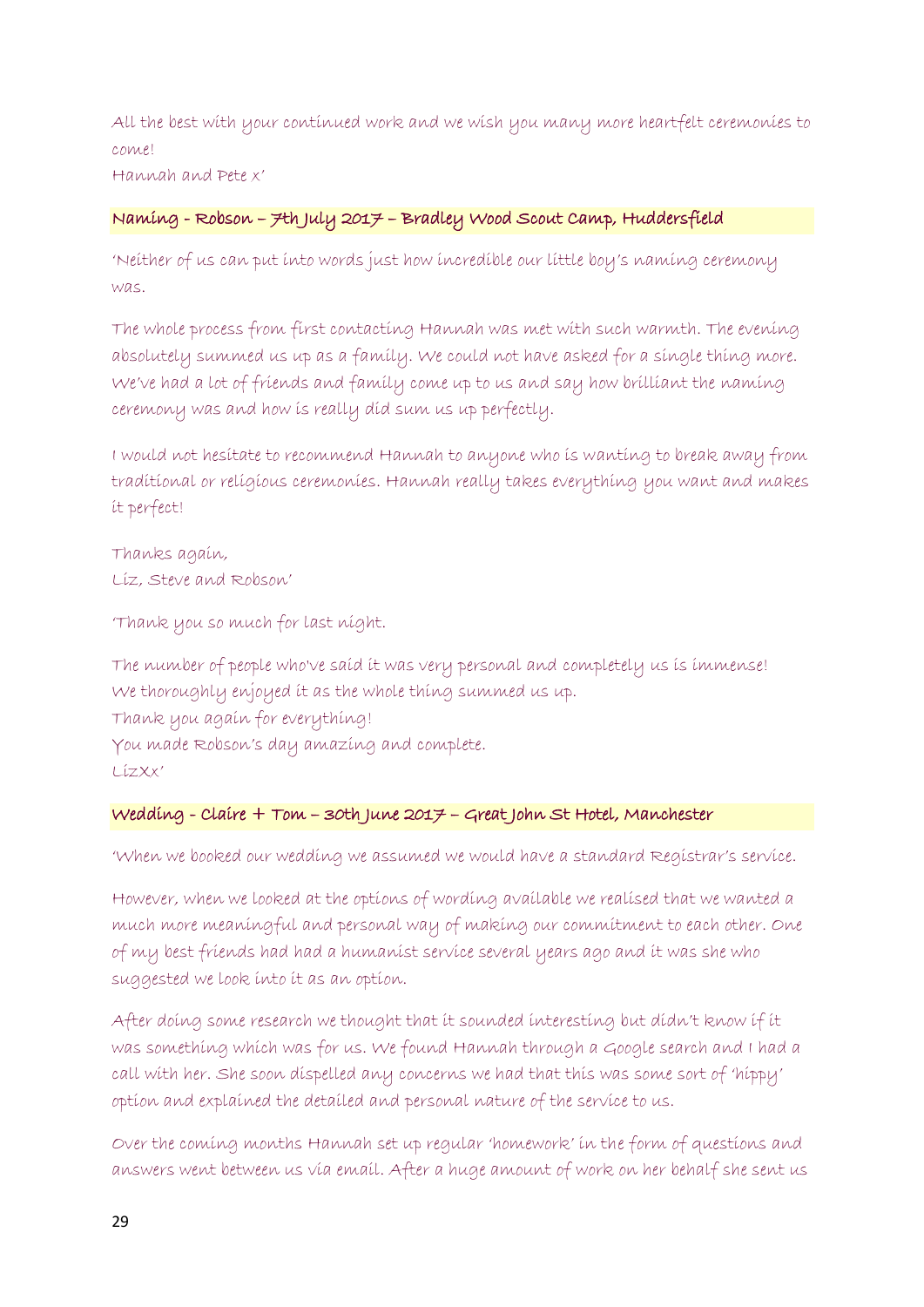All the best with your continued work and we wish you many more heartfelt ceremonies to come!
Hannah and Pete x'

### Naming - Robson – 7th July 2017 – Bradley Wood Scout Camp, Huddersfield

'Neither of us can put into words just how incredible our little boy's naming ceremony was.

The whole process from first contacting Hannah was met with such warmth. The evening absolutely summed us up as a family. We could not have asked for a single thing more. We've had a lot of friends and family come up to us and say how brilliant the naming ceremony was and how is really did sum us up perfectly.

I would not hesitate to recommend Hannah to anyone who is wanting to break away from traditional or religious ceremonies. Hannah really takes everything you want and makes it perfect!

Thanks again,
Liz, Steve and Robson'

'Thank you so much for last night.

The number of people who've said it was very personal and completely us is immense!
We thoroughly enjoyed it as the whole thing summed us up.
Thank you again for everything!
You made Robson's day amazing and complete.
LizXx'

### Wedding - Claire + Tom – 30th June 2017 – Great John St Hotel, Manchester

'When we booked our wedding we assumed we would have a standard Registrar's service.

However, when we looked at the options of wording available we realised that we wanted a much more meaningful and personal way of making our commitment to each other. One of my best friends had had a humanist service several years ago and it was she who suggested we look into it as an option.

After doing some research we thought that it sounded interesting but didn't know if it was something which was for us. We found Hannah through a Google search and I had a call with her. She soon dispelled any concerns we had that this was some sort of 'hippy' option and explained the detailed and personal nature of the service to us.

Over the coming months Hannah set up regular 'homework' in the form of questions and answers went between us via email. After a huge amount of work on her behalf she sent us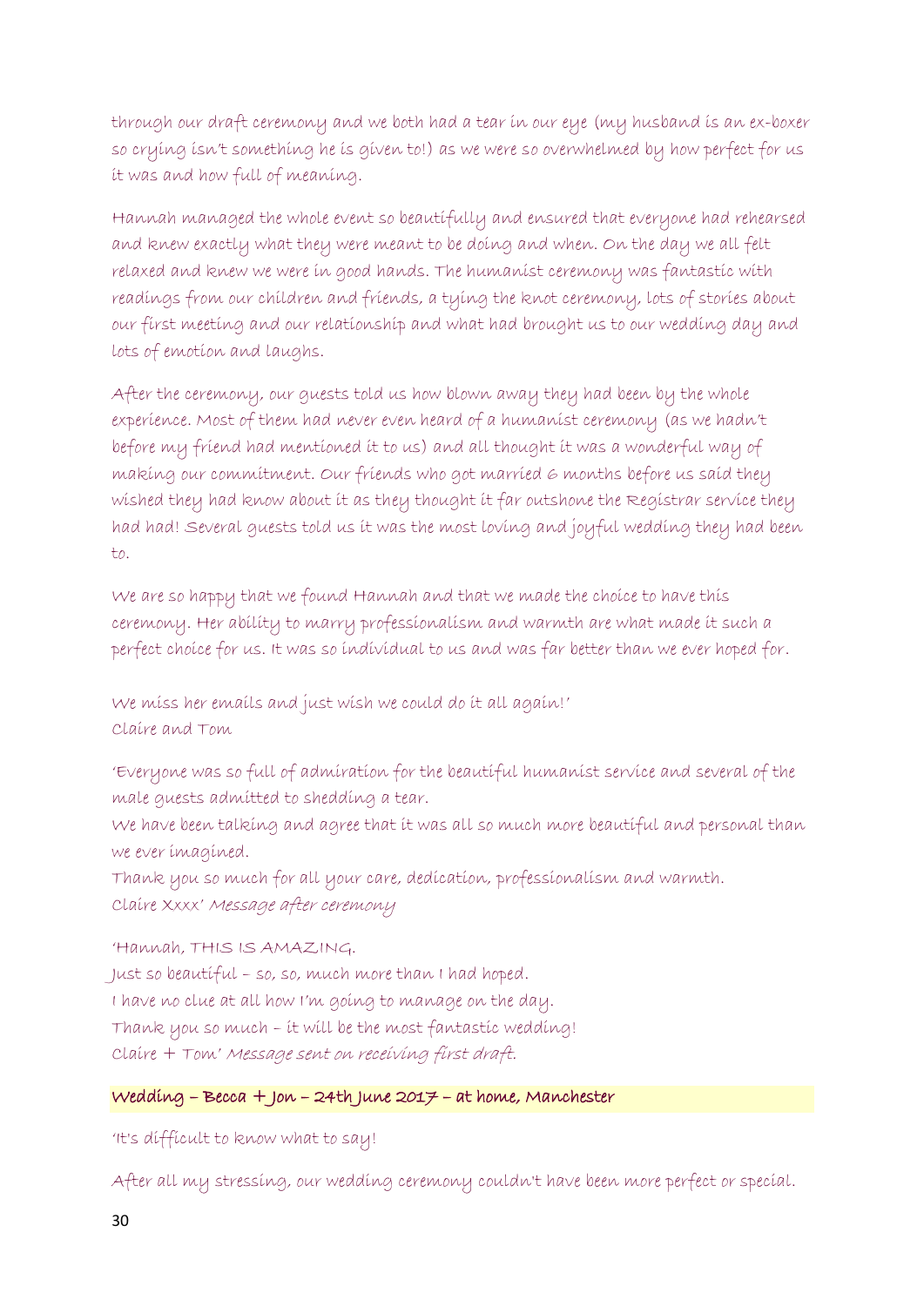through our draft ceremony and we both had a tear in our eye (my husband is an ex-boxer so crying isn't something he is given to!) as we were so overwhelmed by how perfect for us it was and how full of meaning.

Hannah managed the whole event so beautifully and ensured that everyone had rehearsed and knew exactly what they were meant to be doing and when. On the day we all felt relaxed and knew we were in good hands. The humanist ceremony was fantastic with readings from our children and friends, a tying the knot ceremony, lots of stories about our first meeting and our relationship and what had brought us to our wedding day and lots of emotion and laughs.

After the ceremony, our guests told us how blown away they had been by the whole experience. Most of them had never even heard of a humanist ceremony (as we hadn't before my friend had mentioned it to us) and all thought it was a wonderful way of making our commitment. Our friends who got married 6 months before us said they wished they had know about it as they thought it far outshone the Registrar service they had had! Several guests told us it was the most loving and joyful wedding they had been to.

We are so happy that we found Hannah and that we made the choice to have this ceremony. Her ability to marry professionalism and warmth are what made it such a perfect choice for us. It was so individual to us and was far better than we ever hoped for.

We miss her emails and just wish we could do it all again!'
Claire and Tom

'Everyone was so full of admiration for the beautiful humanist service and several of the male guests admitted to shedding a tear.
We have been talking and agree that it was all so much more beautiful and personal than we ever imagined.
Thank you so much for all your care, dedication, professionalism and warmth.
Claire Xxxx' *Message after ceremony*

'Hannah, THIS IS AMAZING.
Just so beautiful – so, so, much more than I had hoped.
I have no clue at all how I'm going to manage on the day.
Thank you so much – it will be the most fantastic wedding!
Claire + Tom' *Message sent on receiving first draft.*

**Wedding – Becca + Jon – 24th June 2017 – at home, Manchester**

'It's difficult to know what to say!

After all my stressing, our wedding ceremony couldn't have been more perfect or special.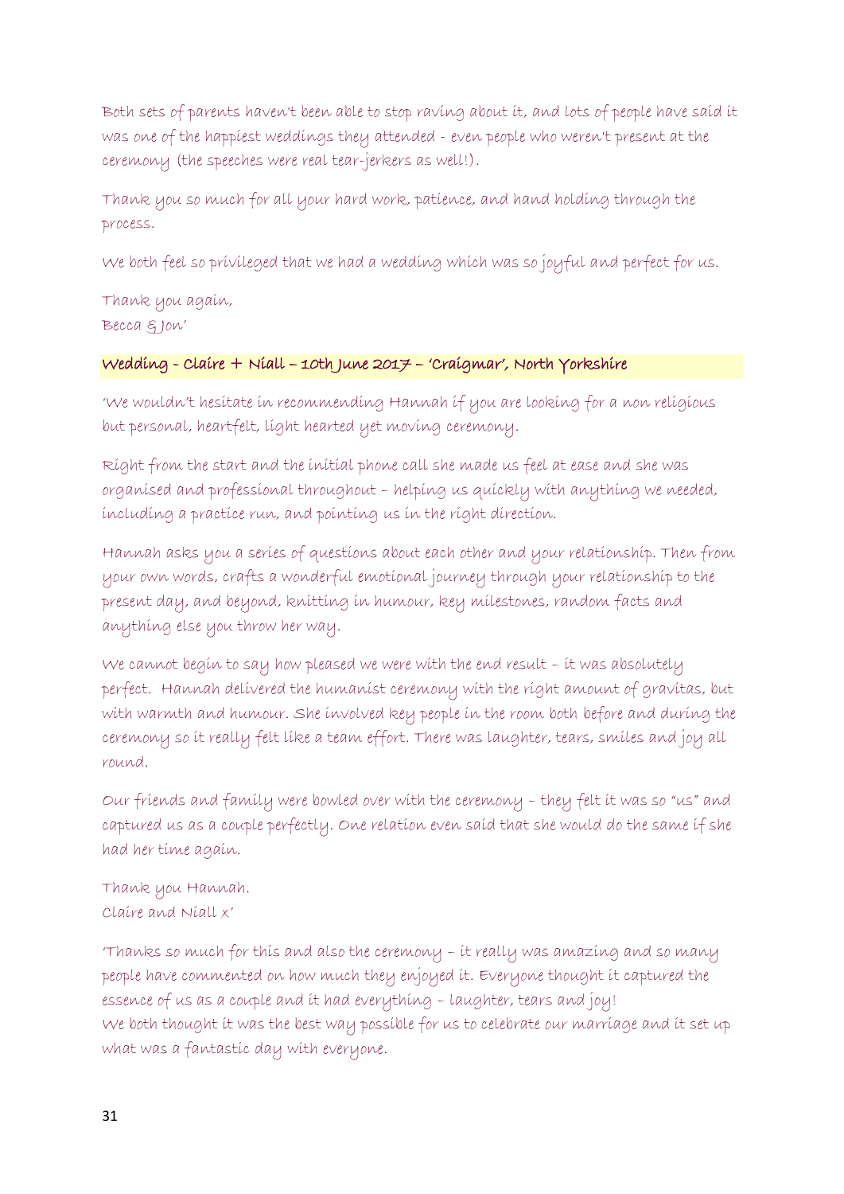Both sets of parents haven't been able to stop raving about it, and lots of people have said it was one of the happiest weddings they attended - even people who weren't present at the ceremony (the speeches were real tear-jerkers as well!).

Thank you so much for all your hard work, patience, and hand holding through the process.

We both feel so privileged that we had a wedding which was so joyful and perfect for us.

Thank you again,
Becca & Jon'

### Wedding - Claire + Niall – 10th June 2017 – 'Craigmar', North Yorkshire

'We wouldn't hesitate in recommending Hannah if you are looking for a non religious but personal, heartfelt, light hearted yet moving ceremony.

Right from the start and the initial phone call she made us feel at ease and she was organised and professional throughout – helping us quickly with anything we needed, including a practice run, and pointing us in the right direction.

Hannah asks you a series of questions about each other and your relationship. Then from your own words, crafts a wonderful emotional journey through your relationship to the present day, and beyond, knitting in humour, key milestones, random facts and anything else you throw her way.

We cannot begin to say how pleased we were with the end result – it was absolutely perfect. Hannah delivered the humanist ceremony with the right amount of gravitas, but with warmth and humour. She involved key people in the room both before and during the ceremony so it really felt like a team effort. There was laughter, tears, smiles and joy all round.

Our friends and family were bowled over with the ceremony – they felt it was so "us" and captured us as a couple perfectly. One relation even said that she would do the same if she had her time again.

Thank you Hannah.
Claire and Niall x'

'Thanks so much for this and also the ceremony – it really was amazing and so many people have commented on how much they enjoyed it. Everyone thought it captured the essence of us as a couple and it had everything – laughter, tears and joy!
We both thought it was the best way possible for us to celebrate our marriage and it set up what was a fantastic day with everyone.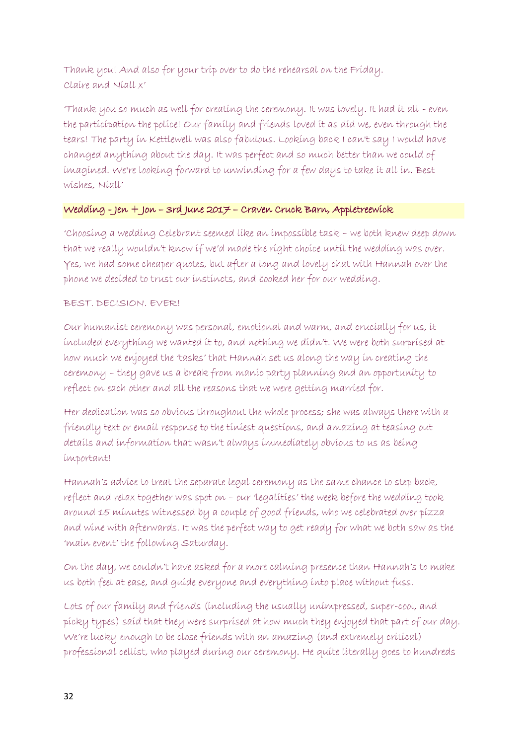Thank you! And also for your trip over to do the rehearsal on the Friday.
Claire and Niall x'

'Thank you so much as well for creating the ceremony. It was lovely. It had it all - even the participation the police! Our family and friends loved it as did we, even through the tears! The party in Kettlewell was also fabulous. Looking back I can't say I would have changed anything about the day. It was perfect and so much better than we could of imagined. We're looking forward to unwinding for a few days to take it all in. Best wishes, Niall'

### Wedding - Jen + Jon – 3rd June 2017 – Craven Cruck Barn, Appletreewick

'Choosing a wedding Celebrant seemed like an impossible task – we both knew deep down that we really wouldn't know if we'd made the right choice until the wedding was over. Yes, we had some cheaper quotes, but after a long and lovely chat with Hannah over the phone we decided to trust our instincts, and booked her for our wedding.

BEST. DECISION. EVER!

Our humanist ceremony was personal, emotional and warm, and crucially for us, it included everything we wanted it to, and nothing we didn't. We were both surprised at how much we enjoyed the 'tasks' that Hannah set us along the way in creating the ceremony – they gave us a break from manic party planning and an opportunity to reflect on each other and all the reasons that we were getting married for.

Her dedication was so obvious throughout the whole process; she was always there with a friendly text or email response to the tiniest questions, and amazing at teasing out details and information that wasn't always immediately obvious to us as being important!

Hannah's advice to treat the separate legal ceremony as the same chance to step back, reflect and relax together was spot on – our 'legalities' the week before the wedding took around 15 minutes witnessed by a couple of good friends, who we celebrated over pizza and wine with afterwards. It was the perfect way to get ready for what we both saw as the 'main event' the following Saturday.

On the day, we couldn't have asked for a more calming presence than Hannah's to make us both feel at ease, and guide everyone and everything into place without fuss.

Lots of our family and friends (including the usually unimpressed, super-cool, and picky types) said that they were surprised at how much they enjoyed that part of our day. We're lucky enough to be close friends with an amazing (and extremely critical) professional cellist, who played during our ceremony. He quite literally goes to hundreds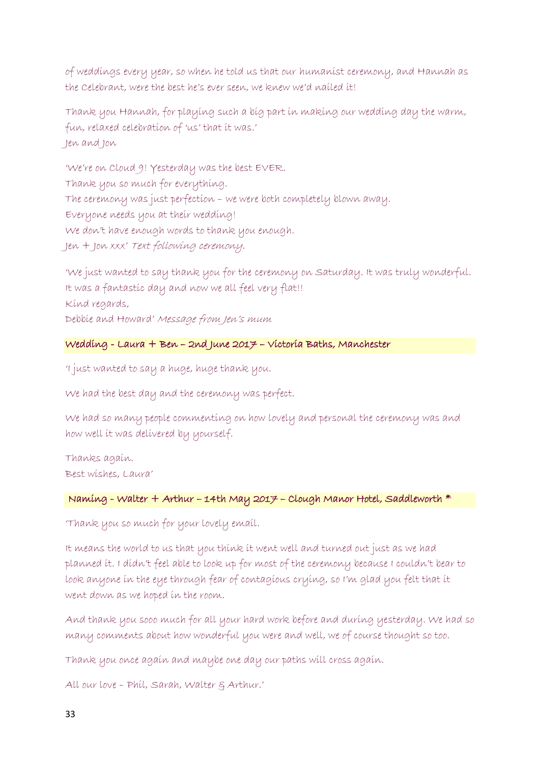of weddings every year, so when he told us that our humanist ceremony, and Hannah as the Celebrant, were the best he's ever seen, we knew we'd nailed it!

Thank you Hannah, for playing such a big part in making our wedding day the warm, fun, relaxed celebration of 'us' that it was.'
Jen and Jon

'We're on Cloud 9! Yesterday was the best EVER.
Thank you so much for everything.
The ceremony was just perfection – we were both completely blown away.
Everyone needs you at their wedding!
We don't have enough words to thank you enough.
Jen + Jon xxx' *Text following ceremony.*

'We just wanted to say thank you for the ceremony on Saturday. It was truly wonderful. It was a fantastic day and now we all feel very flat!!
Kind regards,
Debbie and Howard' *Message from Jen's mum*

**Wedding - Laura + Ben – 2nd June 2017 – Victoria Baths, Manchester**

'I just wanted to say a huge, huge thank you.

We had the best day and the ceremony was perfect.

We had so many people commenting on how lovely and personal the ceremony was and how well it was delivered by yourself.

Thanks again.
Best wishes, Laura'

**Naming - Walter + Arthur – 14th May 2017 – Clough Manor Hotel, Saddleworth ***

'Thank you so much for your lovely email.

It means the world to us that you think it went well and turned out just as we had planned it. I didn't feel able to look up for most of the ceremony because I couldn't bear to look anyone in the eye through fear of contagious crying, so I'm glad you felt that it went down as we hoped in the room.

And thank you sooo much for all your hard work before and during yesterday. We had so many comments about how wonderful you were and well, we of course thought so too.

Thank you once again and maybe one day our paths will cross again.

All our love – Phil, Sarah, Walter & Arthur.'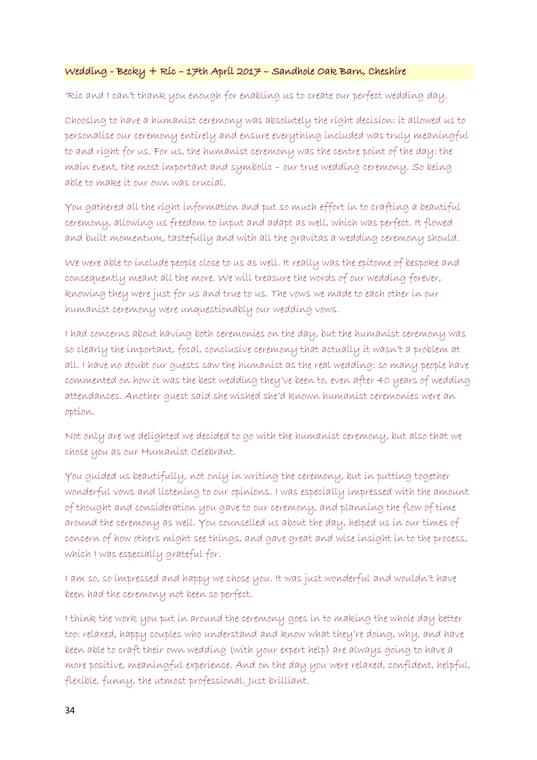**Wedding - Becky + Ric – 17th April 2017 – Sandhole Oak Barn, Cheshire**

'Ric and I can't thank you enough for enabling us to create our perfect wedding day.

Choosing to have a humanist ceremony was absolutely the right decision: it allowed us to personalise our ceremony entirely and ensure everything included was truly meaningful to and right for us. For us, the humanist ceremony was the centre point of the day: the main event, the most important and symbolic – our true wedding ceremony. So being able to make it our own was crucial.

You gathered all the right information and put so much effort in to crafting a beautiful ceremony, allowing us freedom to input and adapt as well, which was perfect. It flowed and built momentum, tastefully and with all the gravitas a wedding ceremony should.

We were able to include people close to us as well. It really was the epitome of bespoke and consequently meant all the more. We will treasure the words of our wedding forever, knowing they were just for us and true to us. The vows we made to each other in our humanist ceremony were unquestionably our wedding vows.

I had concerns about having both ceremonies on the day, but the humanist ceremony was so clearly the important, focal, conclusive ceremony that actually it wasn't a problem at all. I have no doubt our guests saw the humanist as the real wedding: so many people have commented on how it was the best wedding they've been to, even after 40 years of wedding attendances. Another guest said she wished she'd known humanist ceremonies were an option.

Not only are we delighted we decided to go with the humanist ceremony, but also that we chose you as our Humanist Celebrant.

You guided us beautifully, not only in writing the ceremony, but in putting together wonderful vows and listening to our opinions. I was especially impressed with the amount of thought and consideration you gave to our ceremony, and planning the flow of time around the ceremony as well. You counselled us about the day, helped us in our times of concern of how others might see things, and gave great and wise insight in to the process, which I was especially grateful for.

I am so, so impressed and happy we chose you. It was just wonderful and wouldn't have been had the ceremony not been so perfect.

I think the work you put in around the ceremony goes in to making the whole day better too: relaxed, happy couples who understand and know what they're doing, why, and have been able to craft their own wedding (with your expert help) are always going to have a more positive, meaningful experience. And on the day you were relaxed, confident, helpful, flexible, funny, the utmost professional. Just brilliant.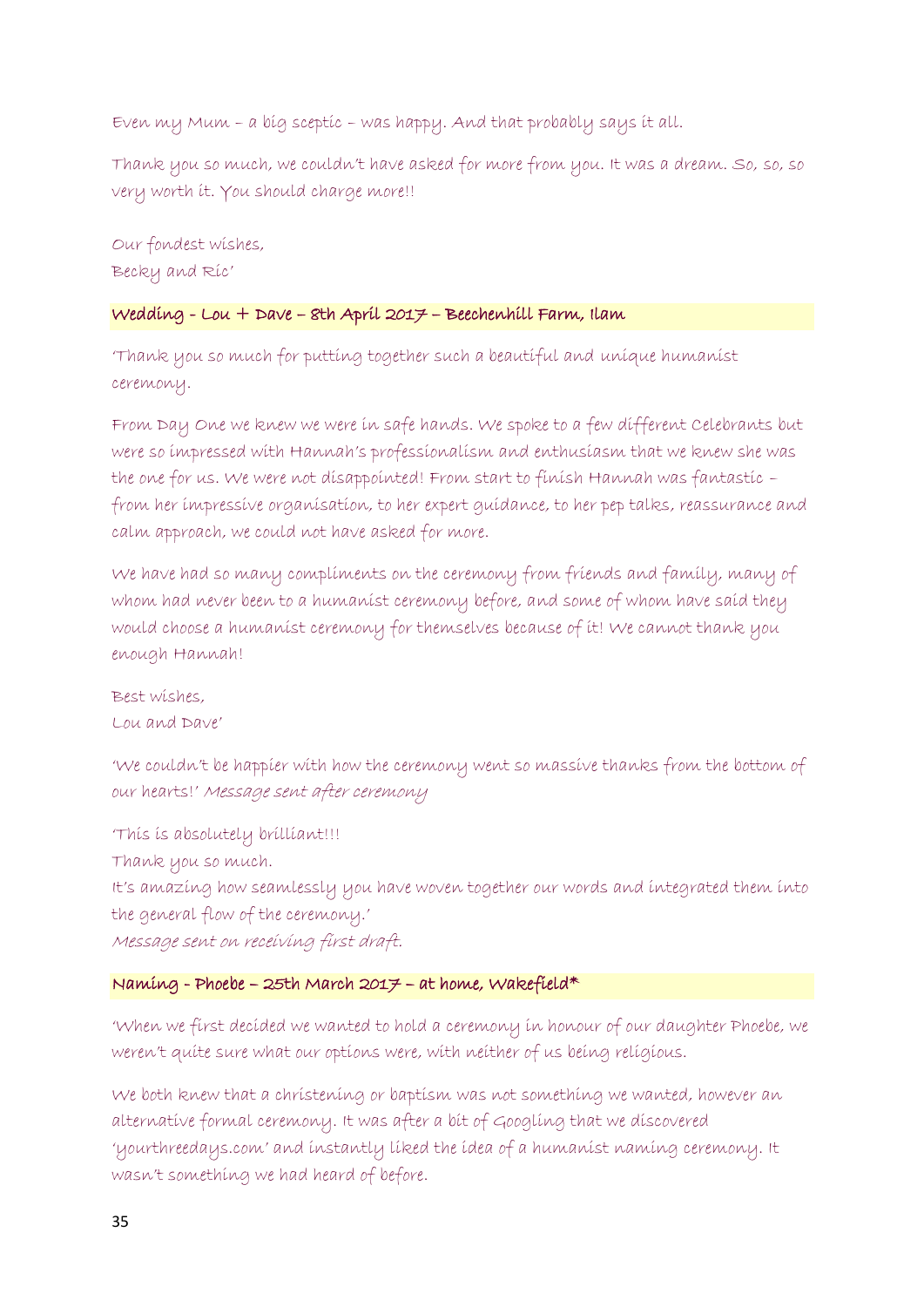Even my Mum – a big sceptic – was happy. And that probably says it all.

Thank you so much, we couldn't have asked for more from you. It was a dream. So, so, so very worth it. You should charge more!!

Our fondest wishes,
Becky and Ric'

### Wedding - Lou + Dave – 8th April 2017 – Beechenhill Farm, Ilam

'Thank you so much for putting together such a beautiful and unique humanist ceremony.

From Day One we knew we were in safe hands. We spoke to a few different Celebrants but were so impressed with Hannah's professionalism and enthusiasm that we knew she was the one for us. We were not disappointed! From start to finish Hannah was fantastic – from her impressive organisation, to her expert guidance, to her pep talks, reassurance and calm approach, we could not have asked for more.

We have had so many compliments on the ceremony from friends and family, many of whom had never been to a humanist ceremony before, and some of whom have said they would choose a humanist ceremony for themselves because of it! We cannot thank you enough Hannah!

Best wishes,
Lou and Dave'

'We couldn't be happier with how the ceremony went so massive thanks from the bottom of our hearts!' *Message sent after ceremony*

'This is absolutely brilliant!!!
Thank you so much.
It's amazing how seamlessly you have woven together our words and integrated them into the general flow of the ceremony.'
*Message sent on receiving first draft.*

### Naming - Phoebe – 25th March 2017 – at home, Wakefield*

'When we first decided we wanted to hold a ceremony in honour of our daughter Phoebe, we weren't quite sure what our options were, with neither of us being religious.

We both knew that a christening or baptism was not something we wanted, however an alternative formal ceremony. It was after a bit of Googling that we discovered 'yourthreedays.com' and instantly liked the idea of a humanist naming ceremony. It wasn't something we had heard of before.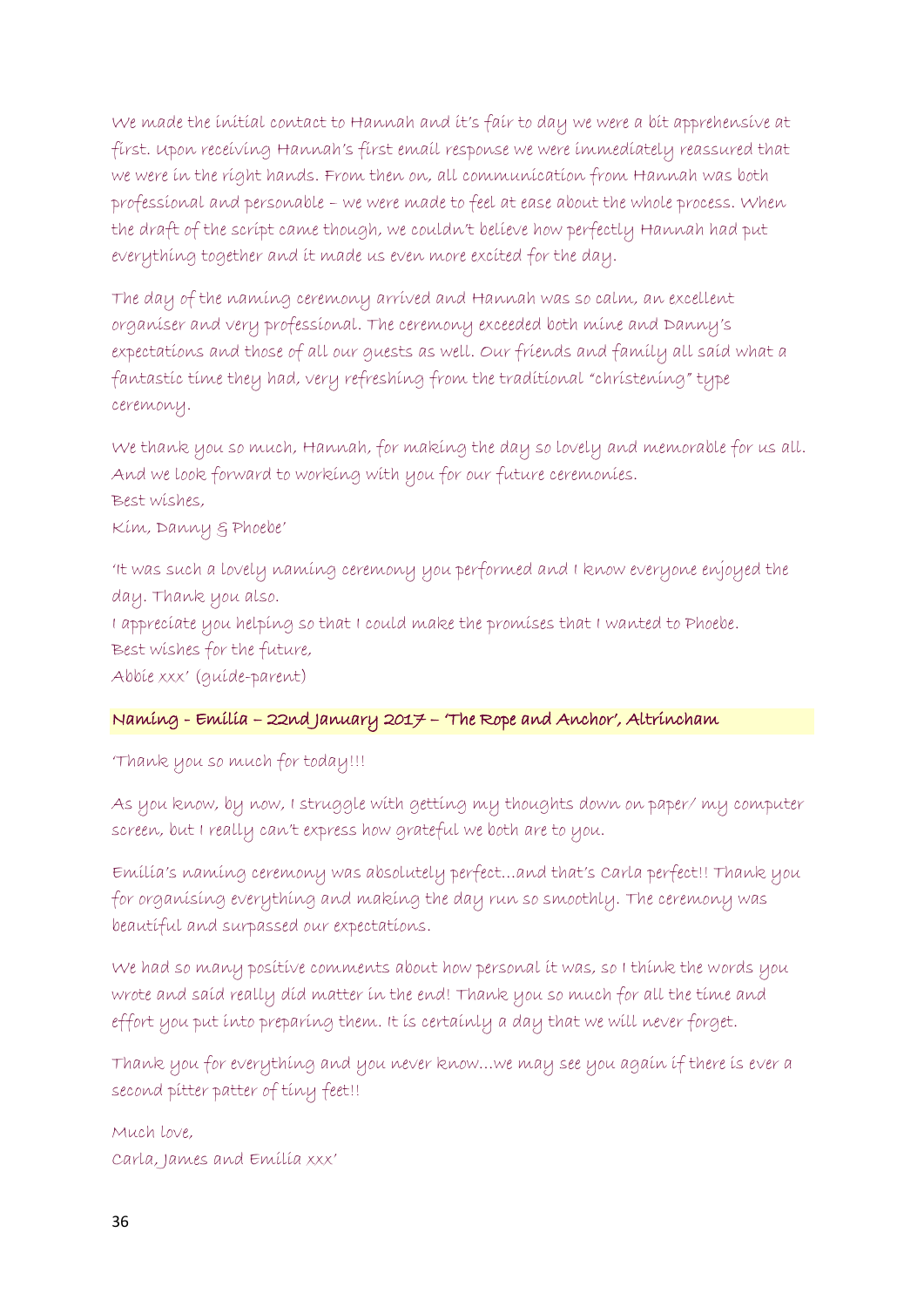We made the initial contact to Hannah and it's fair to day we were a bit apprehensive at first. Upon receiving Hannah's first email response we were immediately reassured that we were in the right hands. From then on, all communication from Hannah was both professional and personable – we were made to feel at ease about the whole process. When the draft of the script came though, we couldn't believe how perfectly Hannah had put everything together and it made us even more excited for the day.

The day of the naming ceremony arrived and Hannah was so calm, an excellent organiser and very professional. The ceremony exceeded both mine and Danny's expectations and those of all our guests as well. Our friends and family all said what a fantastic time they had, very refreshing from the traditional "christening" type ceremony.

We thank you so much, Hannah, for making the day so lovely and memorable for us all. And we look forward to working with you for our future ceremonies.
Best wishes,
Kim, Danny & Phoebe'

'It was such a lovely naming ceremony you performed and I know everyone enjoyed the day. Thank you also.
I appreciate you helping so that I could make the promises that I wanted to Phoebe.
Best wishes for the future,
Abbie xxx' (guide-parent)

**Naming - Emilia – 22nd January 2017 – 'The Rope and Anchor', Altrincham**

'Thank you so much for today!!!

As you know, by now, I struggle with getting my thoughts down on paper/ my computer screen, but I really can't express how grateful we both are to you.

Emilia's naming ceremony was absolutely perfect…and that's Carla perfect!! Thank you for organising everything and making the day run so smoothly. The ceremony was beautiful and surpassed our expectations.

We had so many positive comments about how personal it was, so I think the words you wrote and said really did matter in the end! Thank you so much for all the time and effort you put into preparing them. It is certainly a day that we will never forget.

Thank you for everything and you never know…we may see you again if there is ever a second pitter patter of tiny feet!!

Much love,
Carla, James and Emilia xxx'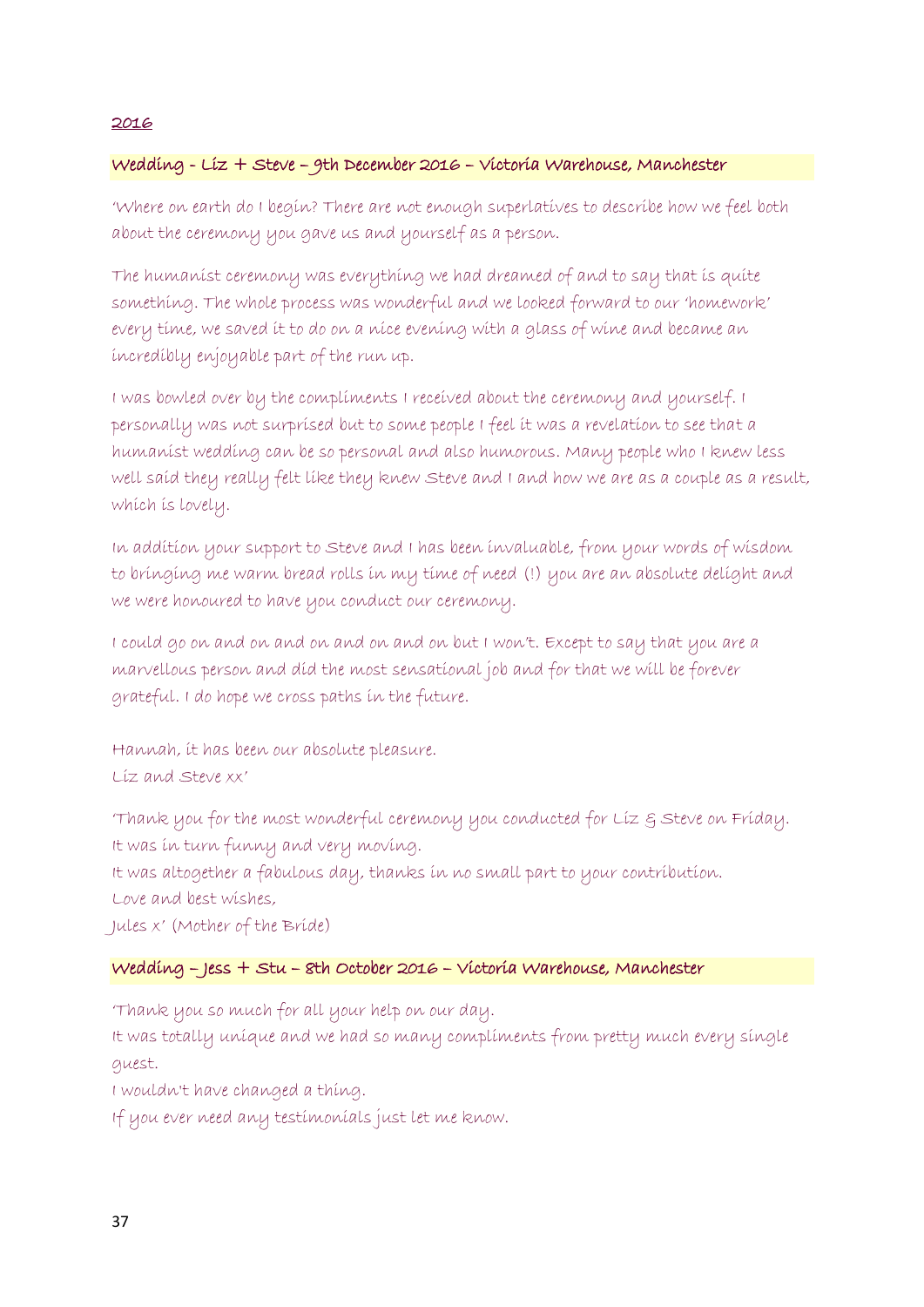## 2016

### Wedding - Liz + Steve – 9th December 2016 – Victoria Warehouse, Manchester

'Where on earth do I begin? There are not enough superlatives to describe how we feel both about the ceremony you gave us and yourself as a person.

The humanist ceremony was everything we had dreamed of and to say that is quite something. The whole process was wonderful and we looked forward to our 'homework' every time, we saved it to do on a nice evening with a glass of wine and became an incredibly enjoyable part of the run up.

I was bowled over by the compliments I received about the ceremony and yourself. I personally was not surprised but to some people I feel it was a revelation to see that a humanist wedding can be so personal and also humorous. Many people who I knew less well said they really felt like they knew Steve and I and how we are as a couple as a result, which is lovely.

In addition your support to Steve and I has been invaluable, from your words of wisdom to bringing me warm bread rolls in my time of need (!) you are an absolute delight and we were honoured to have you conduct our ceremony.

I could go on and on and on and on and on but I won't. Except to say that you are a marvellous person and did the most sensational job and for that we will be forever grateful. I do hope we cross paths in the future.

Hannah, it has been our absolute pleasure.
Liz and Steve xx'

'Thank you for the most wonderful ceremony you conducted for Liz & Steve on Friday.
It was in turn funny and very moving.
It was altogether a fabulous day, thanks in no small part to your contribution.
Love and best wishes,
Jules x' (Mother of the Bride)

### Wedding – Jess + Stu – 8th October 2016 – Victoria Warehouse, Manchester

'Thank you so much for all your help on our day.
It was totally unique and we had so many compliments from pretty much every single guest.
I wouldn't have changed a thing.
If you ever need any testimonials just let me know.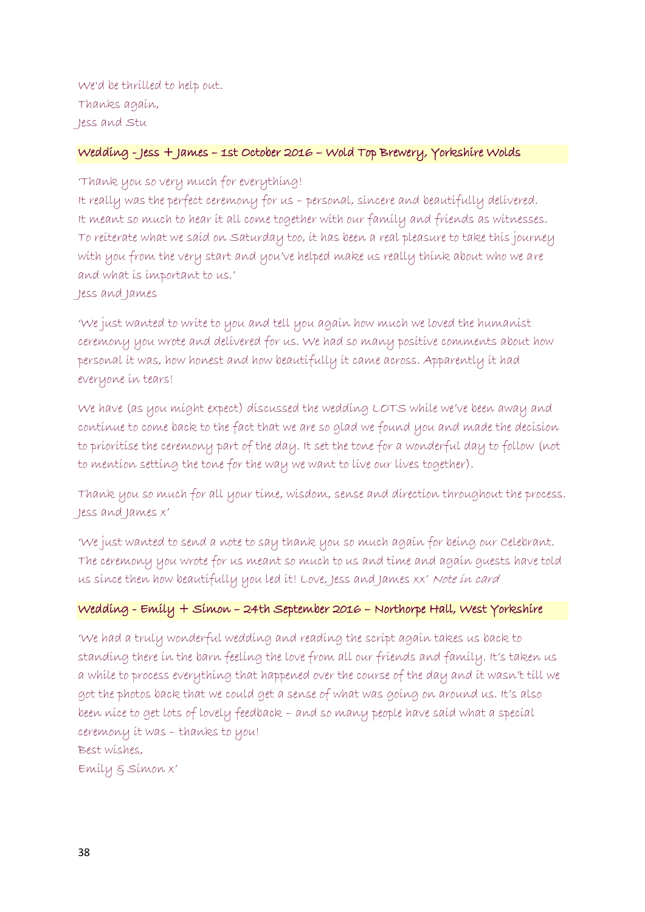We'd be thrilled to help out.
Thanks again,
Jess and Stu

### Wedding - Jess + James – 1st October 2016 – Wold Top Brewery, Yorkshire Wolds

'Thank you so very much for everything!
It really was the perfect ceremony for us – personal, sincere and beautifully delivered.
It meant so much to hear it all come together with our family and friends as witnesses.
To reiterate what we said on Saturday too, it has been a real pleasure to take this journey with you from the very start and you've helped make us really think about who we are and what is important to us.'
Jess and James

'We just wanted to write to you and tell you again how much we loved the humanist ceremony you wrote and delivered for us. We had so many positive comments about how personal it was, how honest and how beautifully it came across. Apparently it had everyone in tears!

We have (as you might expect) discussed the wedding LOTS while we've been away and continue to come back to the fact that we are so glad we found you and made the decision to prioritise the ceremony part of the day. It set the tone for a wonderful day to follow (not to mention setting the tone for the way we want to live our lives together).

Thank you so much for all your time, wisdom, sense and direction throughout the process.
Jess and James x'

'We just wanted to send a note to say thank you so much again for being our Celebrant. The ceremony you wrote for us meant so much to us and time and again guests have told us since then how beautifully you led it! Love, Jess and James xx' *Note in card*

### Wedding - Emily + Simon – 24th September 2016 – Northorpe Hall, West Yorkshire

'We had a truly wonderful wedding and reading the script again takes us back to standing there in the barn feeling the love from all our friends and family. It's taken us a while to process everything that happened over the course of the day and it wasn't till we got the photos back that we could get a sense of what was going on around us. It's also been nice to get lots of lovely feedback – and so many people have said what a special ceremony it was – thanks to you!
Best wishes,
Emily & Simon x'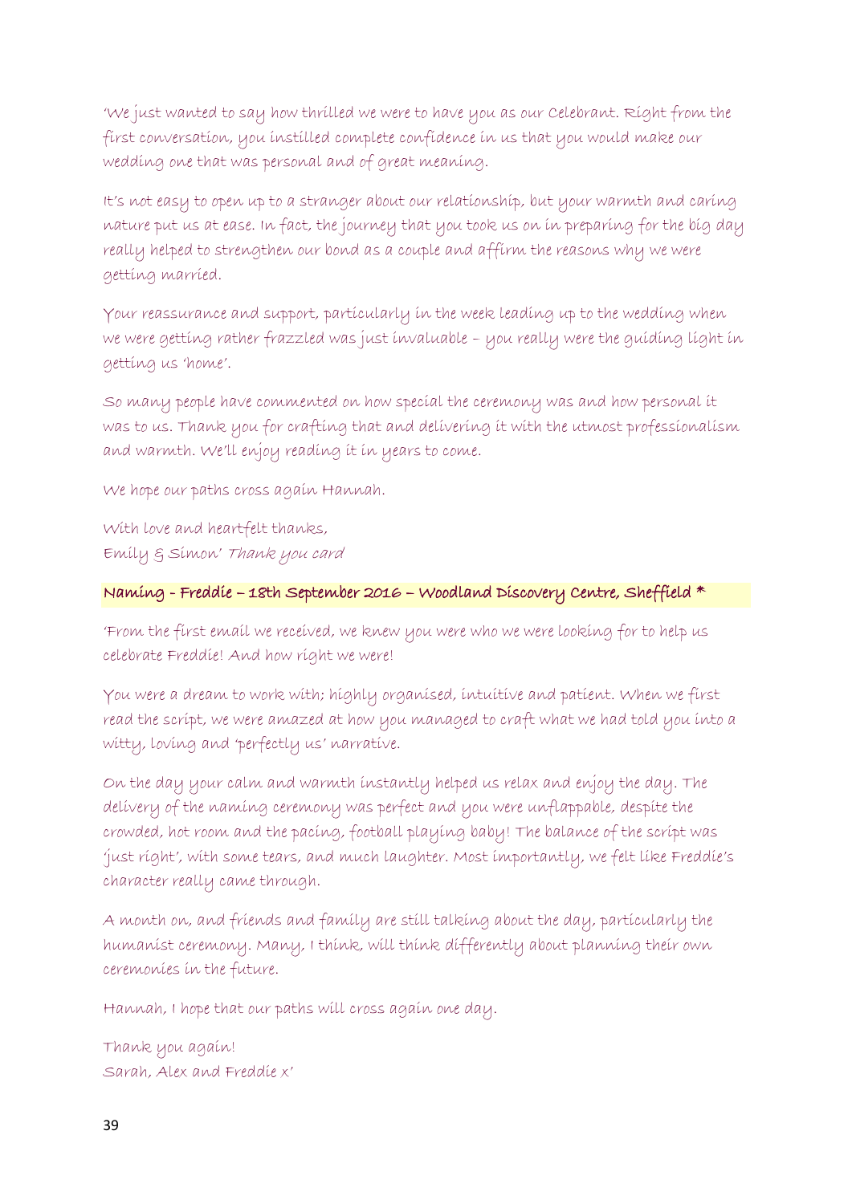'We just wanted to say how thrilled we were to have you as our Celebrant. Right from the first conversation, you instilled complete confidence in us that you would make our wedding one that was personal and of great meaning.

It's not easy to open up to a stranger about our relationship, but your warmth and caring nature put us at ease. In fact, the journey that you took us on in preparing for the big day really helped to strengthen our bond as a couple and affirm the reasons why we were getting married.

Your reassurance and support, particularly in the week leading up to the wedding when we were getting rather frazzled was just invaluable – you really were the guiding light in getting us 'home'.

So many people have commented on how special the ceremony was and how personal it was to us. Thank you for crafting that and delivering it with the utmost professionalism and warmth. We'll enjoy reading it in years to come.

We hope our paths cross again Hannah.

With love and heartfelt thanks,
Emily & Simon' *Thank you card*

**Naming - Freddie – 18th September 2016 – Woodland Discovery Centre, Sheffield ***

'From the first email we received, we knew you were who we were looking for to help us celebrate Freddie! And how right we were!

You were a dream to work with; highly organised, intuitive and patient. When we first read the script, we were amazed at how you managed to craft what we had told you into a witty, loving and 'perfectly us' narrative.

On the day your calm and warmth instantly helped us relax and enjoy the day. The delivery of the naming ceremony was perfect and you were unflappable, despite the crowded, hot room and the pacing, football playing baby! The balance of the script was 'just right', with some tears, and much laughter. Most importantly, we felt like Freddie's character really came through.

A month on, and friends and family are still talking about the day, particularly the humanist ceremony. Many, I think, will think differently about planning their own ceremonies in the future.

Hannah, I hope that our paths will cross again one day.

Thank you again!
Sarah, Alex and Freddie x'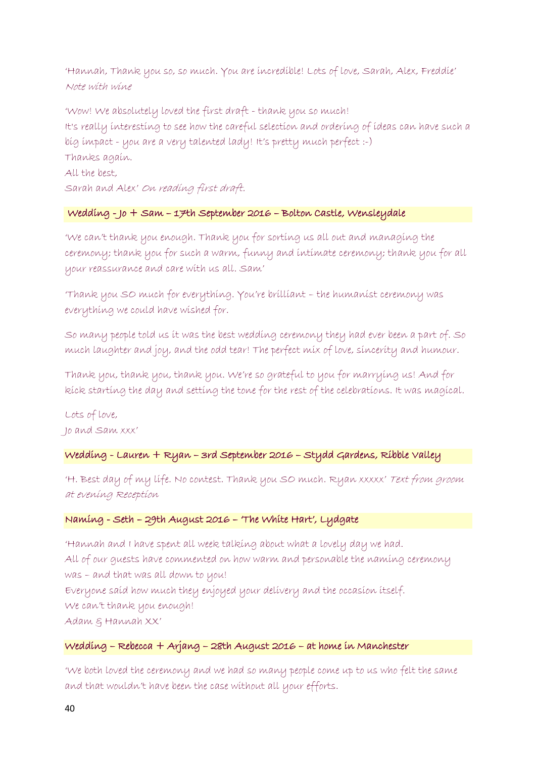'Hannah, Thank you so, so much. You are incredible! Lots of love, Sarah, Alex, Freddie' *Note with wine*

'Wow! We absolutely loved the first draft - thank you so much!
It's really interesting to see how the careful selection and ordering of ideas can have such a big impact - you are a very talented lady! It's pretty much perfect :-)
Thanks again.
All the best,
Sarah and Alex' *On reading first draft.*

**Wedding - Jo + Sam – 17th September 2016 – Bolton Castle, Wensleydale**

'We can't thank you enough. Thank you for sorting us all out and managing the ceremony; thank you for such a warm, funny and intimate ceremony; thank you for all your reassurance and care with us all. Sam'

'Thank you SO much for everything. You're brilliant – the humanist ceremony was everything we could have wished for.

So many people told us it was the best wedding ceremony they had ever been a part of. So much laughter and joy, and the odd tear! The perfect mix of love, sincerity and humour.

Thank you, thank you, thank you. We're so grateful to you for marrying us! And for kick starting the day and setting the tone for the rest of the celebrations. It was magical.

Lots of love,
Jo and Sam xxx'

**Wedding - Lauren + Ryan – 3rd September 2016 – Stydd Gardens, Ribble Valley**

'H. Best day of my life. No contest. Thank you SO much. Ryan xxxxx' *Text from groom at evening Reception*

**Naming - Seth – 29th August 2016 – 'The White Hart', Lydgate**

'Hannah and I have spent all week talking about what a lovely day we had.
All of our guests have commented on how warm and personable the naming ceremony was – and that was all down to you!
Everyone said how much they enjoyed your delivery and the occasion itself.
We can't thank you enough!
Adam & Hannah XX'

**Wedding – Rebecca + Arjang – 28th August 2016 – at home in Manchester**

'We both loved the ceremony and we had so many people come up to us who felt the same and that wouldn't have been the case without all your efforts.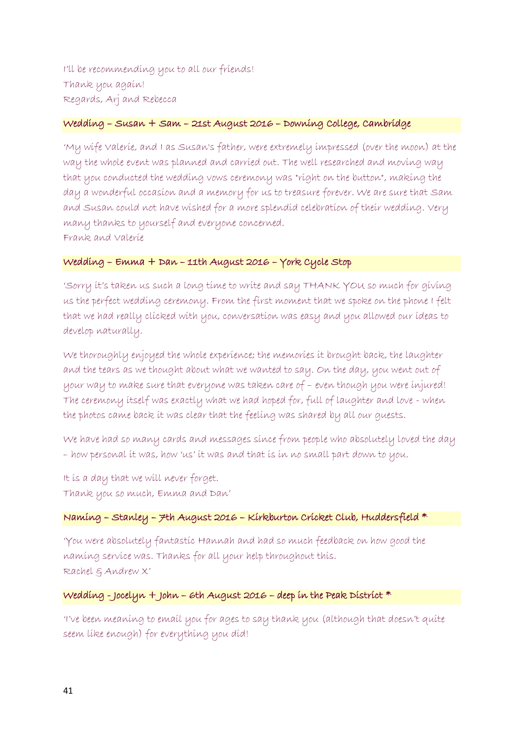I'll be recommending you to all our friends!
Thank you again!
Regards, Arj and Rebecca

**Wedding – Susan + Sam – 21st August 2016 – Downing College, Cambridge**

'My wife Valerie, and I as Susan's father, were extremely impressed (over the moon) at the way the whole event was planned and carried out. The well researched and moving way that you conducted the wedding vows ceremony was "right on the button", making the day a wonderful occasion and a memory for us to treasure forever. We are sure that Sam and Susan could not have wished for a more splendid celebration of their wedding. Very many thanks to yourself and everyone concerned.
Frank and Valerie

**Wedding – Emma + Dan – 11th August 2016 – York Cycle Stop**

'Sorry it's taken us such a long time to write and say THANK YOU so much for giving us the perfect wedding ceremony. From the first moment that we spoke on the phone I felt that we had really clicked with you, conversation was easy and you allowed our ideas to develop naturally.

We thoroughly enjoyed the whole experience; the memories it brought back, the laughter and the tears as we thought about what we wanted to say. On the day, you went out of your way to make sure that everyone was taken care of – even though you were injured! The ceremony itself was exactly what we had hoped for, full of laughter and love - when the photos came back it was clear that the feeling was shared by all our guests.

We have had so many cards and messages since from people who absolutely loved the day – how personal it was, how 'us' it was and that is in no small part down to you.

It is a day that we will never forget.
Thank you so much, Emma and Dan'

**Naming – Stanley – 7th August 2016 – Kirkburton Cricket Club, Huddersfield \***

'You were absolutely fantastic Hannah and had so much feedback on how good the naming service was. Thanks for all your help throughout this.
Rachel & Andrew X'

**Wedding – Jocelyn + John – 6th August 2016 – deep in the Peak District \***

'I've been meaning to email you for ages to say thank you (although that doesn't quite seem like enough) for everything you did!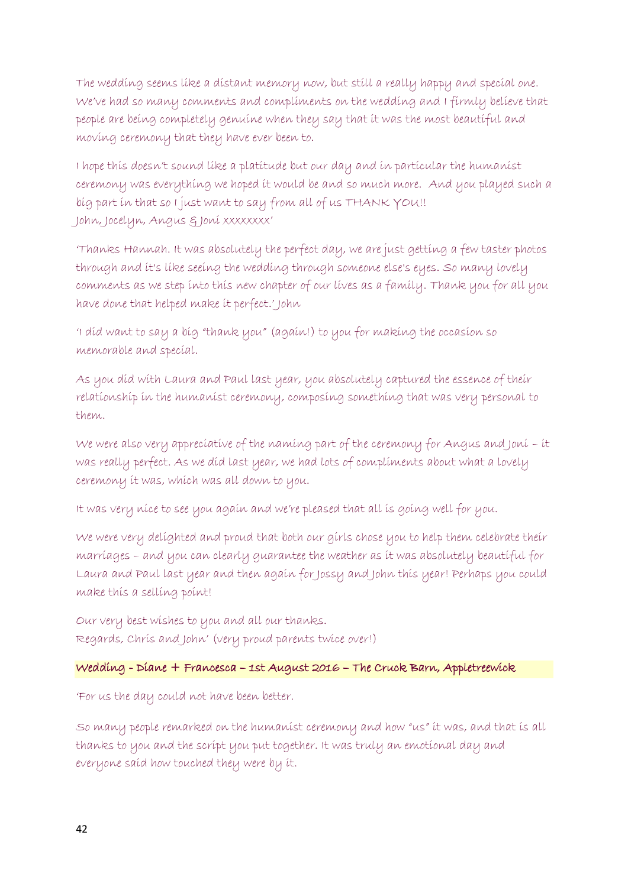The wedding seems like a distant memory now, but still a really happy and special one. We've had so many comments and compliments on the wedding and I firmly believe that people are being completely genuine when they say that it was the most beautiful and moving ceremony that they have ever been to.

I hope this doesn't sound like a platitude but our day and in particular the humanist ceremony was everything we hoped it would be and so much more. And you played such a big part in that so I just want to say from all of us THANK YOU!!
John, Jocelyn, Angus & Joni xxxxxxxx'

'Thanks Hannah. It was absolutely the perfect day, we are just getting a few taster photos through and it's like seeing the wedding through someone else's eyes. So many lovely comments as we step into this new chapter of our lives as a family. Thank you for all you have done that helped make it perfect.' John

'I did want to say a big "thank you" (again!) to you for making the occasion so memorable and special.

As you did with Laura and Paul last year, you absolutely captured the essence of their relationship in the humanist ceremony, composing something that was very personal to them.

We were also very appreciative of the naming part of the ceremony for Angus and Joni – it was really perfect. As we did last year, we had lots of compliments about what a lovely ceremony it was, which was all down to you.

It was very nice to see you again and we're pleased that all is going well for you.

We were very delighted and proud that both our girls chose you to help them celebrate their marriages – and you can clearly guarantee the weather as it was absolutely beautiful for Laura and Paul last year and then again for Jossy and John this year! Perhaps you could make this a selling point!

Our very best wishes to you and all our thanks.
Regards, Chris and John' (very proud parents twice over!)

**Wedding - Diane + Francesca – 1st August 2016 – The Cruck Barn, Appletreewick**

'For us the day could not have been better.

So many people remarked on the humanist ceremony and how "us" it was, and that is all thanks to you and the script you put together. It was truly an emotional day and everyone said how touched they were by it.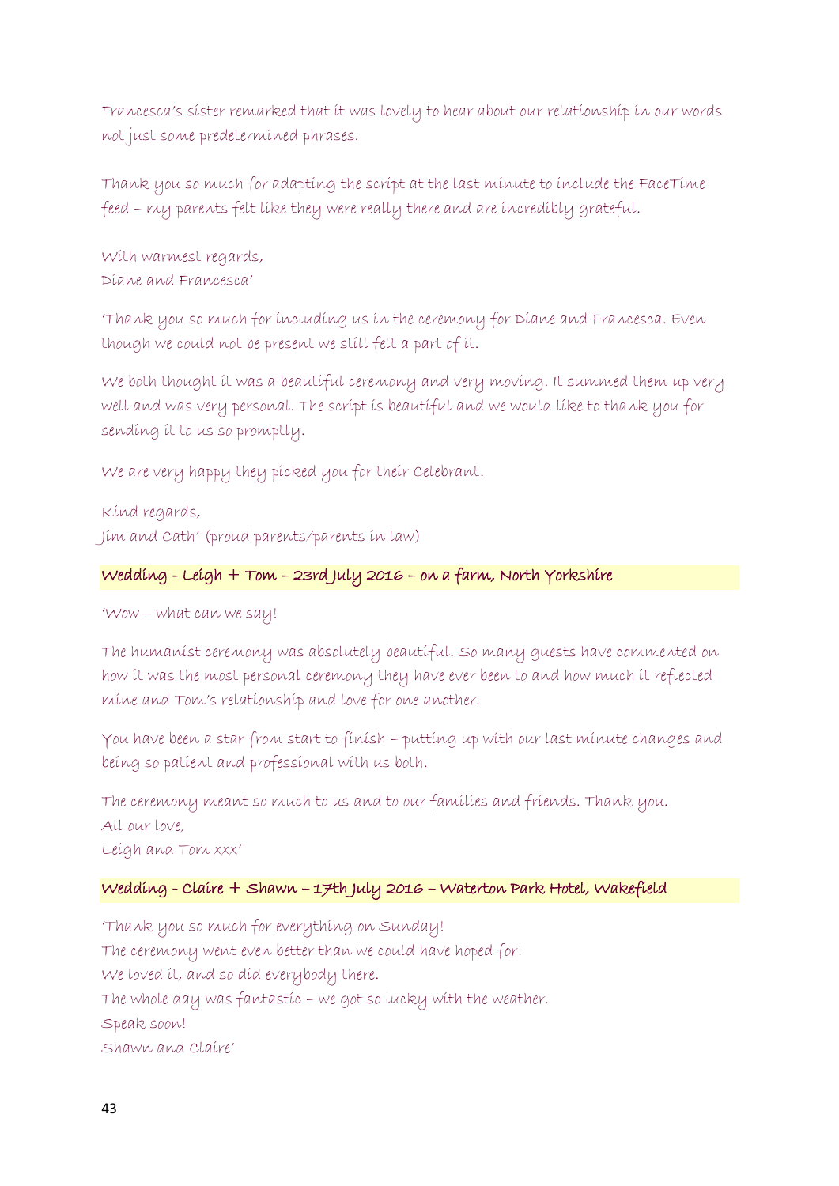Francesca's sister remarked that it was lovely to hear about our relationship in our words not just some predetermined phrases.

Thank you so much for adapting the script at the last minute to include the FaceTime feed – my parents felt like they were really there and are incredibly grateful.

With warmest regards,
Diane and Francesca'

'Thank you so much for including us in the ceremony for Diane and Francesca. Even though we could not be present we still felt a part of it.

We both thought it was a beautiful ceremony and very moving. It summed them up very well and was very personal. The script is beautiful and we would like to thank you for sending it to us so promptly.

We are very happy they picked you for their Celebrant.

Kind regards,
Jim and Cath' (proud parents/parents in law)

### Wedding - Leigh + Tom – 23rd July 2016 – on a farm, North Yorkshire

'Wow – what can we say!

The humanist ceremony was absolutely beautiful. So many guests have commented on how it was the most personal ceremony they have ever been to and how much it reflected mine and Tom's relationship and love for one another.

You have been a star from start to finish – putting up with our last minute changes and being so patient and professional with us both.

The ceremony meant so much to us and to our families and friends. Thank you.
All our love,
Leigh and Tom xxx'

### Wedding - Claire + Shawn – 17th July 2016 – Waterton Park Hotel, Wakefield

'Thank you so much for everything on Sunday!
The ceremony went even better than we could have hoped for!
We loved it, and so did everybody there.
The whole day was fantastic – we got so lucky with the weather.
Speak soon!
Shawn and Claire'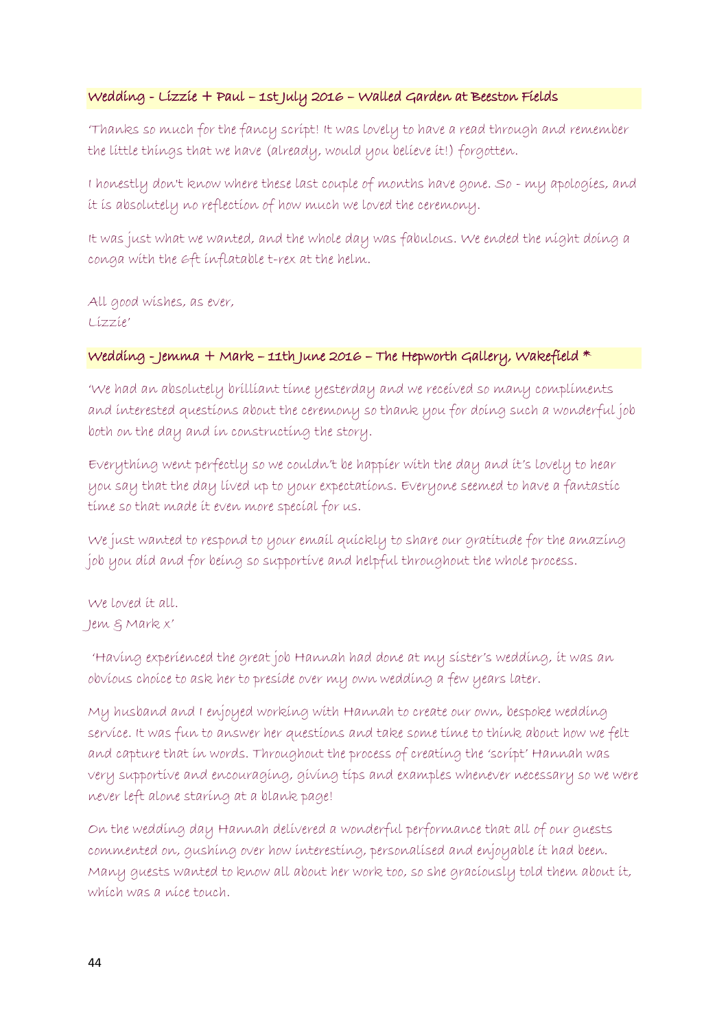**Wedding - Lizzie + Paul – 1st July 2016 – Walled Garden at Beeston Fields**

'Thanks so much for the fancy script! It was lovely to have a read through and remember the little things that we have (already, would you believe it!) forgotten.

I honestly don't know where these last couple of months have gone. So - my apologies, and it is absolutely no reflection of how much we loved the ceremony.

It was just what we wanted, and the whole day was fabulous. We ended the night doing a conga with the 6ft inflatable t-rex at the helm.

All good wishes, as ever,
Lizzie'

**Wedding - Jemma + Mark – 11th June 2016 – The Hepworth Gallery, Wakefield \***

'We had an absolutely brilliant time yesterday and we received so many compliments and interested questions about the ceremony so thank you for doing such a wonderful job both on the day and in constructing the story.

Everything went perfectly so we couldn't be happier with the day and it's lovely to hear you say that the day lived up to your expectations. Everyone seemed to have a fantastic time so that made it even more special for us.

We just wanted to respond to your email quickly to share our gratitude for the amazing job you did and for being so supportive and helpful throughout the whole process.

We loved it all.
Jem & Mark x'

'Having experienced the great job Hannah had done at my sister's wedding, it was an obvious choice to ask her to preside over my own wedding a few years later.

My husband and I enjoyed working with Hannah to create our own, bespoke wedding service. It was fun to answer her questions and take some time to think about how we felt and capture that in words. Throughout the process of creating the 'script' Hannah was very supportive and encouraging, giving tips and examples whenever necessary so we were never left alone staring at a blank page!

On the wedding day Hannah delivered a wonderful performance that all of our guests commented on, gushing over how interesting, personalised and enjoyable it had been. Many guests wanted to know all about her work too, so she graciously told them about it, which was a nice touch.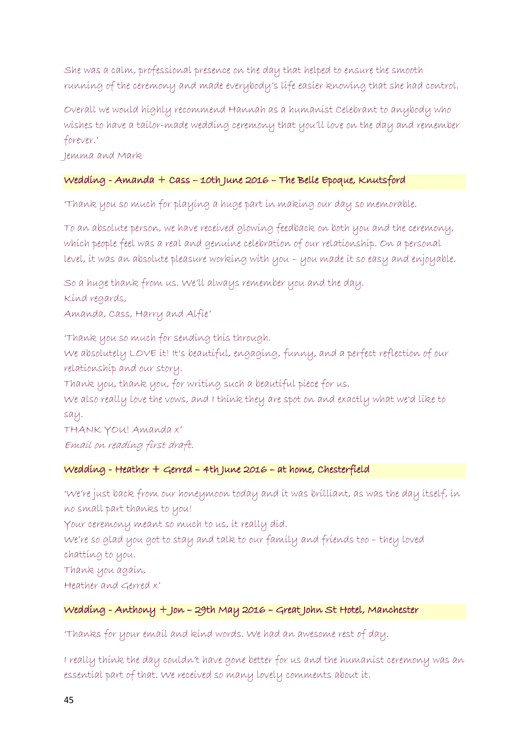She was a calm, professional presence on the day that helped to ensure the smooth running of the ceremony and made everybody's life easier knowing that she had control.

Overall we would highly recommend Hannah as a humanist Celebrant to anybody who wishes to have a tailor-made wedding ceremony that you'll love on the day and remember forever.'

Jemma and Mark

### Wedding - Amanda + Cass – 10th June 2016 – The Belle Epoque, Knutsford

'Thank you so much for playing a huge part in making our day so memorable.

To an absolute person, we have received glowing feedback on both you and the ceremony, which people feel was a real and genuine celebration of our relationship. On a personal level, it was an absolute pleasure working with you – you made it so easy and enjoyable.

So a huge thank from us. We'll always remember you and the day.
Kind regards,
Amanda, Cass, Harry and Alfie'

'Thank you so much for sending this through.
We absolutely LOVE it! It's beautiful, engaging, funny, and a perfect reflection of our relationship and our story.
Thank you, thank you, for writing such a beautiful piece for us.
We also really love the vows, and I think they are spot on and exactly what we'd like to say.
THANK YOU! Amanda x'
*Email on reading first draft.*

### Wedding - Heather + Gerred – 4th June 2016 – at home, Chesterfield

'We're just back from our honeymoon today and it was brilliant, as was the day itself, in no small part thanks to you!
Your ceremony meant so much to us, it really did.
We're so glad you got to stay and talk to our family and friends too – they loved chatting to you.
Thank you again,
Heather and Gerred x'

### Wedding - Anthony + Jon – 29th May 2016 – Great John St Hotel, Manchester

'Thanks for your email and kind words. We had an awesome rest of day.

I really think the day couldn't have gone better for us and the humanist ceremony was an essential part of that. We received so many lovely comments about it.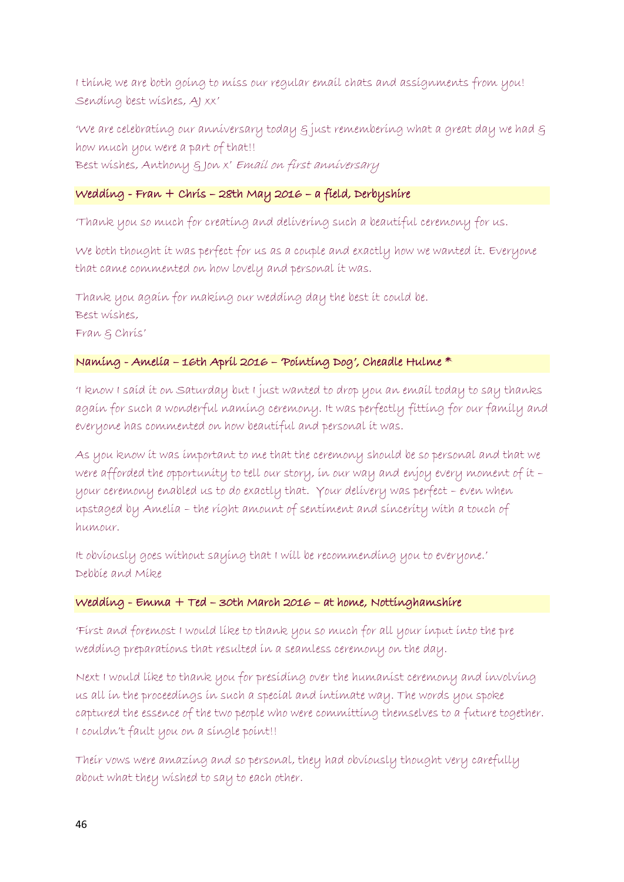I think we are both going to miss our regular email chats and assignments from you! Sending best wishes, AJ xx'

'We are celebrating our anniversary today & just remembering what a great day we had & how much you were a part of that!!
Best wishes, Anthony & Jon x' *Email on first anniversary*

### Wedding - Fran + Chris – 28th May 2016 – a field, Derbyshire

'Thank you so much for creating and delivering such a beautiful ceremony for us.

We both thought it was perfect for us as a couple and exactly how we wanted it. Everyone that came commented on how lovely and personal it was.

Thank you again for making our wedding day the best it could be.
Best wishes,
Fran & Chris'

### Naming - Amelia – 16th April 2016 – 'Pointing Dog', Cheadle Hulme *

'I know I said it on Saturday but I just wanted to drop you an email today to say thanks again for such a wonderful naming ceremony. It was perfectly fitting for our family and everyone has commented on how beautiful and personal it was.

As you know it was important to me that the ceremony should be so personal and that we were afforded the opportunity to tell our story, in our way and enjoy every moment of it – your ceremony enabled us to do exactly that. Your delivery was perfect – even when upstaged by Amelia – the right amount of sentiment and sincerity with a touch of humour.

It obviously goes without saying that I will be recommending you to everyone.'
Debbie and Mike

### Wedding - Emma + Ted – 30th March 2016 – at home, Nottinghamshire

'First and foremost I would like to thank you so much for all your input into the pre wedding preparations that resulted in a seamless ceremony on the day.

Next I would like to thank you for presiding over the humanist ceremony and involving us all in the proceedings in such a special and intimate way. The words you spoke captured the essence of the two people who were committing themselves to a future together. I couldn't fault you on a single point!!

Their vows were amazing and so personal, they had obviously thought very carefully about what they wished to say to each other.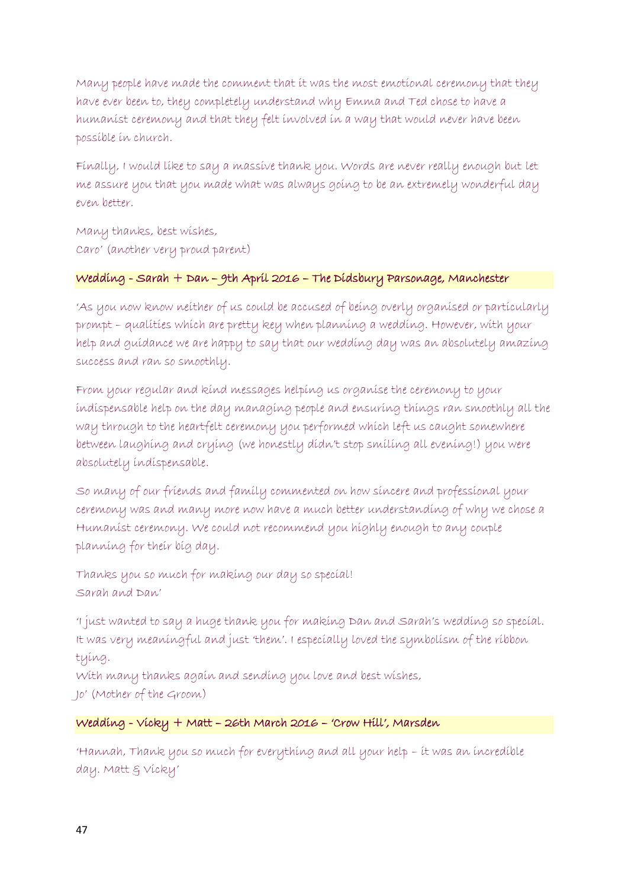Many people have made the comment that it was the most emotional ceremony that they have ever been to, they completely understand why Emma and Ted chose to have a humanist ceremony and that they felt involved in a way that would never have been possible in church.

Finally, I would like to say a massive thank you. Words are never really enough but let me assure you that you made what was always going to be an extremely wonderful day even better.

Many thanks, best wishes,
Caro' (another very proud parent)

### Wedding - Sarah + Dan – 9th April 2016 – The Didsbury Parsonage, Manchester

'As you now know neither of us could be accused of being overly organised or particularly prompt – qualities which are pretty key when planning a wedding. However, with your help and guidance we are happy to say that our wedding day was an absolutely amazing success and ran so smoothly.

From your regular and kind messages helping us organise the ceremony to your indispensable help on the day managing people and ensuring things ran smoothly all the way through to the heartfelt ceremony you performed which left us caught somewhere between laughing and crying (we honestly didn't stop smiling all evening!) you were absolutely indispensable.

So many of our friends and family commented on how sincere and professional your ceremony was and many more now have a much better understanding of why we chose a Humanist ceremony. We could not recommend you highly enough to any couple planning for their big day.

Thanks you so much for making our day so special!
Sarah and Dan'

'I just wanted to say a huge thank you for making Dan and Sarah's wedding so special. It was very meaningful and just 'them'. I especially loved the symbolism of the ribbon tying.
With many thanks again and sending you love and best wishes,
Jo' (Mother of the Groom)

### Wedding - Vicky + Matt – 26th March 2016 – 'Crow Hill', Marsden

'Hannah, Thank you so much for everything and all your help – it was an incredible day. Matt & Vicky'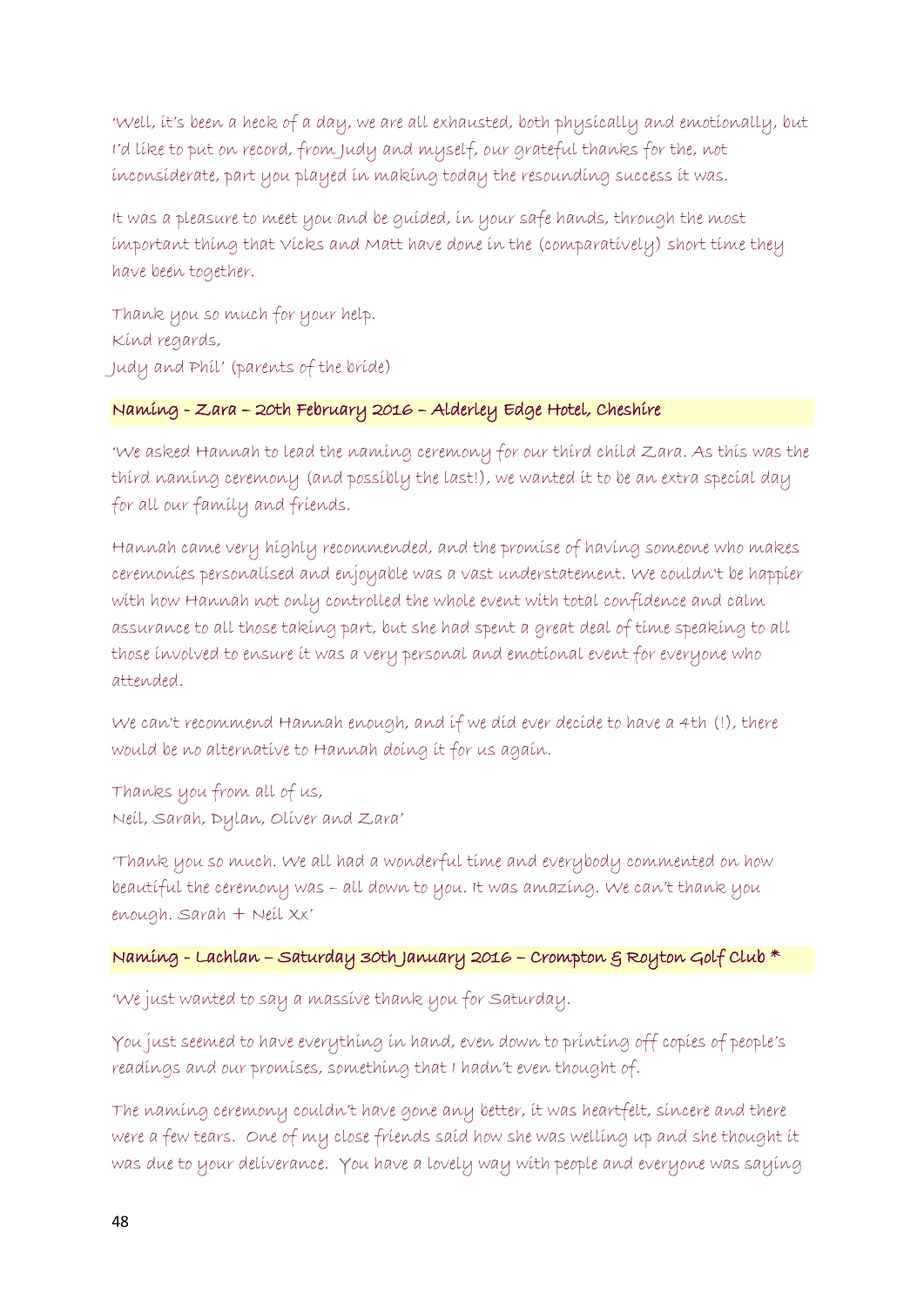'Well, it's been a heck of a day, we are all exhausted, both physically and emotionally, but I'd like to put on record, from Judy and myself, our grateful thanks for the, not inconsiderate, part you played in making today the resounding success it was.

It was a pleasure to meet you and be guided, in your safe hands, through the most important thing that Vicks and Matt have done in the (comparatively) short time they have been together.

Thank you so much for your help.
Kind regards,
Judy and Phil' (parents of the bride)

### Naming - Zara – 20th February 2016 – Alderley Edge Hotel, Cheshire

'We asked Hannah to lead the naming ceremony for our third child Zara. As this was the third naming ceremony (and possibly the last!), we wanted it to be an extra special day for all our family and friends.

Hannah came very highly recommended, and the promise of having someone who makes ceremonies personalised and enjoyable was a vast understatement. We couldn't be happier with how Hannah not only controlled the whole event with total confidence and calm assurance to all those taking part, but she had spent a great deal of time speaking to all those involved to ensure it was a very personal and emotional event for everyone who attended.

We can't recommend Hannah enough, and if we did ever decide to have a 4th (!), there would be no alternative to Hannah doing it for us again.

Thanks you from all of us,
Neil, Sarah, Dylan, Oliver and Zara'

'Thank you so much. We all had a wonderful time and everybody commented on how beautiful the ceremony was – all down to you. It was amazing. We can't thank you enough. Sarah + Neil Xx'

### Naming - Lachlan – Saturday 30th January 2016 – Crompton & Royton Golf Club *

'We just wanted to say a massive thank you for Saturday.

You just seemed to have everything in hand, even down to printing off copies of people's readings and our promises, something that I hadn't even thought of.

The naming ceremony couldn't have gone any better, it was heartfelt, sincere and there were a few tears. One of my close friends said how she was welling up and she thought it was due to your deliverance. You have a lovely way with people and everyone was saying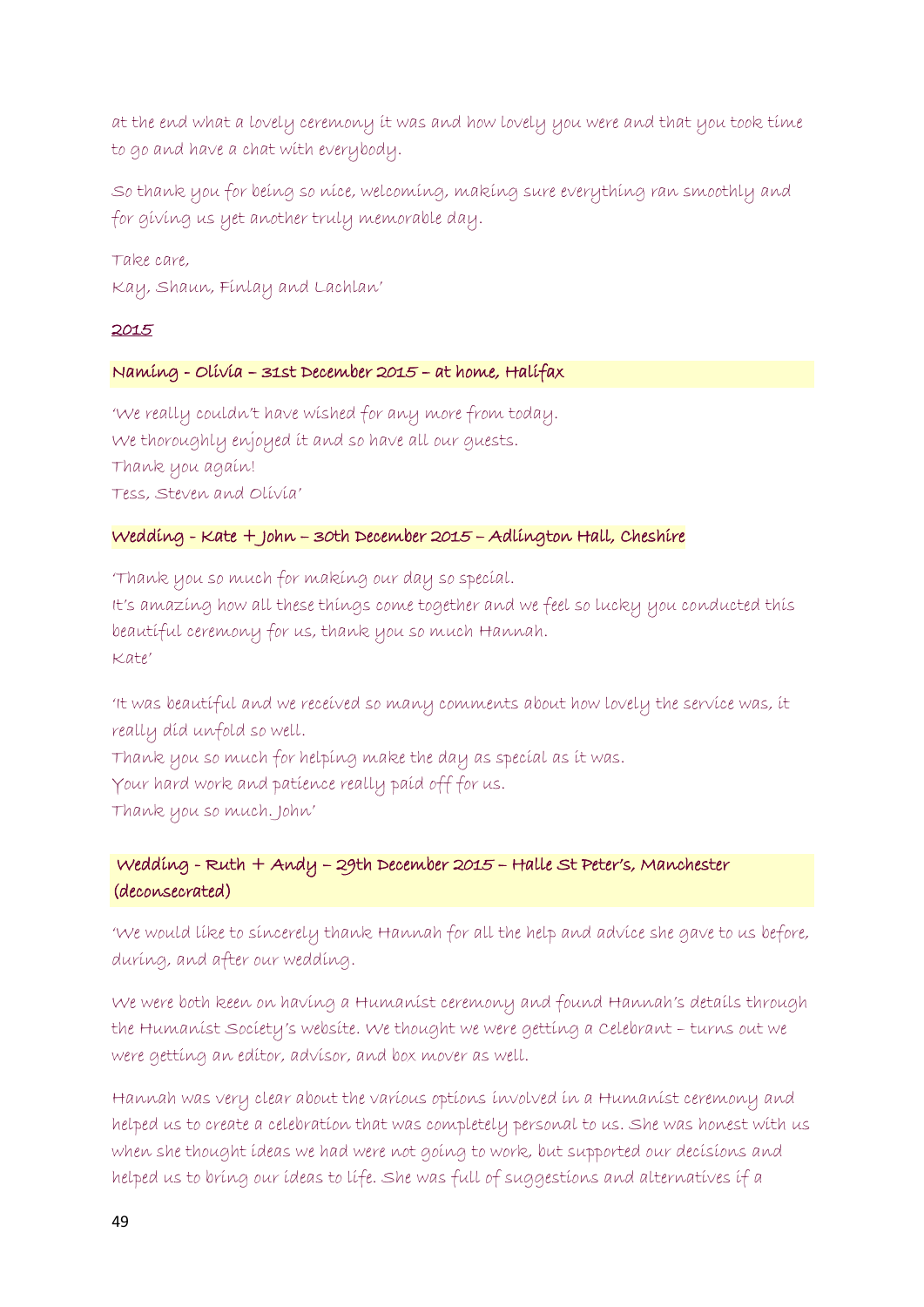at the end what a lovely ceremony it was and how lovely you were and that you took time to go and have a chat with everybody.

So thank you for being so nice, welcoming, making sure everything ran smoothly and for giving us yet another truly memorable day.

Take care,
Kay, Shaun, Finlay and Lachlan'

## 2015

### Naming - Olivia – 31st December 2015 – at home, Halifax

'We really couldn't have wished for any more from today.
We thoroughly enjoyed it and so have all our guests.
Thank you again!
Tess, Steven and Olivia'

### Wedding - Kate + John – 30th December 2015 – Adlington Hall, Cheshire

'Thank you so much for making our day so special.
It's amazing how all these things come together and we feel so lucky you conducted this beautiful ceremony for us, thank you so much Hannah.
Kate'

'It was beautiful and we received so many comments about how lovely the service was, it really did unfold so well.
Thank you so much for helping make the day as special as it was.
Your hard work and patience really paid off for us.
Thank you so much. John'

### Wedding - Ruth + Andy – 29th December 2015 – Halle St Peter's, Manchester (deconsecrated)

'We would like to sincerely thank Hannah for all the help and advice she gave to us before, during, and after our wedding.

We were both keen on having a Humanist ceremony and found Hannah's details through the Humanist Society's website. We thought we were getting a Celebrant – turns out we were getting an editor, advisor, and box mover as well.

Hannah was very clear about the various options involved in a Humanist ceremony and helped us to create a celebration that was completely personal to us. She was honest with us when she thought ideas we had were not going to work, but supported our decisions and helped us to bring our ideas to life. She was full of suggestions and alternatives if a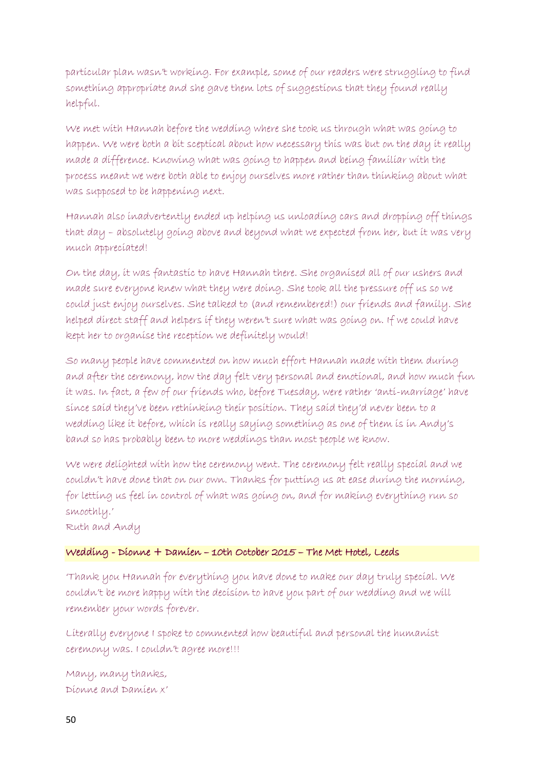particular plan wasn't working. For example, some of our readers were struggling to find something appropriate and she gave them lots of suggestions that they found really helpful.

We met with Hannah before the wedding where she took us through what was going to happen. We were both a bit sceptical about how necessary this was but on the day it really made a difference. Knowing what was going to happen and being familiar with the process meant we were both able to enjoy ourselves more rather than thinking about what was supposed to be happening next.

Hannah also inadvertently ended up helping us unloading cars and dropping off things that day – absolutely going above and beyond what we expected from her, but it was very much appreciated!

On the day, it was fantastic to have Hannah there. She organised all of our ushers and made sure everyone knew what they were doing. She took all the pressure off us so we could just enjoy ourselves. She talked to (and remembered!) our friends and family. She helped direct staff and helpers if they weren't sure what was going on. If we could have kept her to organise the reception we definitely would!

So many people have commented on how much effort Hannah made with them during and after the ceremony, how the day felt very personal and emotional, and how much fun it was. In fact, a few of our friends who, before Tuesday, were rather 'anti-marriage' have since said they've been rethinking their position. They said they'd never been to a wedding like it before, which is really saying something as one of them is in Andy's band so has probably been to more weddings than most people we know.

We were delighted with how the ceremony went. The ceremony felt really special and we couldn't have done that on our own. Thanks for putting us at ease during the morning, for letting us feel in control of what was going on, and for making everything run so smoothly.'
Ruth and Andy

**Wedding - Dionne + Damien – 10th October 2015 – The Met Hotel, Leeds**

'Thank you Hannah for everything you have done to make our day truly special. We couldn't be more happy with the decision to have you part of our wedding and we will remember your words forever.

Literally everyone I spoke to commented how beautiful and personal the humanist ceremony was. I couldn't agree more!!!

Many, many thanks,
Dionne and Damien x'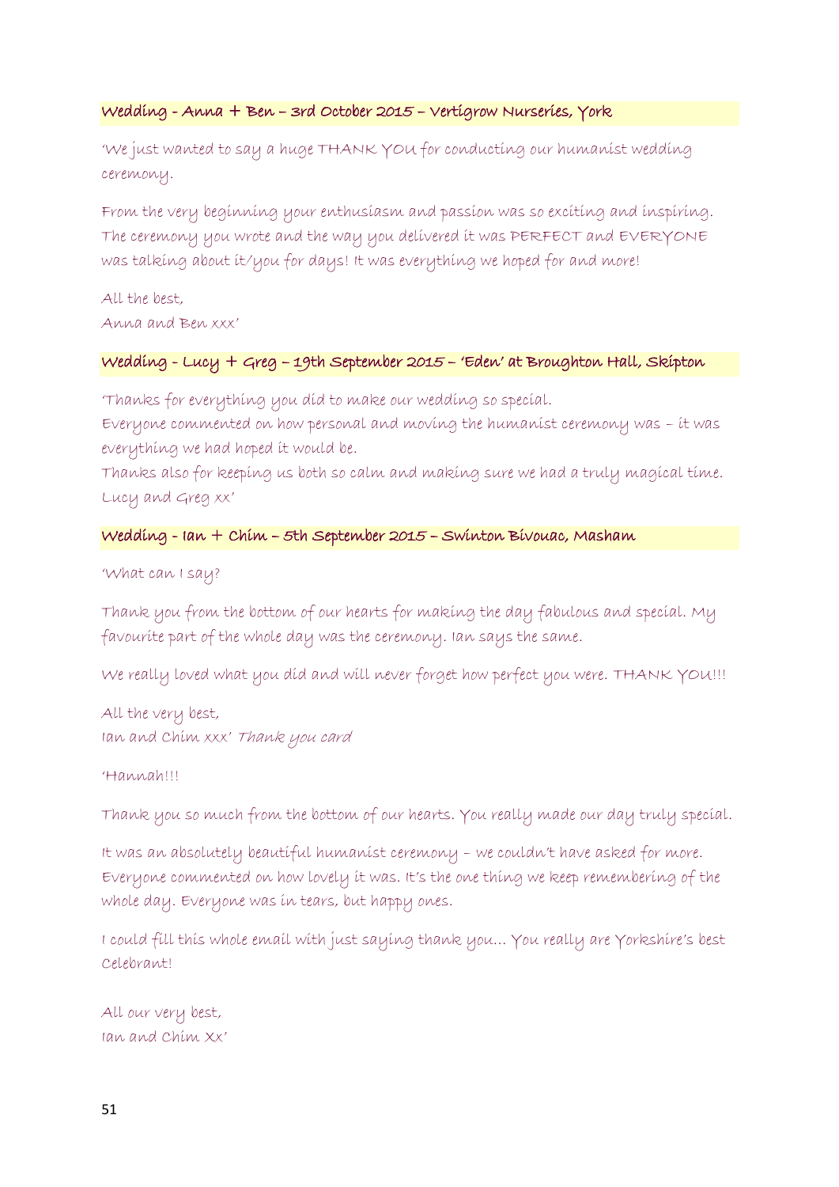### Wedding - Anna + Ben – 3rd October 2015 – Vertigrow Nurseries, York

'We just wanted to say a huge THANK YOU for conducting our humanist wedding ceremony.

From the very beginning your enthusiasm and passion was so exciting and inspiring. The ceremony you wrote and the way you delivered it was PERFECT and EVERYONE was talking about it/you for days! It was everything we hoped for and more!

All the best,
Anna and Ben xxx'

### Wedding - Lucy + Greg – 19th September 2015 – 'Eden' at Broughton Hall, Skipton

'Thanks for everything you did to make our wedding so special.
Everyone commented on how personal and moving the humanist ceremony was – it was everything we had hoped it would be.
Thanks also for keeping us both so calm and making sure we had a truly magical time.
Lucy and Greg xx'

### Wedding - Ian + Chim – 5th September 2015 – Swinton Bivouac, Masham

'What can I say?

Thank you from the bottom of our hearts for making the day fabulous and special. My favourite part of the whole day was the ceremony. Ian says the same.

We really loved what you did and will never forget how perfect you were. THANK YOU!!!

All the very best,
Ian and Chim xxx' *Thank you card*

'Hannah!!!

Thank you so much from the bottom of our hearts. You really made our day truly special.

It was an absolutely beautiful humanist ceremony – we couldn't have asked for more. Everyone commented on how lovely it was. It's the one thing we keep remembering of the whole day. Everyone was in tears, but happy ones.

I could fill this whole email with just saying thank you... You really are Yorkshire's best Celebrant!

All our very best,
Ian and Chim Xx'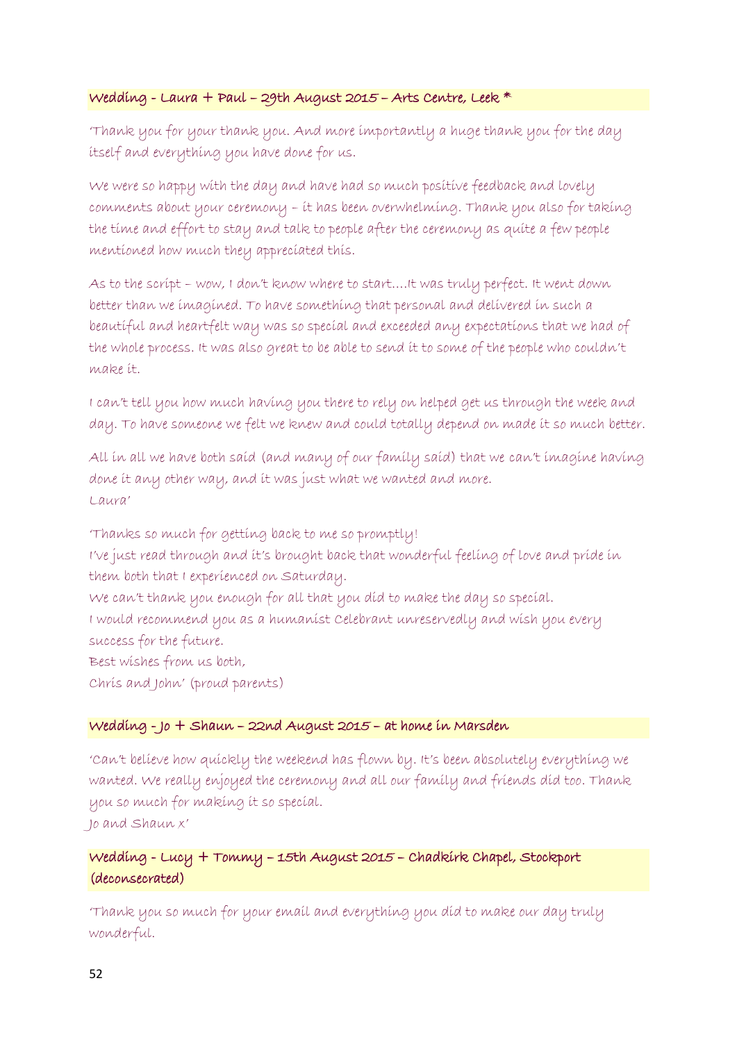### Wedding - Laura + Paul – 29th August 2015 – Arts Centre, Leek *

'Thank you for your thank you. And more importantly a huge thank you for the day itself and everything you have done for us.

We were so happy with the day and have had so much positive feedback and lovely comments about your ceremony – it has been overwhelming. Thank you also for taking the time and effort to stay and talk to people after the ceremony as quite a few people mentioned how much they appreciated this.

As to the script – wow, I don't know where to start….It was truly perfect. It went down better than we imagined. To have something that personal and delivered in such a beautiful and heartfelt way was so special and exceeded any expectations that we had of the whole process. It was also great to be able to send it to some of the people who couldn't make it.

I can't tell you how much having you there to rely on helped get us through the week and day. To have someone we felt we knew and could totally depend on made it so much better.

All in all we have both said (and many of our family said) that we can't imagine having done it any other way, and it was just what we wanted and more.
Laura'

'Thanks so much for getting back to me so promptly!
I've just read through and it's brought back that wonderful feeling of love and pride in them both that I experienced on Saturday.
We can't thank you enough for all that you did to make the day so special.
I would recommend you as a humanist Celebrant unreservedly and wish you every success for the future.
Best wishes from us both,
Chris and John' (proud parents)

### Wedding - Jo + Shaun – 22nd August 2015 – at home in Marsden

'Can't believe how quickly the weekend has flown by. It's been absolutely everything we wanted. We really enjoyed the ceremony and all our family and friends did too. Thank you so much for making it so special.
Jo and Shaun x'

### Wedding - Lucy + Tommy – 15th August 2015 – Chadkirk Chapel, Stockport (deconsecrated)

'Thank you so much for your email and everything you did to make our day truly wonderful.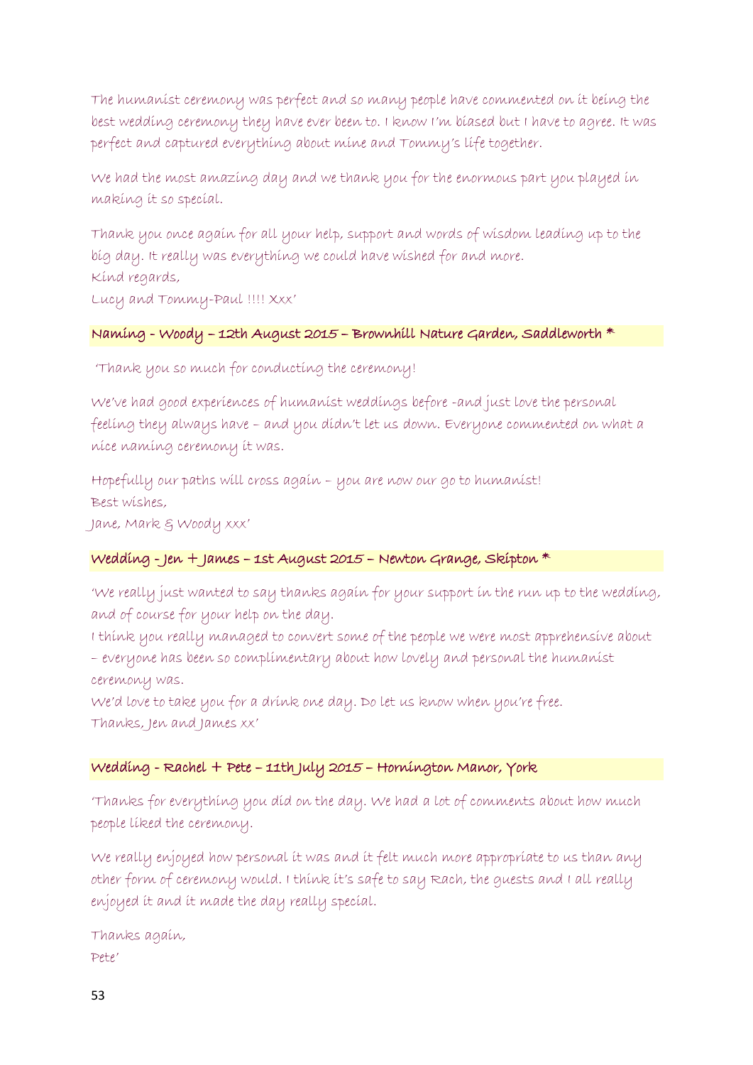The humanist ceremony was perfect and so many people have commented on it being the best wedding ceremony they have ever been to. I know I'm biased but I have to agree. It was perfect and captured everything about mine and Tommy's life together.

We had the most amazing day and we thank you for the enormous part you played in making it so special.

Thank you once again for all your help, support and words of wisdom leading up to the big day. It really was everything we could have wished for and more.
Kind regards,
Lucy and Tommy-Paul !!!! Xxx'

### Naming - Woody – 12th August 2015 – Brownhill Nature Garden, Saddleworth *

'Thank you so much for conducting the ceremony!

We've had good experiences of humanist weddings before -and just love the personal feeling they always have – and you didn't let us down. Everyone commented on what a nice naming ceremony it was.

Hopefully our paths will cross again – you are now our go to humanist!
Best wishes,
Jane, Mark & Woody xxx'

### Wedding - Jen + James – 1st August 2015 – Newton Grange, Skipton *

'We really just wanted to say thanks again for your support in the run up to the wedding, and of course for your help on the day.
I think you really managed to convert some of the people we were most apprehensive about – everyone has been so complimentary about how lovely and personal the humanist ceremony was.
We'd love to take you for a drink one day. Do let us know when you're free.
Thanks, Jen and James xx'

### Wedding - Rachel + Pete – 11th July 2015 – Hornington Manor, York

'Thanks for everything you did on the day. We had a lot of comments about how much people liked the ceremony.

We really enjoyed how personal it was and it felt much more appropriate to us than any other form of ceremony would. I think it's safe to say Rach, the guests and I all really enjoyed it and it made the day really special.

Thanks again,
Pete'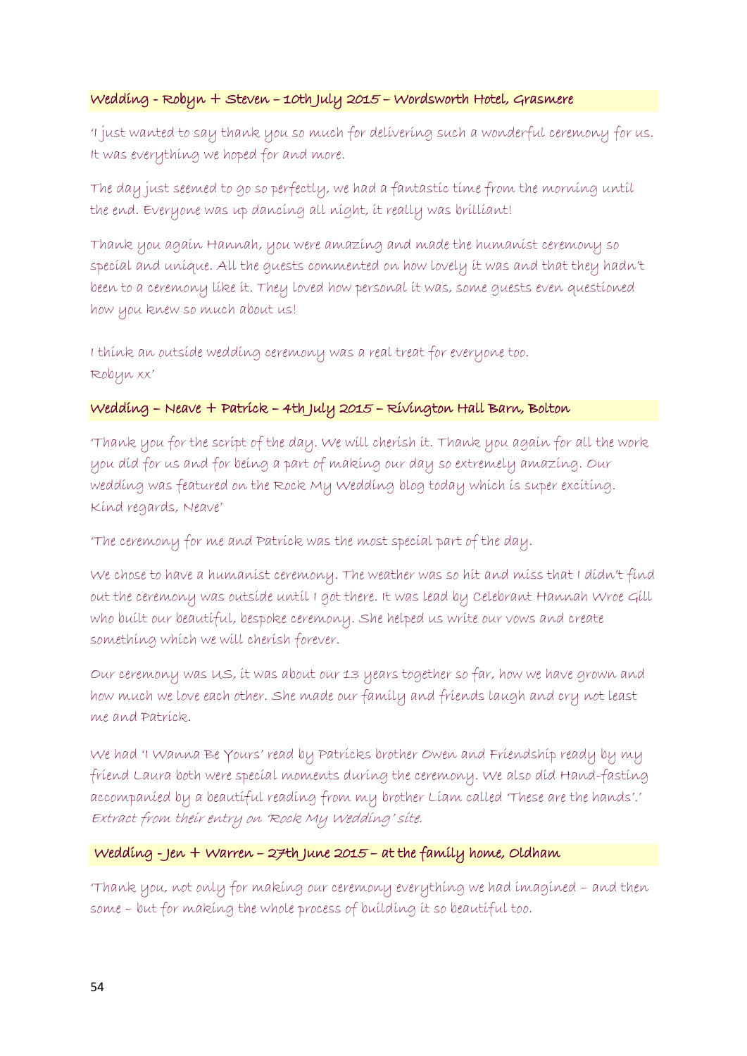## Wedding - Robyn + Steven – 10th July 2015 – Wordsworth Hotel, Grasmere

'I just wanted to say thank you so much for delivering such a wonderful ceremony for us. It was everything we hoped for and more.

The day just seemed to go so perfectly, we had a fantastic time from the morning until the end. Everyone was up dancing all night, it really was brilliant!

Thank you again Hannah, you were amazing and made the humanist ceremony so special and unique. All the guests commented on how lovely it was and that they hadn't been to a ceremony like it. They loved how personal it was, some guests even questioned how you knew so much about us!

I think an outside wedding ceremony was a real treat for everyone too.
Robyn xx'

## Wedding – Neave + Patrick – 4th July 2015 – Rivington Hall Barn, Bolton

'Thank you for the script of the day. We will cherish it. Thank you again for all the work you did for us and for being a part of making our day so extremely amazing. Our wedding was featured on the Rock My Wedding blog today which is super exciting. Kind regards, Neave'

'The ceremony for me and Patrick was the most special part of the day.

We chose to have a humanist ceremony. The weather was so hit and miss that I didn't find out the ceremony was outside until I got there. It was lead by Celebrant Hannah Wroe Gill who built our beautiful, bespoke ceremony. She helped us write our vows and create something which we will cherish forever.

Our ceremony was US, it was about our 13 years together so far, how we have grown and how much we love each other. She made our family and friends laugh and cry not least me and Patrick.

We had 'I Wanna Be Yours' read by Patricks brother Owen and Friendship ready by my friend Laura both were special moments during the ceremony. We also did Hand-fasting accompanied by a beautiful reading from my brother Liam called 'These are the hands'.'
*Extract from their entry on 'Rock My Wedding' site.*

## Wedding - Jen + Warren – 27th June 2015 – at the family home, Oldham

'Thank you, not only for making our ceremony everything we had imagined – and then some – but for making the whole process of building it so beautiful too.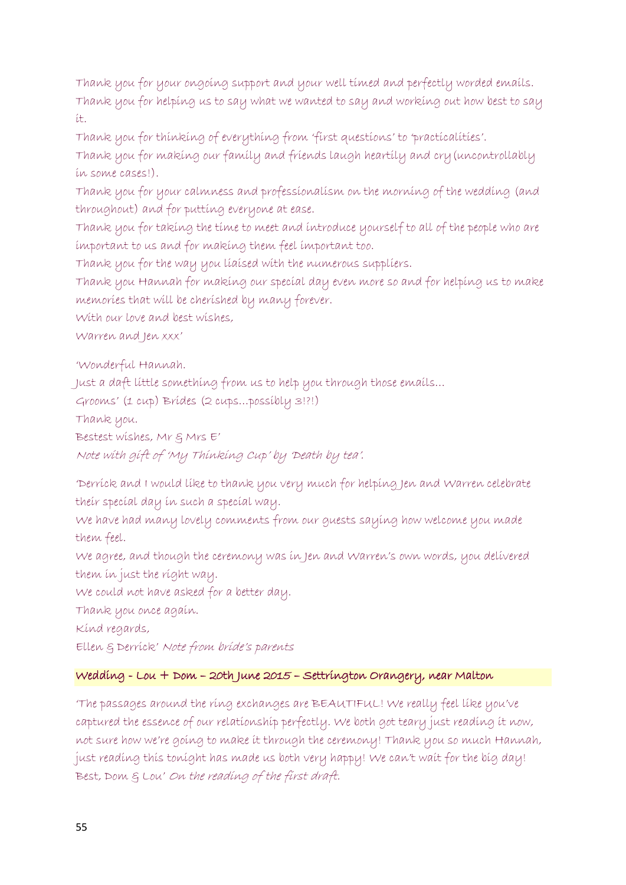Thank you for your ongoing support and your well timed and perfectly worded emails.
Thank you for helping us to say what we wanted to say and working out how best to say it.
Thank you for thinking of everything from 'first questions' to 'practicalities'.
Thank you for making our family and friends laugh heartily and cry (uncontrollably in some cases!).
Thank you for your calmness and professionalism on the morning of the wedding (and throughout) and for putting everyone at ease.
Thank you for taking the time to meet and introduce yourself to all of the people who are important to us and for making them feel important too.
Thank you for the way you liaised with the numerous suppliers.
Thank you Hannah for making our special day even more so and for helping us to make memories that will be cherished by many forever.
With our love and best wishes,
Warren and Jen xxx'

'Wonderful Hannah.
Just a daft little something from us to help you through those emails…
Grooms' (1 cup) Brides (2 cups…possibly 3!?!)
Thank you.
Bestest wishes, Mr & Mrs E'
*Note with gift of 'My Thinking Cup' by 'Death by tea'.*

'Derrick and I would like to thank you very much for helping Jen and Warren celebrate their special day in such a special way.
We have had many lovely comments from our guests saying how welcome you made them feel.
We agree, and though the ceremony was in Jen and Warren's own words, you delivered them in just the right way.
We could not have asked for a better day.
Thank you once again.
Kind regards,
Ellen & Derrick' *Note from bride's parents*

**Wedding - Lou + Dom – 20th June 2015 – Settrington Orangery, near Malton**

'The passages around the ring exchanges are BEAUTIFUL! We really feel like you've captured the essence of our relationship perfectly. We both got teary just reading it now, not sure how we're going to make it through the ceremony! Thank you so much Hannah, just reading this tonight has made us both very happy! We can't wait for the big day! Best, Dom & Lou' *On the reading of the first draft.*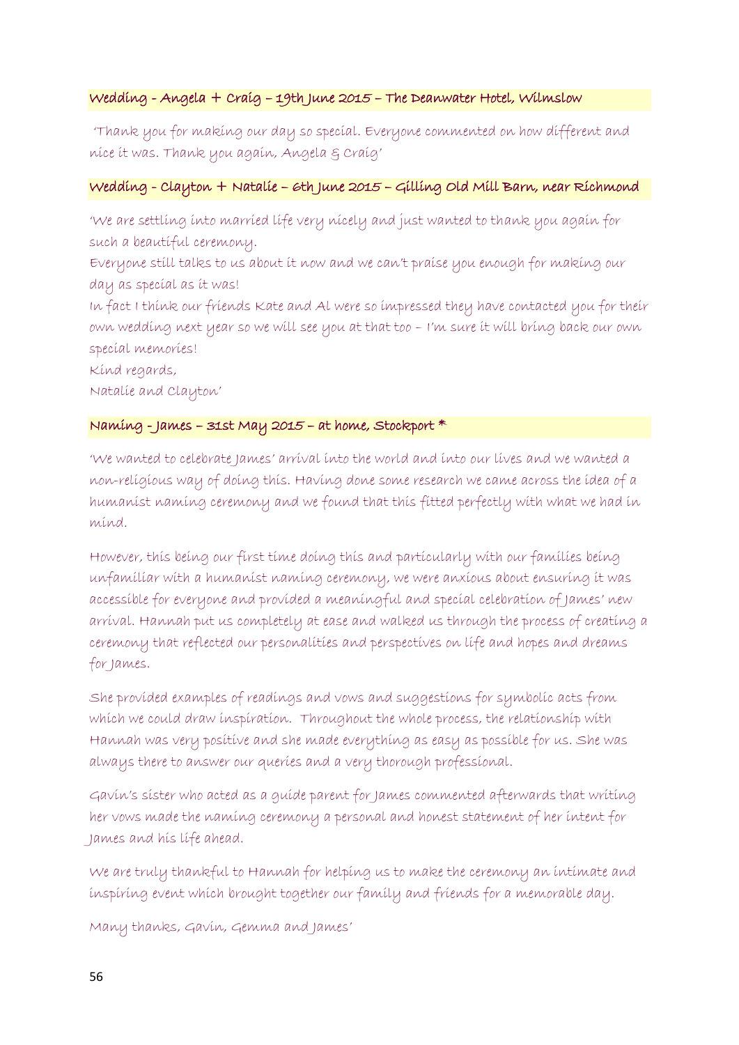### Wedding - Angela + Craig – 19th June 2015 – The Deanwater Hotel, Wilmslow

'Thank you for making our day so special. Everyone commented on how different and nice it was. Thank you again, Angela & Craig'

### Wedding - Clayton + Natalie – 6th June 2015 – Gilling Old Mill Barn, near Richmond

'We are settling into married life very nicely and just wanted to thank you again for such a beautiful ceremony.
Everyone still talks to us about it now and we can't praise you enough for making our day as special as it was!
In fact I think our friends Kate and Al were so impressed they have contacted you for their own wedding next year so we will see you at that too – I'm sure it will bring back our own special memories!
Kind regards,
Natalie and Clayton'

### Naming - James – 31st May 2015 – at home, Stockport *

'We wanted to celebrate James' arrival into the world and into our lives and we wanted a non-religious way of doing this. Having done some research we came across the idea of a humanist naming ceremony and we found that this fitted perfectly with what we had in mind.

However, this being our first time doing this and particularly with our families being unfamiliar with a humanist naming ceremony, we were anxious about ensuring it was accessible for everyone and provided a meaningful and special celebration of James' new arrival. Hannah put us completely at ease and walked us through the process of creating a ceremony that reflected our personalities and perspectives on life and hopes and dreams for James.

She provided examples of readings and vows and suggestions for symbolic acts from which we could draw inspiration. Throughout the whole process, the relationship with Hannah was very positive and she made everything as easy as possible for us. She was always there to answer our queries and a very thorough professional.

Gavin's sister who acted as a guide parent for James commented afterwards that writing her vows made the naming ceremony a personal and honest statement of her intent for James and his life ahead.

We are truly thankful to Hannah for helping us to make the ceremony an intimate and inspiring event which brought together our family and friends for a memorable day.

Many thanks, Gavin, Gemma and James'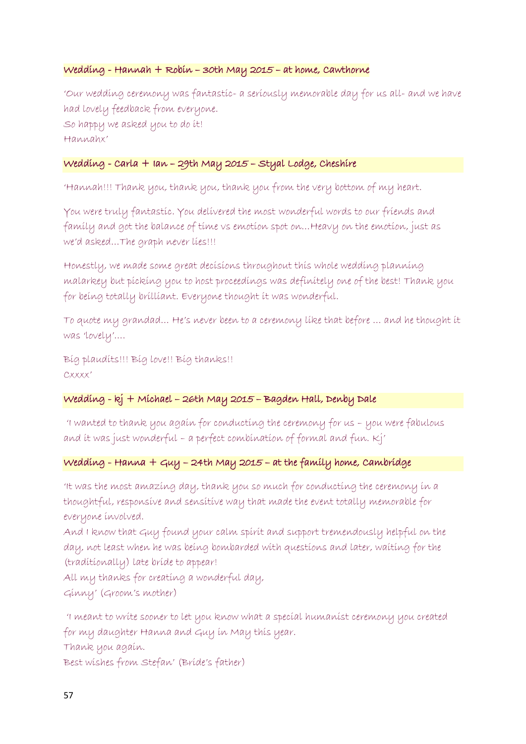### Wedding - Hannah + Robin – 30th May 2015 – at home, Cawthorne

'Our wedding ceremony was fantastic- a seriously memorable day for us all- and we have had lovely feedback from everyone.
So happy we asked you to do it!
Hannahx'

### Wedding - Carla + Ian – 29th May 2015 – Styal Lodge, Cheshire

'Hannah!!! Thank you, thank you, thank you from the very bottom of my heart.

You were truly fantastic. You delivered the most wonderful words to our friends and family and got the balance of time vs emotion spot on…Heavy on the emotion, just as we'd asked…The graph never lies!!!

Honestly, we made some great decisions throughout this whole wedding planning malarkey but picking you to host proceedings was definitely one of the best! Thank you for being totally brilliant. Everyone thought it was wonderful.

To quote my grandad… He's never been to a ceremony like that before … and he thought it was 'lovely'….

Big plaudits!!! Big love!! Big thanks!!
Cxxxx'

### Wedding - kj + Michael – 26th May 2015 – Bagden Hall, Denby Dale

'I wanted to thank you again for conducting the ceremony for us – you were fabulous and it was just wonderful – a perfect combination of formal and fun. Kj'

### Wedding - Hanna + Guy – 24th May 2015 – at the family home, Cambridge

'It was the most amazing day, thank you so much for conducting the ceremony in a thoughtful, responsive and sensitive way that made the event totally memorable for everyone involved.
And I know that Guy found your calm spirit and support tremendously helpful on the day, not least when he was being bombarded with questions and later, waiting for the (traditionally) late bride to appear!
All my thanks for creating a wonderful day,
Ginny' (Groom's mother)

'I meant to write sooner to let you know what a special humanist ceremony you created for my daughter Hanna and Guy in May this year.
Thank you again.
Best wishes from Stefan' (Bride's father)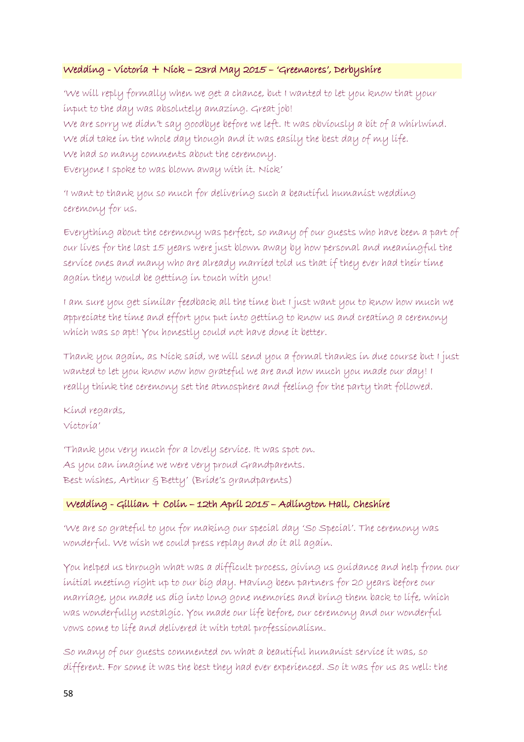### Wedding - Victoria + Nick – 23rd May 2015 – 'Greenacres', Derbyshire

'We will reply formally when we get a chance, but I wanted to let you know that your input to the day was absolutely amazing. Great job!
We are sorry we didn't say goodbye before we left. It was obviously a bit of a whirlwind.
We did take in the whole day though and it was easily the best day of my life.
We had so many comments about the ceremony.
Everyone I spoke to was blown away with it. Nick'

'I want to thank you so much for delivering such a beautiful humanist wedding ceremony for us.

Everything about the ceremony was perfect, so many of our guests who have been a part of our lives for the last 15 years were just blown away by how personal and meaningful the service ones and many who are already married told us that if they ever had their time again they would be getting in touch with you!

I am sure you get similar feedback all the time but I just want you to know how much we appreciate the time and effort you put into getting to know us and creating a ceremony which was so apt! You honestly could not have done it better.

Thank you again, as Nick said, we will send you a formal thanks in due course but I just wanted to let you know now how grateful we are and how much you made our day! I really think the ceremony set the atmosphere and feeling for the party that followed.

Kind regards,
Victoria'

'Thank you very much for a lovely service. It was spot on.
As you can imagine we were very proud Grandparents.
Best wishes, Arthur & Betty' (Bride's grandparents)

### Wedding - Gillian + Colin – 12th April 2015 – Adlington Hall, Cheshire

'We are so grateful to you for making our special day 'So Special'. The ceremony was wonderful. We wish we could press replay and do it all again.

You helped us through what was a difficult process, giving us guidance and help from our initial meeting right up to our big day. Having been partners for 20 years before our marriage, you made us dig into long gone memories and bring them back to life, which was wonderfully nostalgic. You made our life before, our ceremony and our wonderful vows come to life and delivered it with total professionalism.

So many of our guests commented on what a beautiful humanist service it was, so different. For some it was the best they had ever experienced. So it was for us as well: the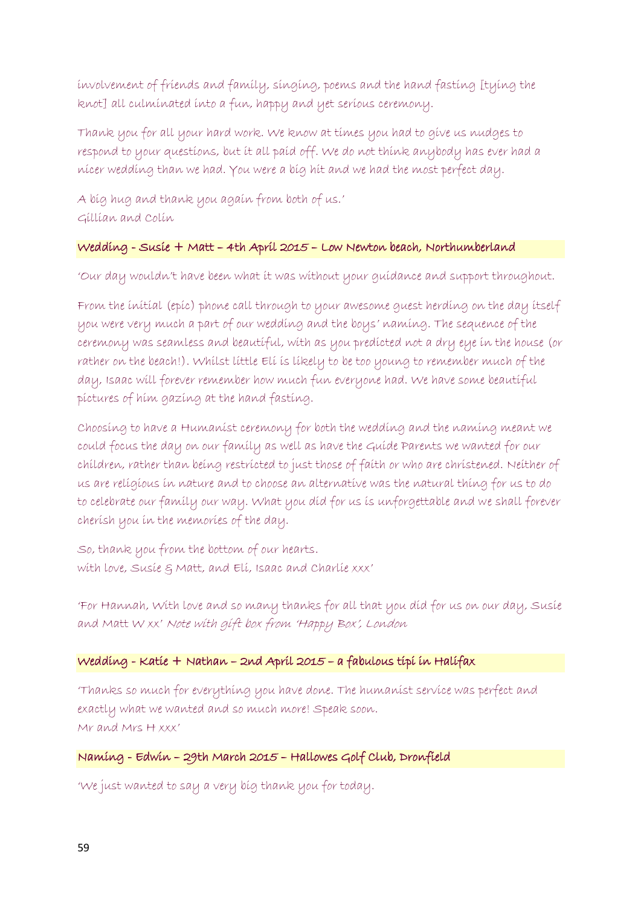involvement of friends and family, singing, poems and the hand fasting [tying the knot] all culminated into a fun, happy and yet serious ceremony.

Thank you for all your hard work. We know at times you had to give us nudges to respond to your questions, but it all paid off. We do not think anybody has ever had a nicer wedding than we had. You were a big hit and we had the most perfect day.

A big hug and thank you again from both of us.'
Gillian and Colin

### Wedding - Susie + Matt – 4th April 2015 – Low Newton beach, Northumberland

'Our day wouldn't have been what it was without your guidance and support throughout.

From the initial (epic) phone call through to your awesome guest herding on the day itself you were very much a part of our wedding and the boys' naming. The sequence of the ceremony was seamless and beautiful, with as you predicted not a dry eye in the house (or rather on the beach!). Whilst little Eli is likely to be too young to remember much of the day, Isaac will forever remember how much fun everyone had. We have some beautiful pictures of him gazing at the hand fasting.

Choosing to have a Humanist ceremony for both the wedding and the naming meant we could focus the day on our family as well as have the Guide Parents we wanted for our children, rather than being restricted to just those of faith or who are christened. Neither of us are religious in nature and to choose an alternative was the natural thing for us to do to celebrate our family our way. What you did for us is unforgettable and we shall forever cherish you in the memories of the day.

So, thank you from the bottom of our hearts.
with love, Susie & Matt, and Eli, Isaac and Charlie xxx'

'For Hannah, With love and so many thanks for all that you did for us on our day, Susie and Matt W xx' *Note with gift box from 'Happy Box', London*

### Wedding - Katie + Nathan – 2nd April 2015 – a fabulous tipi in Halifax

'Thanks so much for everything you have done. The humanist service was perfect and exactly what we wanted and so much more! Speak soon.
Mr and Mrs H xxx'

### Naming - Edwin – 29th March 2015 – Hallowes Golf Club, Dronfield

'We just wanted to say a very big thank you for today.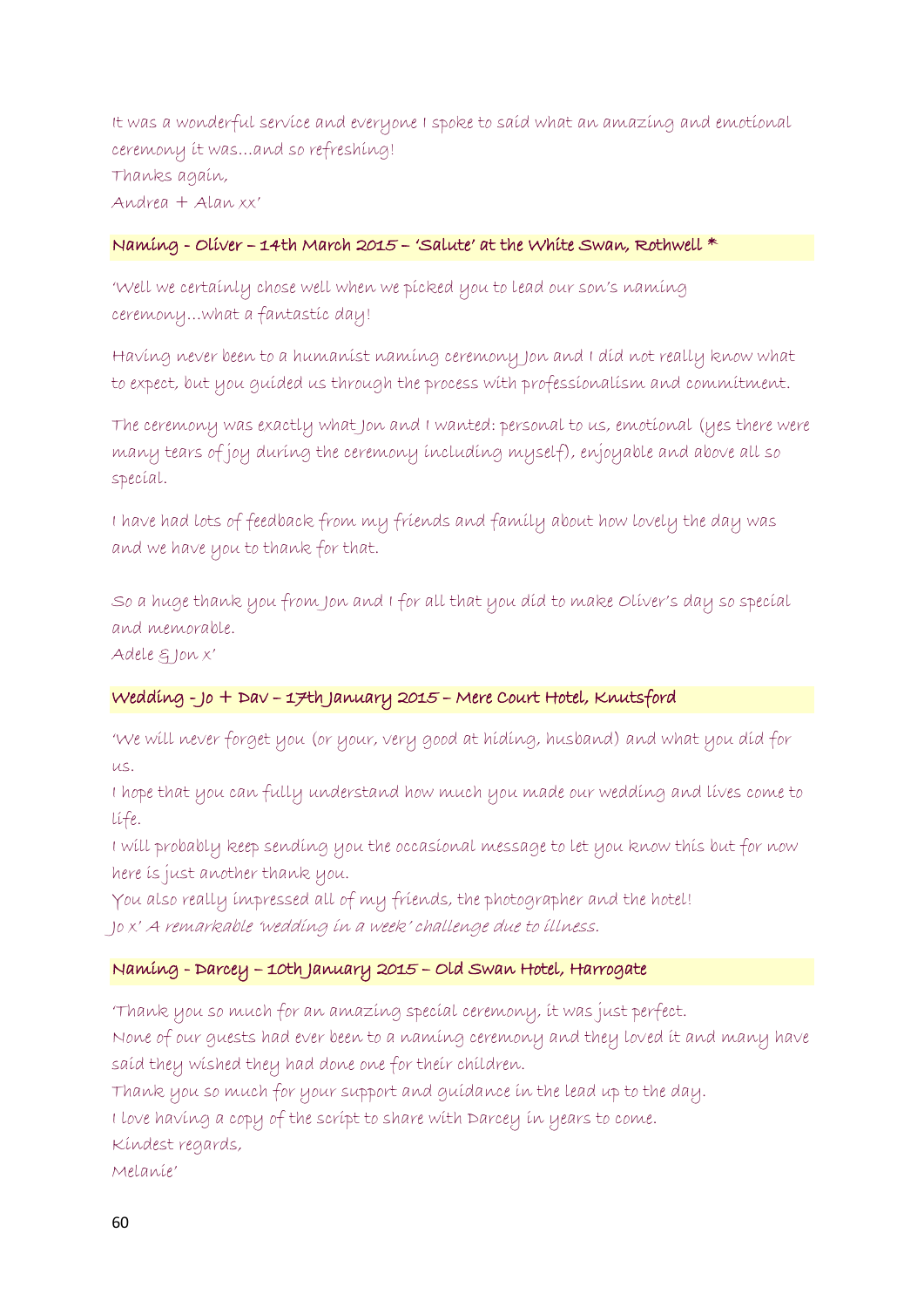It was a wonderful service and everyone I spoke to said what an amazing and emotional ceremony it was…and so refreshing!
Thanks again,
Andrea + Alan xx'

**Naming - Oliver – 14th March 2015 – 'Salute' at the White Swan, Rothwell ***

'Well we certainly chose well when we picked you to lead our son's naming ceremony…what a fantastic day!

Having never been to a humanist naming ceremony Jon and I did not really know what to expect, but you guided us through the process with professionalism and commitment.

The ceremony was exactly what Jon and I wanted: personal to us, emotional (yes there were many tears of joy during the ceremony including myself), enjoyable and above all so special.

I have had lots of feedback from my friends and family about how lovely the day was and we have you to thank for that.

So a huge thank you from Jon and I for all that you did to make Oliver's day so special and memorable.
Adele & Jon x'

**Wedding - Jo + Dav – 17th January 2015 – Mere Court Hotel, Knutsford**

'We will never forget you (or your, very good at hiding, husband) and what you did for us.
I hope that you can fully understand how much you made our wedding and lives come to life.
I will probably keep sending you the occasional message to let you know this but for now here is just another thank you.
You also really impressed all of my friends, the photographer and the hotel!
Jo x' *A remarkable 'wedding in a week' challenge due to illness.*

**Naming - Darcey – 10th January 2015 – Old Swan Hotel, Harrogate**

'Thank you so much for an amazing special ceremony, it was just perfect.
None of our guests had ever been to a naming ceremony and they loved it and many have said they wished they had done one for their children.
Thank you so much for your support and guidance in the lead up to the day.
I love having a copy of the script to share with Darcey in years to come.
Kindest regards,
Melanie'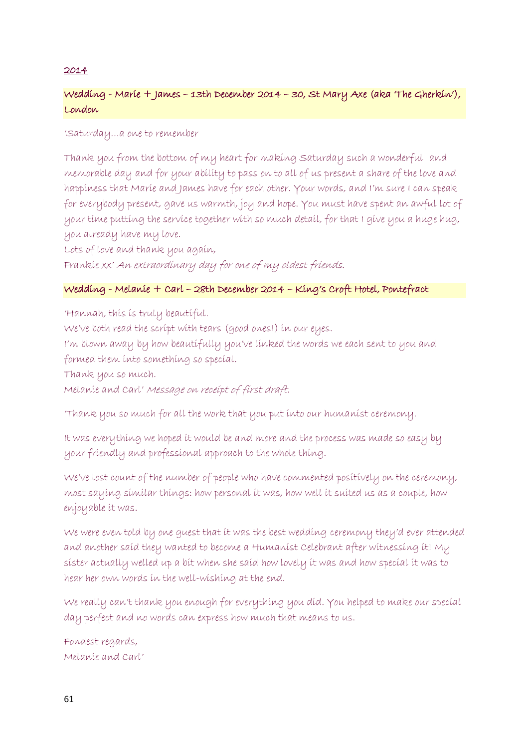__2014__

### Wedding - Marie + James – 13th December 2014 – 30, St Mary Axe (aka 'The Gherkin'), London

'Saturday…a one to remember

Thank you from the bottom of my heart for making Saturday such a wonderful  and memorable day and for your ability to pass on to all of us present a share of the love and happiness that Marie and James have for each other. Your words, and I'm sure I can speak for everybody present, gave us warmth, joy and hope. You must have spent an awful lot of your time putting the service together with so much detail, for that I give you a huge hug, you already have my love.
Lots of love and thank you again,
Frankie xx' *An extraordinary day for one of my oldest friends.*

### Wedding - Melanie + Carl – 28th December 2014 – King's Croft Hotel, Pontefract

'Hannah, this is truly beautiful.
We've both read the script with tears (good ones!) in our eyes.
I'm blown away by how beautifully you've linked the words we each sent to you and formed them into something so special.
Thank you so much.
Melanie and Carl' *Message on receipt of first draft.*

'Thank you so much for all the work that you put into our humanist ceremony.

It was everything we hoped it would be and more and the process was made so easy by your friendly and professional approach to the whole thing.

We've lost count of the number of people who have commented positively on the ceremony, most saying similar things: how personal it was, how well it suited us as a couple, how enjoyable it was.

We were even told by one guest that it was the best wedding ceremony they'd ever attended and another said they wanted to become a Humanist Celebrant after witnessing it! My sister actually welled up a bit when she said how lovely it was and how special it was to hear her own words in the well-wishing at the end.

We really can't thank you enough for everything you did. You helped to make our special day perfect and no words can express how much that means to us.

Fondest regards,
Melanie and Carl'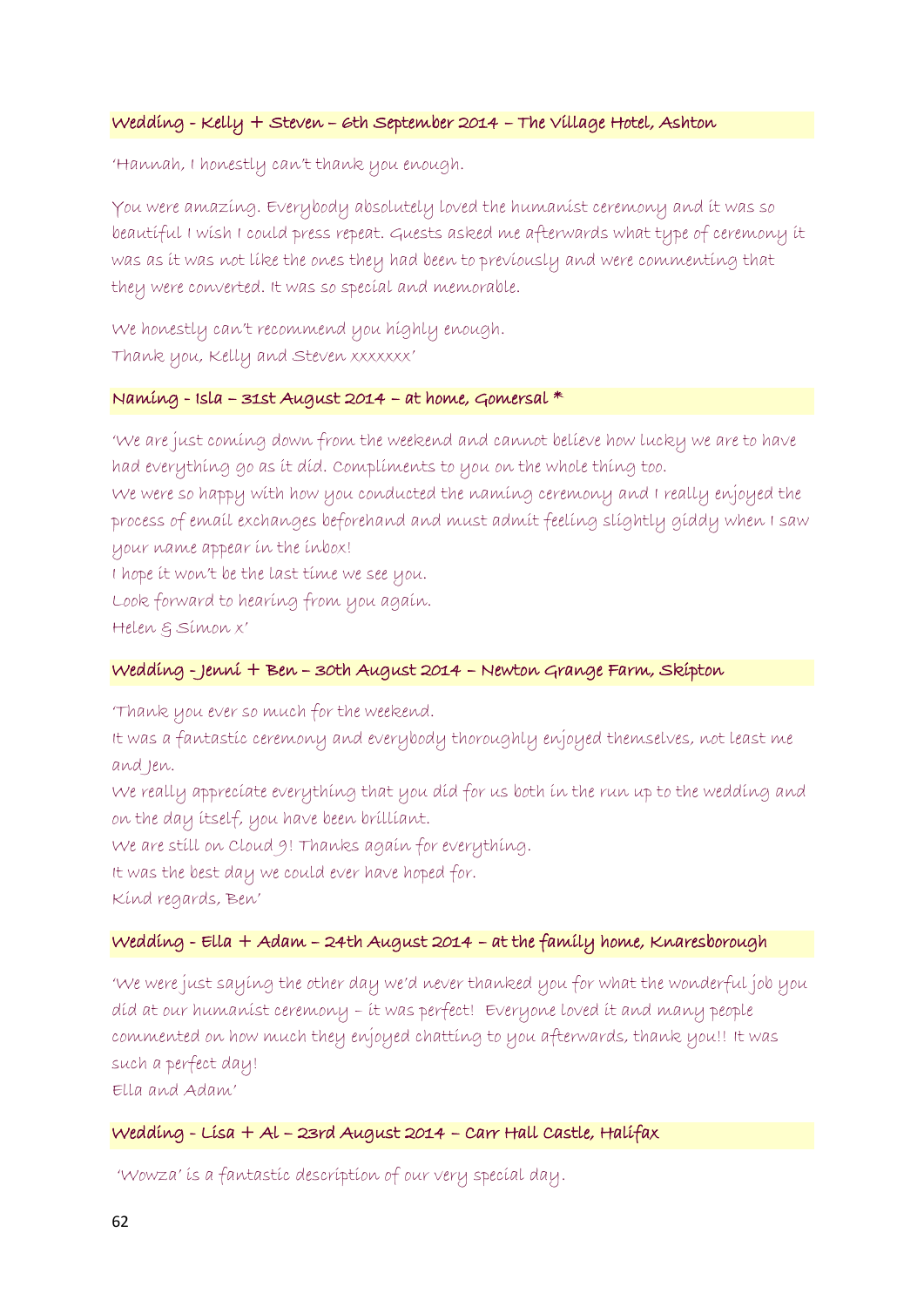### Wedding - Kelly + Steven – 6th September 2014 – The Village Hotel, Ashton

'Hannah, I honestly can't thank you enough.

You were amazing. Everybody absolutely loved the humanist ceremony and it was so beautiful I wish I could press repeat. Guests asked me afterwards what type of ceremony it was as it was not like the ones they had been to previously and were commenting that they were converted. It was so special and memorable.

We honestly can't recommend you highly enough.
Thank you, Kelly and Steven xxxxxxx'

### Naming - Isla – 31st August 2014 – at home, Gomersal *

'We are just coming down from the weekend and cannot believe how lucky we are to have had everything go as it did. Compliments to you on the whole thing too.
We were so happy with how you conducted the naming ceremony and I really enjoyed the process of email exchanges beforehand and must admit feeling slightly giddy when I saw your name appear in the inbox!
I hope it won't be the last time we see you.
Look forward to hearing from you again.
Helen & Simon x'

### Wedding - Jenni + Ben – 30th August 2014 – Newton Grange Farm, Skipton

'Thank you ever so much for the weekend.
It was a fantastic ceremony and everybody thoroughly enjoyed themselves, not least me and Jen.
We really appreciate everything that you did for us both in the run up to the wedding and on the day itself, you have been brilliant.
We are still on Cloud 9! Thanks again for everything.
It was the best day we could ever have hoped for.
Kind regards, Ben'

### Wedding - Ella + Adam – 24th August 2014 – at the family home, Knaresborough

'We were just saying the other day we'd never thanked you for what the wonderful job you did at our humanist ceremony – it was perfect! Everyone loved it and many people commented on how much they enjoyed chatting to you afterwards, thank you!! It was such a perfect day!
Ella and Adam'

### Wedding - Lisa + Al – 23rd August 2014 – Carr Hall Castle, Halifax

'Wowza' is a fantastic description of our very special day.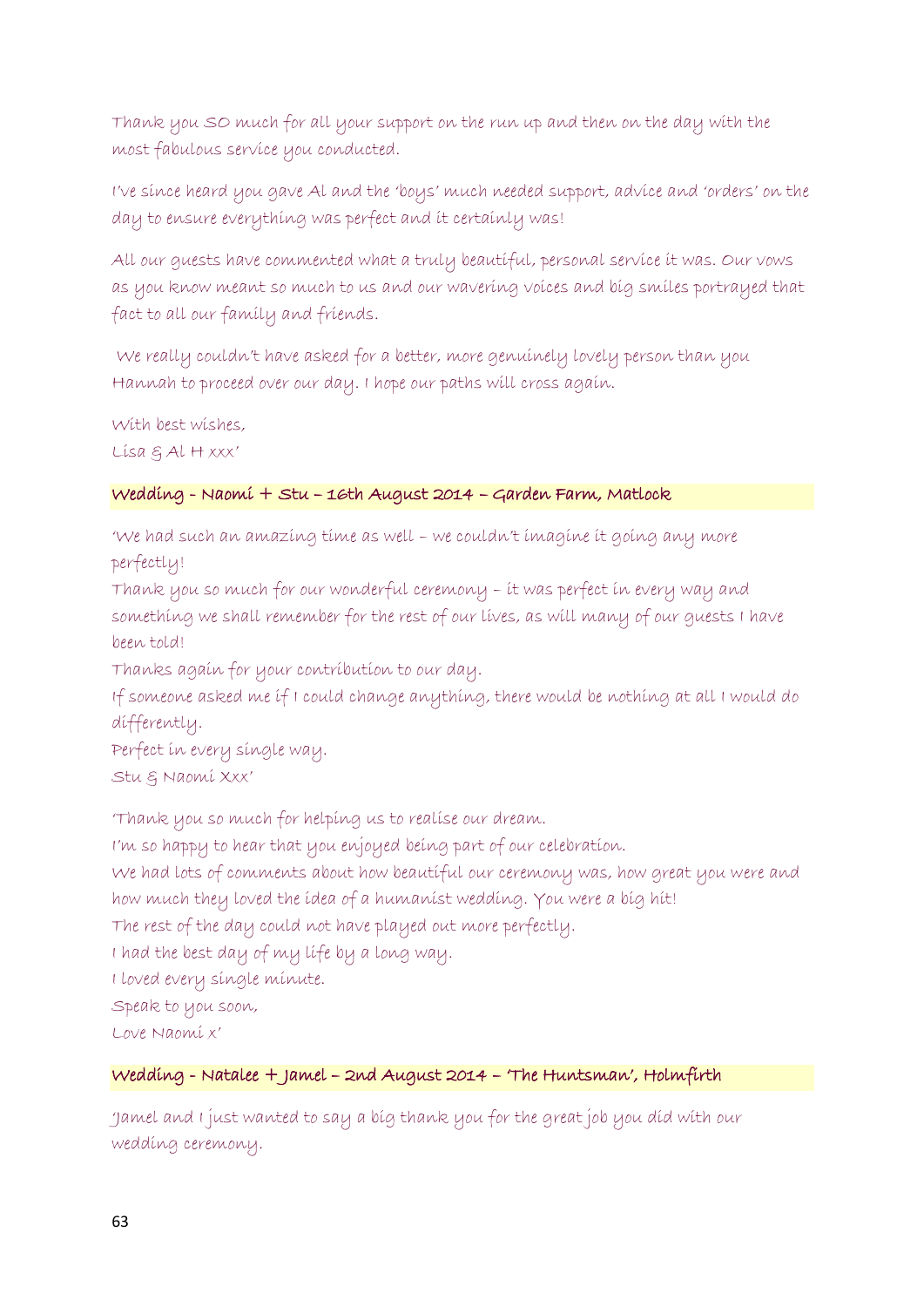Thank you SO much for all your support on the run up and then on the day with the most fabulous service you conducted.

I've since heard you gave Al and the 'boys' much needed support, advice and 'orders' on the day to ensure everything was perfect and it certainly was!

All our guests have commented what a truly beautiful, personal service it was. Our vows as you know meant so much to us and our wavering voices and big smiles portrayed that fact to all our family and friends.

We really couldn't have asked for a better, more genuinely lovely person than you Hannah to proceed over our day. I hope our paths will cross again.

With best wishes,
Lisa & Al H xxx'

**Wedding - Naomi + Stu – 16th August 2014 – Garden Farm, Matlock**

'We had such an amazing time as well – we couldn't imagine it going any more perfectly!
Thank you so much for our wonderful ceremony – it was perfect in every way and something we shall remember for the rest of our lives, as will many of our guests I have been told!
Thanks again for your contribution to our day.
If someone asked me if I could change anything, there would be nothing at all I would do differently.
Perfect in every single way.
Stu & Naomi Xxx'

'Thank you so much for helping us to realise our dream.
I'm so happy to hear that you enjoyed being part of our celebration.
We had lots of comments about how beautiful our ceremony was, how great you were and how much they loved the idea of a humanist wedding. You were a big hit!
The rest of the day could not have played out more perfectly.
I had the best day of my life by a long way.
I loved every single minute.
Speak to you soon,
Love Naomi x'

**Wedding - Natalee + Jamel – 2nd August 2014 – 'The Huntsman', Holmfirth**

'Jamel and I just wanted to say a big thank you for the great job you did with our wedding ceremony.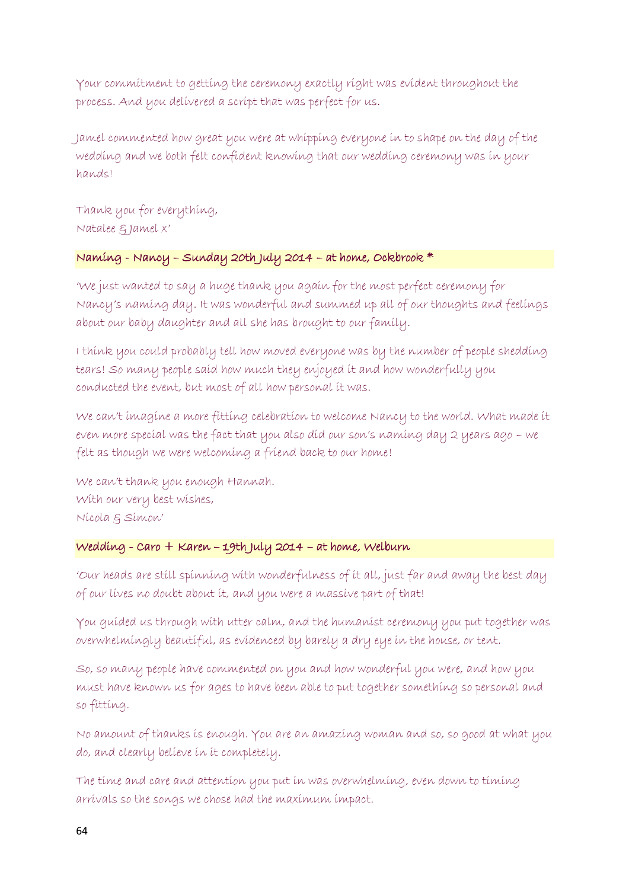Your commitment to getting the ceremony exactly right was evident throughout the process. And you delivered a script that was perfect for us.

Jamel commented how great you were at whipping everyone in to shape on the day of the wedding and we both felt confident knowing that our wedding ceremony was in your hands!

Thank you for everything,  
Natalee & Jamel x'

### Naming - Nancy – Sunday 20th July 2014 – at home, Ockbrook *

'We just wanted to say a huge thank you again for the most perfect ceremony for Nancy's naming day. It was wonderful and summed up all of our thoughts and feelings about our baby daughter and all she has brought to our family.

I think you could probably tell how moved everyone was by the number of people shedding tears! So many people said how much they enjoyed it and how wonderfully you conducted the event, but most of all how personal it was.

We can't imagine a more fitting celebration to welcome Nancy to the world. What made it even more special was the fact that you also did our son's naming day 2 years ago – we felt as though we were welcoming a friend back to our home!

We can't thank you enough Hannah.  
With our very best wishes,  
Nicola & Simon'

### Wedding - Caro + Karen – 19th July 2014 – at home, Welburn

'Our heads are still spinning with wonderfulness of it all, just far and away the best day of our lives no doubt about it, and you were a massive part of that!

You guided us through with utter calm, and the humanist ceremony you put together was overwhelmingly beautiful, as evidenced by barely a dry eye in the house, or tent.

So, so many people have commented on you and how wonderful you were, and how you must have known us for ages to have been able to put together something so personal and so fitting.

No amount of thanks is enough. You are an amazing woman and so, so good at what you do, and clearly believe in it completely.

The time and care and attention you put in was overwhelming, even down to timing arrivals so the songs we chose had the maximum impact.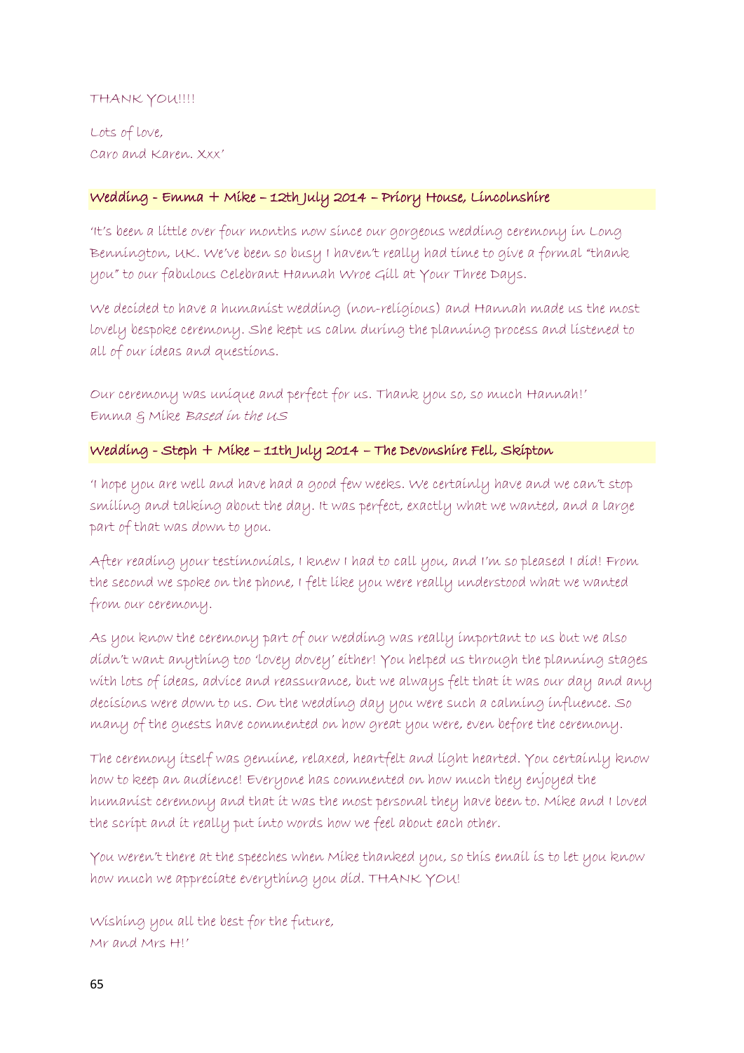THANK YOU!!!!

Lots of love,
Caro and Karen. Xxx'

### Wedding - Emma + Mike – 12th July 2014 – Priory House, Lincolnshire

'It's been a little over four months now since our gorgeous wedding ceremony in Long Bennington, UK. We've been so busy I haven't really had time to give a formal "thank you" to our fabulous Celebrant Hannah Wroe Gill at Your Three Days.

We decided to have a humanist wedding (non-religious) and Hannah made us the most lovely bespoke ceremony. She kept us calm during the planning process and listened to all of our ideas and questions.

Our ceremony was unique and perfect for us. Thank you so, so much Hannah!'
Emma & Mike *Based in the US*

### Wedding - Steph + Mike – 11th July 2014 – The Devonshire Fell, Skipton

'I hope you are well and have had a good few weeks. We certainly have and we can't stop smiling and talking about the day. It was perfect, exactly what we wanted, and a large part of that was down to you.

After reading your testimonials, I knew I had to call you, and I'm so pleased I did! From the second we spoke on the phone, I felt like you were really understood what we wanted from our ceremony.

As you know the ceremony part of our wedding was really important to us but we also didn't want anything too 'lovey dovey' either! You helped us through the planning stages with lots of ideas, advice and reassurance, but we always felt that it was our day and any decisions were down to us. On the wedding day you were such a calming influence. So many of the guests have commented on how great you were, even before the ceremony.

The ceremony itself was genuine, relaxed, heartfelt and light hearted. You certainly know how to keep an audience! Everyone has commented on how much they enjoyed the humanist ceremony and that it was the most personal they have been to. Mike and I loved the script and it really put into words how we feel about each other.

You weren't there at the speeches when Mike thanked you, so this email is to let you know how much we appreciate everything you did. THANK YOU!

Wishing you all the best for the future,
Mr and Mrs H!'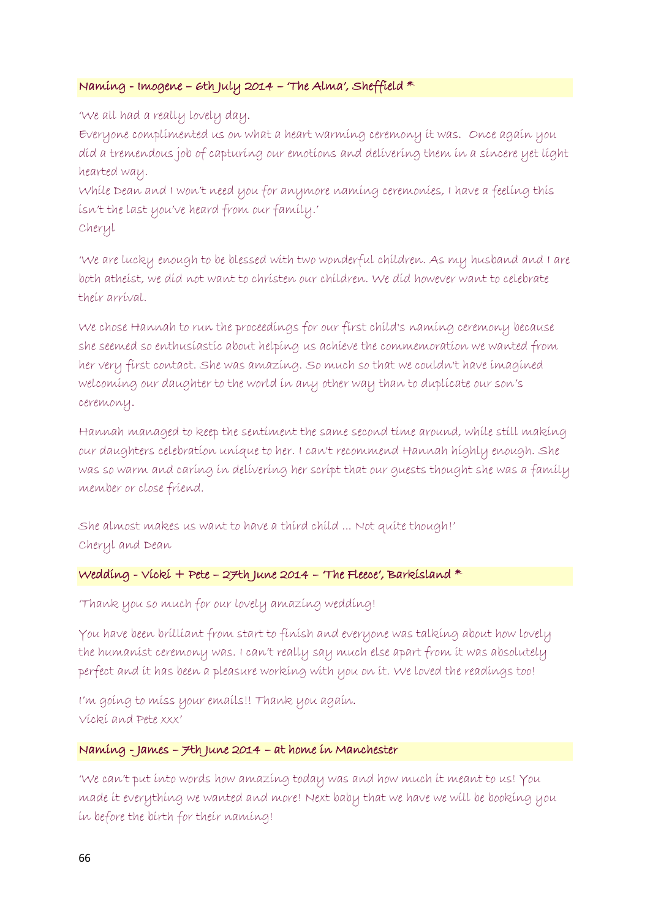### Naming - Imogene – 6th July 2014 – 'The Alma', Sheffield *

'We all had a really lovely day.
Everyone complimented us on what a heart warming ceremony it was. Once again you did a tremendous job of capturing our emotions and delivering them in a sincere yet light hearted way.
While Dean and I won't need you for anymore naming ceremonies, I have a feeling this isn't the last you've heard from our family.'
Cheryl

'We are lucky enough to be blessed with two wonderful children. As my husband and I are both atheist, we did not want to christen our children. We did however want to celebrate their arrival.

We chose Hannah to run the proceedings for our first child's naming ceremony because she seemed so enthusiastic about helping us achieve the commemoration we wanted from her very first contact. She was amazing. So much so that we couldn't have imagined welcoming our daughter to the world in any other way than to duplicate our son's ceremony.

Hannah managed to keep the sentiment the same second time around, while still making our daughters celebration unique to her. I can't recommend Hannah highly enough. She was so warm and caring in delivering her script that our guests thought she was a family member or close friend.

She almost makes us want to have a third child ... Not quite though!'
Cheryl and Dean

### Wedding - Vicki + Pete – 27th June 2014 – 'The Fleece', Barkisland *

'Thank you so much for our lovely amazing wedding!

You have been brilliant from start to finish and everyone was talking about how lovely the humanist ceremony was. I can't really say much else apart from it was absolutely perfect and it has been a pleasure working with you on it. We loved the readings too!

I'm going to miss your emails!! Thank you again.
Vicki and Pete xxx'

### Naming - James – 7th June 2014 – at home in Manchester

'We can't put into words how amazing today was and how much it meant to us! You made it everything we wanted and more! Next baby that we have we will be booking you in before the birth for their naming!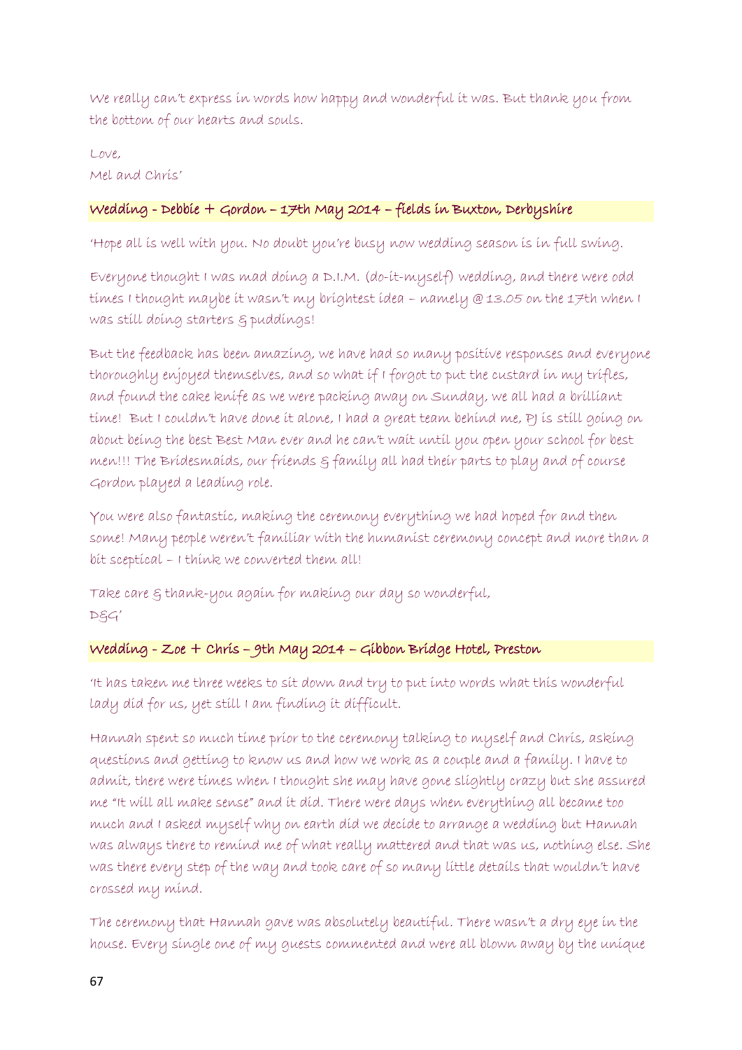We really can't express in words how happy and wonderful it was. But thank you from the bottom of our hearts and souls.

Love,
Mel and Chris'

### Wedding - Debbie + Gordon – 17th May 2014 – fields in Buxton, Derbyshire

'Hope all is well with you. No doubt you're busy now wedding season is in full swing.

Everyone thought I was mad doing a D.I.M. (do-it-myself) wedding, and there were odd times I thought maybe it wasn't my brightest idea – namely @ 13.05 on the 17th when I was still doing starters & puddings!

But the feedback has been amazing, we have had so many positive responses and everyone thoroughly enjoyed themselves, and so what if I forgot to put the custard in my trifles, and found the cake knife as we were packing away on Sunday, we all had a brilliant time! But I couldn't have done it alone, I had a great team behind me, PJ is still going on about being the best Best Man ever and he can't wait until you open your school for best men!!! The Bridesmaids, our friends & family all had their parts to play and of course Gordon played a leading role.

You were also fantastic, making the ceremony everything we had hoped for and then some! Many people weren't familiar with the humanist ceremony concept and more than a bit sceptical – I think we converted them all!

Take care & thank-you again for making our day so wonderful,
D&G'

### Wedding - Zoe + Chris – 9th May 2014 – Gibbon Bridge Hotel, Preston

'It has taken me three weeks to sit down and try to put into words what this wonderful lady did for us, yet still I am finding it difficult.

Hannah spent so much time prior to the ceremony talking to myself and Chris, asking questions and getting to know us and how we work as a couple and a family. I have to admit, there were times when I thought she may have gone slightly crazy but she assured me "It will all make sense" and it did. There were days when everything all became too much and I asked myself why on earth did we decide to arrange a wedding but Hannah was always there to remind me of what really mattered and that was us, nothing else. She was there every step of the way and took care of so many little details that wouldn't have crossed my mind.

The ceremony that Hannah gave was absolutely beautiful. There wasn't a dry eye in the house. Every single one of my guests commented and were all blown away by the unique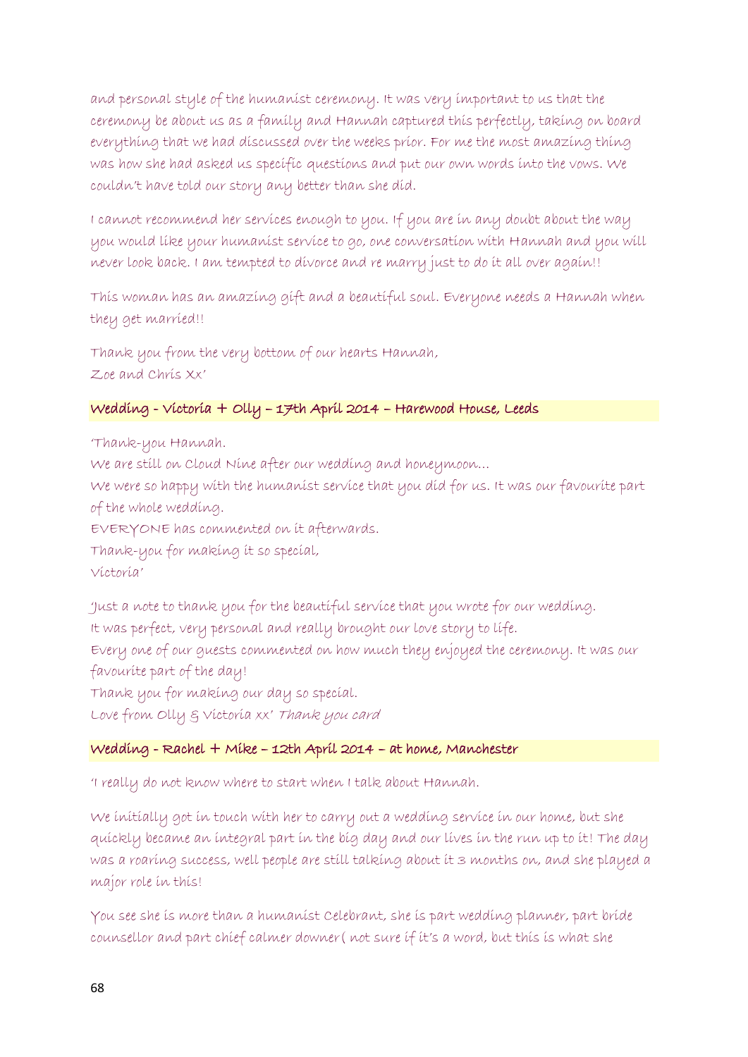and personal style of the humanist ceremony. It was very important to us that the ceremony be about us as a family and Hannah captured this perfectly, taking on board everything that we had discussed over the weeks prior. For me the most amazing thing was how she had asked us specific questions and put our own words into the vows. We couldn't have told our story any better than she did.

I cannot recommend her services enough to you. If you are in any doubt about the way you would like your humanist service to go, one conversation with Hannah and you will never look back. I am tempted to divorce and re marry just to do it all over again!!

This woman has an amazing gift and a beautiful soul. Everyone needs a Hannah when they get married!!

Thank you from the very bottom of our hearts Hannah,
Zoe and Chris Xx'

### Wedding - Victoria + Olly – 17th April 2014 – Harewood House, Leeds

'Thank-you Hannah.
We are still on Cloud Nine after our wedding and honeymoon…
We were so happy with the humanist service that you did for us. It was our favourite part of the whole wedding.
EVERYONE has commented on it afterwards.
Thank-you for making it so special,
Victoria'

'Just a note to thank you for the beautiful service that you wrote for our wedding.
It was perfect, very personal and really brought our love story to life.
Every one of our guests commented on how much they enjoyed the ceremony. It was our favourite part of the day!
Thank you for making our day so special.
Love from Olly & Victoria xx' *Thank you card*

### Wedding - Rachel + Mike – 12th April 2014 – at home, Manchester

'I really do not know where to start when I talk about Hannah.

We initially got in touch with her to carry out a wedding service in our home, but she quickly became an integral part in the big day and our lives in the run up to it! The day was a roaring success, well people are still talking about it 3 months on, and she played a major role in this!

You see she is more than a humanist Celebrant, she is part wedding planner, part bride counsellor and part chief calmer downer( not sure if it's a word, but this is what she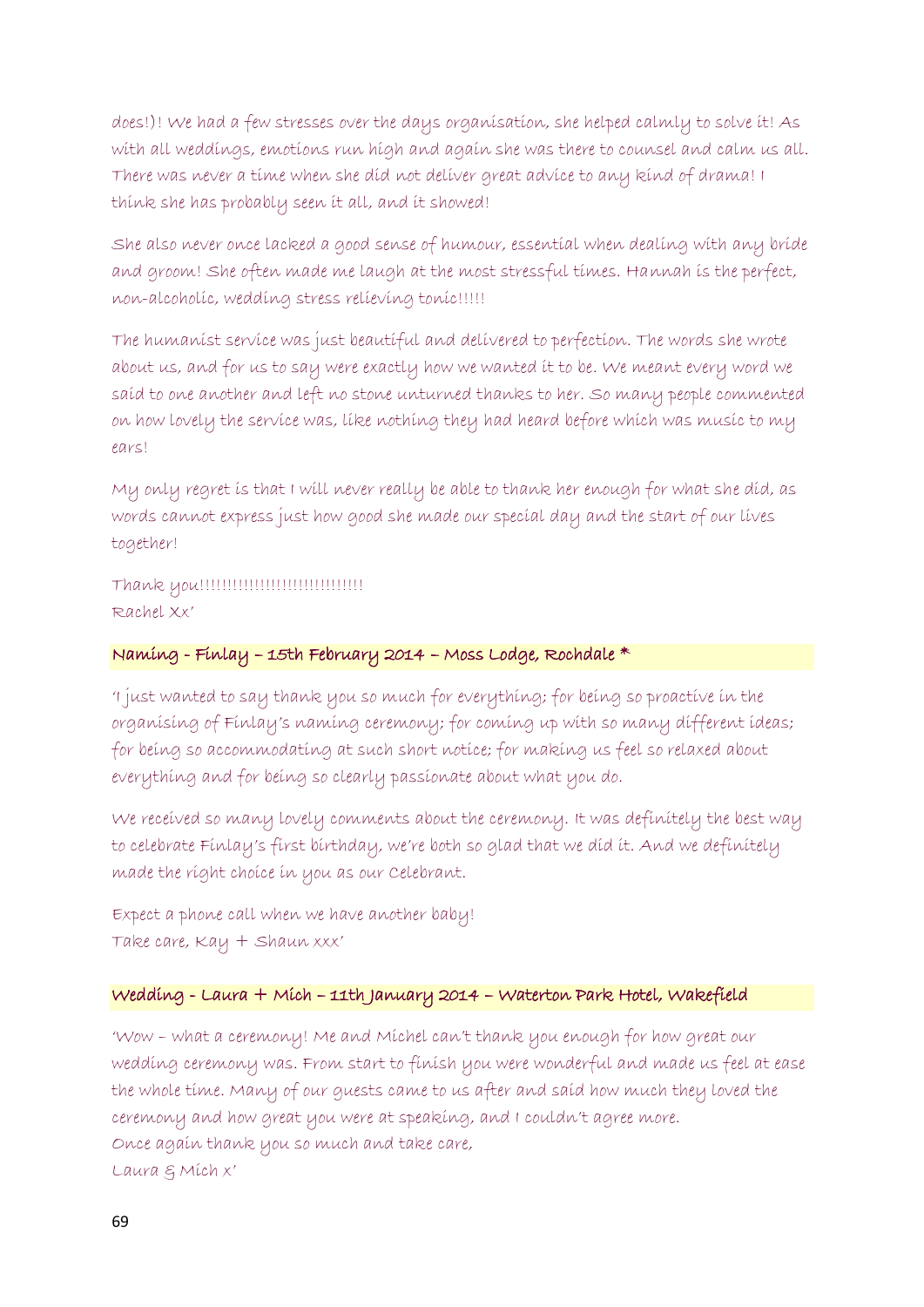does!)! We had a few stresses over the days organisation, she helped calmly to solve it! As with all weddings, emotions run high and again she was there to counsel and calm us all. There was never a time when she did not deliver great advice to any kind of drama! I think she has probably seen it all, and it showed!

She also never once lacked a good sense of humour, essential when dealing with any bride and groom! She often made me laugh at the most stressful times. Hannah is the perfect, non-alcoholic, wedding stress relieving tonic!!!!!

The humanist service was just beautiful and delivered to perfection. The words she wrote about us, and for us to say were exactly how we wanted it to be. We meant every word we said to one another and left no stone unturned thanks to her. So many people commented on how lovely the service was, like nothing they had heard before which was music to my ears!

My only regret is that I will never really be able to thank her enough for what she did, as words cannot express just how good she made our special day and the start of our lives together!

Thank you!!!!!!!!!!!!!!!!!!!!!!!!!!!!!
Rachel Xx'

### Naming - Finlay – 15th February 2014 – Moss Lodge, Rochdale *

'I just wanted to say thank you so much for everything; for being so proactive in the organising of Finlay's naming ceremony; for coming up with so many different ideas; for being so accommodating at such short notice; for making us feel so relaxed about everything and for being so clearly passionate about what you do.

We received so many lovely comments about the ceremony. It was definitely the best way to celebrate Finlay's first birthday, we're both so glad that we did it. And we definitely made the right choice in you as our Celebrant.

Expect a phone call when we have another baby!
Take care, Kay + Shaun xxx'

### Wedding - Laura + Mich – 11th January 2014 – Waterton Park Hotel, Wakefield

'Wow – what a ceremony! Me and Michel can't thank you enough for how great our wedding ceremony was. From start to finish you were wonderful and made us feel at ease the whole time. Many of our guests came to us after and said how much they loved the ceremony and how great you were at speaking, and I couldn't agree more.
Once again thank you so much and take care,
Laura & Mich x'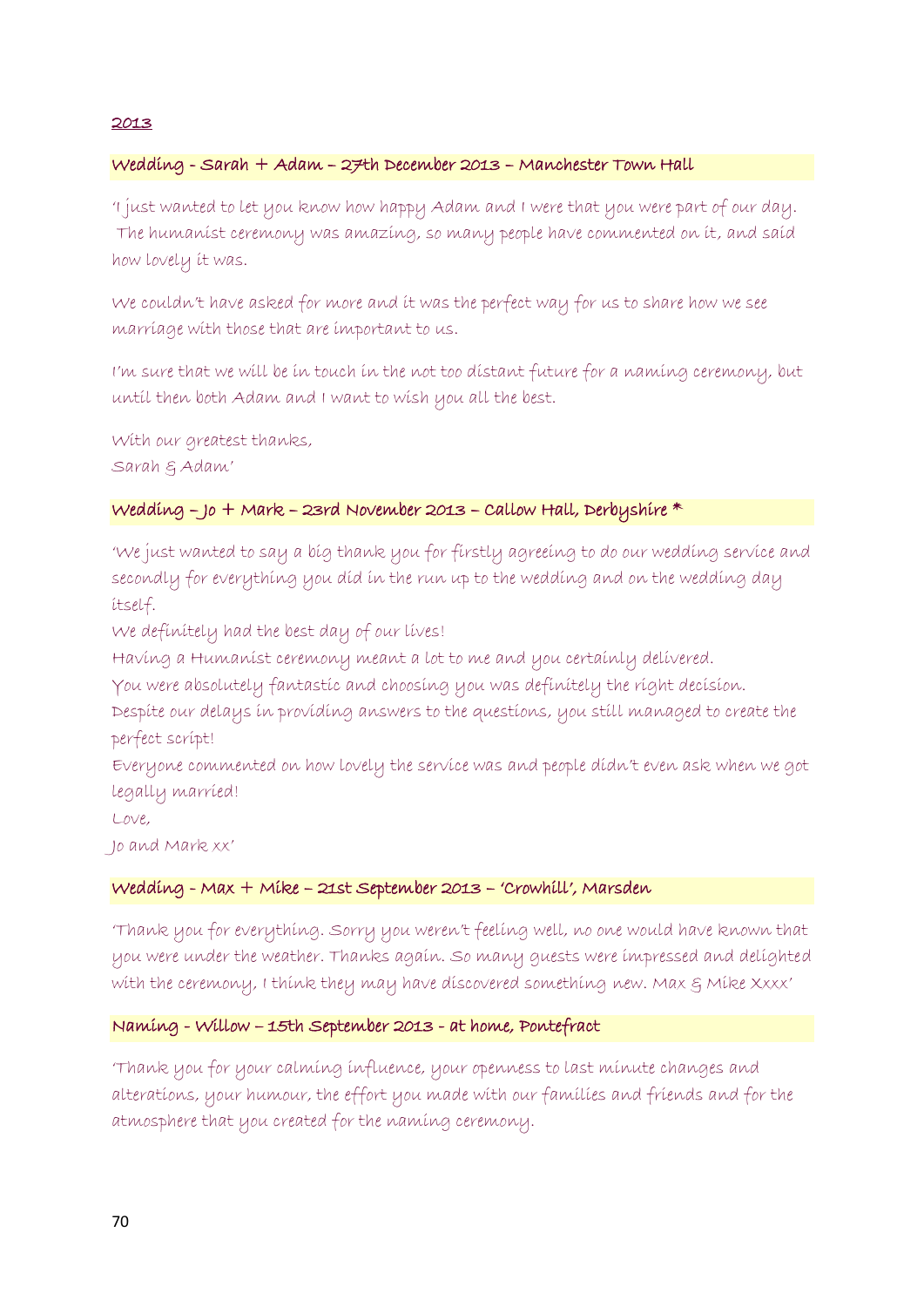## 2013

### Wedding - Sarah + Adam – 27th December 2013 – Manchester Town Hall

'I just wanted to let you know how happy Adam and I were that you were part of our day. The humanist ceremony was amazing, so many people have commented on it, and said how lovely it was.

We couldn't have asked for more and it was the perfect way for us to share how we see marriage with those that are important to us.

I'm sure that we will be in touch in the not too distant future for a naming ceremony, but until then both Adam and I want to wish you all the best.

With our greatest thanks,
Sarah & Adam'

### Wedding – Jo + Mark – 23rd November 2013 – Callow Hall, Derbyshire *

'We just wanted to say a big thank you for firstly agreeing to do our wedding service and secondly for everything you did in the run up to the wedding and on the wedding day itself.
We definitely had the best day of our lives!
Having a Humanist ceremony meant a lot to me and you certainly delivered.
You were absolutely fantastic and choosing you was definitely the right decision.
Despite our delays in providing answers to the questions, you still managed to create the perfect script!
Everyone commented on how lovely the service was and people didn't even ask when we got legally married!
Love,
Jo and Mark xx'

### Wedding - Max + Mike – 21st September 2013 – 'Crowhill', Marsden

'Thank you for everything. Sorry you weren't feeling well, no one would have known that you were under the weather. Thanks again. So many guests were impressed and delighted with the ceremony, I think they may have discovered something new. Max & Mike Xxxx'

### Naming - Willow – 15th September 2013 - at home, Pontefract

'Thank you for your calming influence, your openness to last minute changes and alterations, your humour, the effort you made with our families and friends and for the atmosphere that you created for the naming ceremony.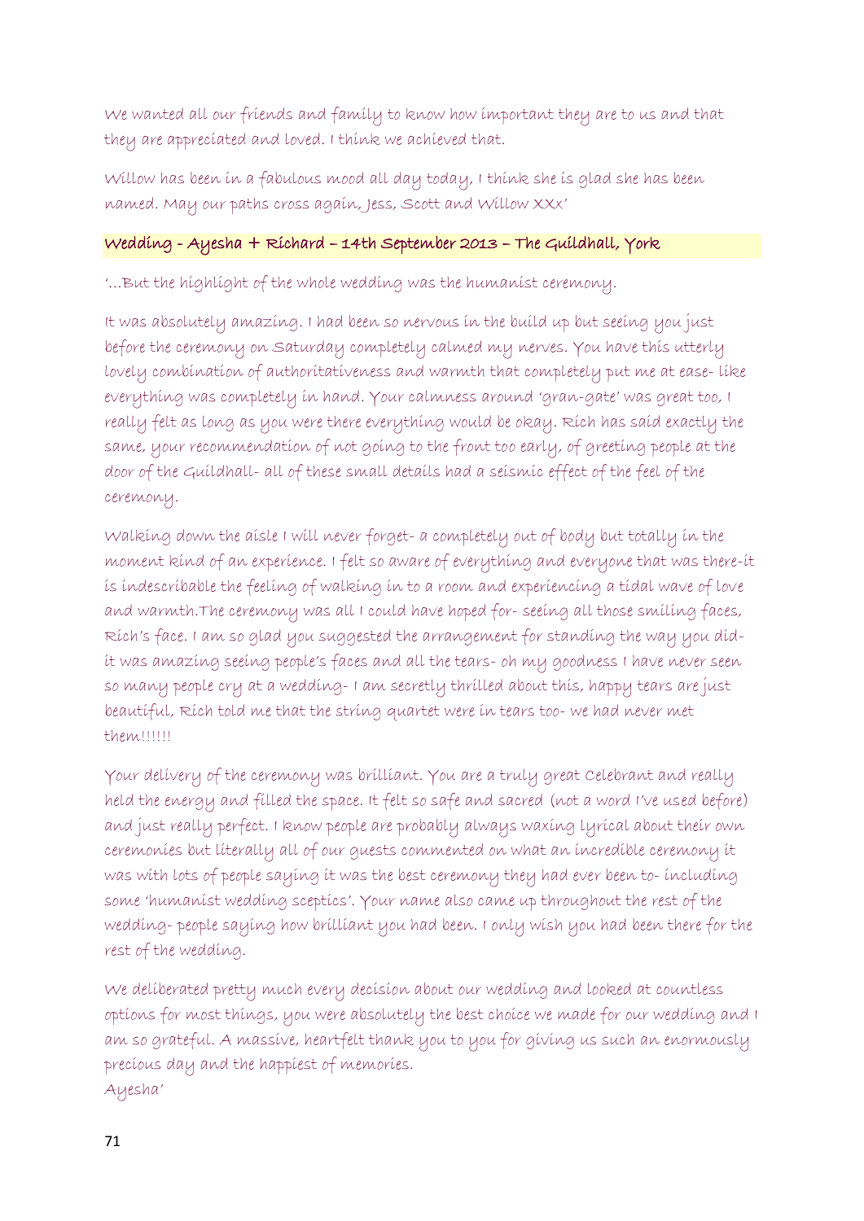We wanted all our friends and family to know how important they are to us and that they are appreciated and loved. I think we achieved that.

Willow has been in a fabulous mood all day today, I think she is glad she has been named. May our paths cross again, Jess, Scott and Willow XXx'

**Wedding - Ayesha + Richard – 14th September 2013 – The Guildhall, York**

'...But the highlight of the whole wedding was the humanist ceremony.

It was absolutely amazing. I had been so nervous in the build up but seeing you just before the ceremony on Saturday completely calmed my nerves. You have this utterly lovely combination of authoritativeness and warmth that completely put me at ease- like everything was completely in hand. Your calmness around 'gran-gate' was great too, I really felt as long as you were there everything would be okay. Rich has said exactly the same, your recommendation of not going to the front too early, of greeting people at the door of the Guildhall- all of these small details had a seismic effect of the feel of the ceremony.

Walking down the aisle I will never forget- a completely out of body but totally in the moment kind of an experience. I felt so aware of everything and everyone that was there-it is indescribable the feeling of walking in to a room and experiencing a tidal wave of love and warmth.The ceremony was all I could have hoped for- seeing all those smiling faces, Rich's face. I am so glad you suggested the arrangement for standing the way you did- it was amazing seeing people's faces and all the tears- oh my goodness I have never seen so many people cry at a wedding- I am secretly thrilled about this, happy tears are just beautiful, Rich told me that the string quartet were in tears too- we had never met them!!!!!!

Your delivery of the ceremony was brilliant. You are a truly great Celebrant and really held the energy and filled the space. It felt so safe and sacred (not a word I've used before) and just really perfect. I know people are probably always waxing lyrical about their own ceremonies but literally all of our guests commented on what an incredible ceremony it was with lots of people saying it was the best ceremony they had ever been to- including some 'humanist wedding sceptics'. Your name also came up throughout the rest of the wedding- people saying how brilliant you had been. I only wish you had been there for the rest of the wedding.

We deliberated pretty much every decision about our wedding and looked at countless options for most things, you were absolutely the best choice we made for our wedding and I am so grateful. A massive, heartfelt thank you to you for giving us such an enormously precious day and the happiest of memories.
Ayesha'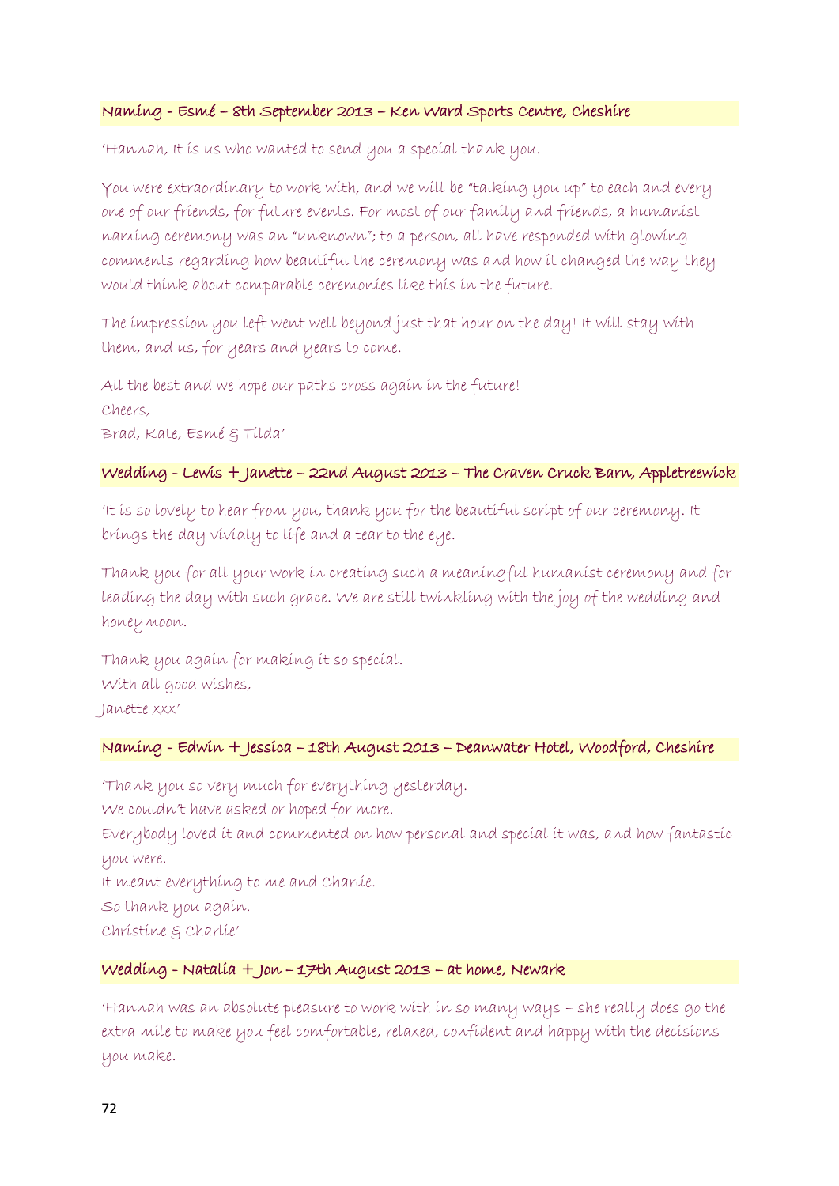**Naming - Esmé – 8th September 2013 – Ken Ward Sports Centre, Cheshire**

'Hannah, It is us who wanted to send you a special thank you.

You were extraordinary to work with, and we will be "talking you up" to each and every one of our friends, for future events. For most of our family and friends, a humanist naming ceremony was an "unknown"; to a person, all have responded with glowing comments regarding how beautiful the ceremony was and how it changed the way they would think about comparable ceremonies like this in the future.

The impression you left went well beyond just that hour on the day! It will stay with them, and us, for years and years to come.

All the best and we hope our paths cross again in the future!
Cheers,
Brad, Kate, Esmé & Tilda'

**Wedding - Lewis + Janette – 22nd August 2013 – The Craven Cruck Barn, Appletreewick**

'It is so lovely to hear from you, thank you for the beautiful script of our ceremony. It brings the day vividly to life and a tear to the eye.

Thank you for all your work in creating such a meaningful humanist ceremony and for leading the day with such grace. We are still twinkling with the joy of the wedding and honeymoon.

Thank you again for making it so special.
With all good wishes,
Janette xxx'

**Naming - Edwin + Jessica – 18th August 2013 – Deanwater Hotel, Woodford, Cheshire**

'Thank you so very much for everything yesterday.
We couldn't have asked or hoped for more.
Everybody loved it and commented on how personal and special it was, and how fantastic you were.
It meant everything to me and Charlie.
So thank you again.
Christine & Charlie'

**Wedding - Natalia + Jon – 17th August 2013 – at home, Newark**

'Hannah was an absolute pleasure to work with in so many ways – she really does go the extra mile to make you feel comfortable, relaxed, confident and happy with the decisions you make.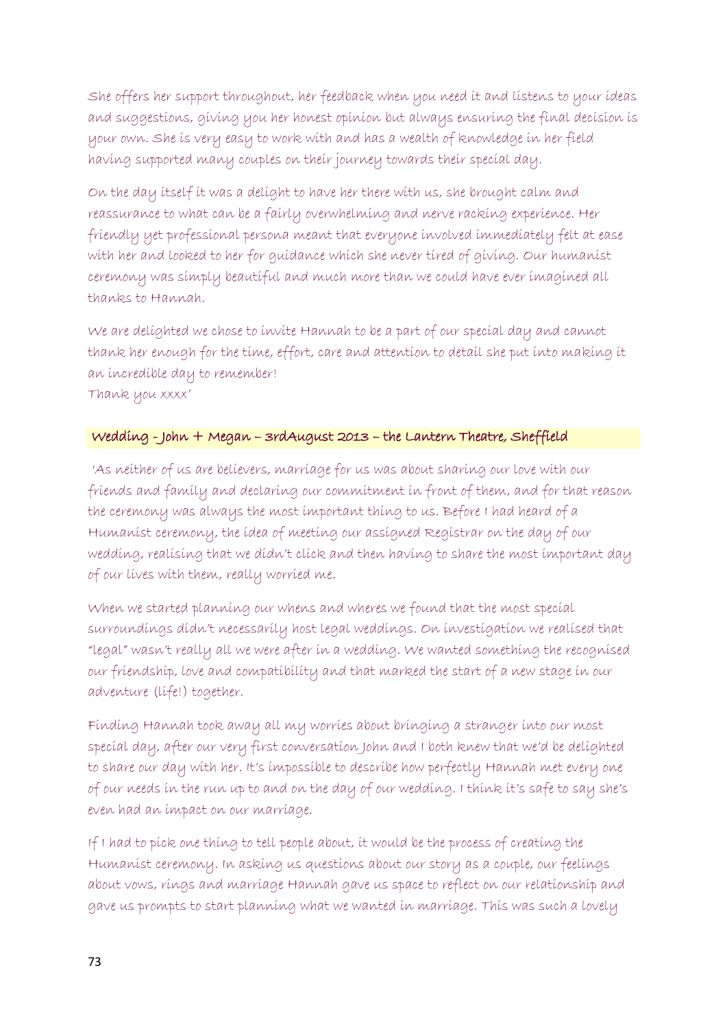She offers her support throughout, her feedback when you need it and listens to your ideas and suggestions, giving you her honest opinion but always ensuring the final decision is your own. She is very easy to work with and has a wealth of knowledge in her field having supported many couples on their journey towards their special day.

On the day itself it was a delight to have her there with us, she brought calm and reassurance to what can be a fairly overwhelming and nerve racking experience. Her friendly yet professional persona meant that everyone involved immediately felt at ease with her and looked to her for guidance which she never tired of giving. Our humanist ceremony was simply beautiful and much more than we could have ever imagined all thanks to Hannah.

We are delighted we chose to invite Hannah to be a part of our special day and cannot thank her enough for the time, effort, care and attention to detail she put into making it an incredible day to remember!
Thank you xxxx'

**Wedding - John + Megan – 3rdAugust 2013 – the Lantern Theatre, Sheffield**

'As neither of us are believers, marriage for us was about sharing our love with our friends and family and declaring our commitment in front of them, and for that reason the ceremony was always the most important thing to us. Before I had heard of a Humanist ceremony, the idea of meeting our assigned Registrar on the day of our wedding, realising that we didn't click and then having to share the most important day of our lives with them, really worried me.

When we started planning our whens and wheres we found that the most special surroundings didn't necessarily host legal weddings. On investigation we realised that "legal" wasn't really all we were after in a wedding. We wanted something the recognised our friendship, love and compatibility and that marked the start of a new stage in our adventure (life!) together.

Finding Hannah took away all my worries about bringing a stranger into our most special day, after our very first conversation John and I both knew that we'd be delighted to share our day with her. It's impossible to describe how perfectly Hannah met every one of our needs in the run up to and on the day of our wedding. I think it's safe to say she's even had an impact on our marriage.

If I had to pick one thing to tell people about, it would be the process of creating the Humanist ceremony. In asking us questions about our story as a couple, our feelings about vows, rings and marriage Hannah gave us space to reflect on our relationship and gave us prompts to start planning what we wanted in marriage. This was such a lovely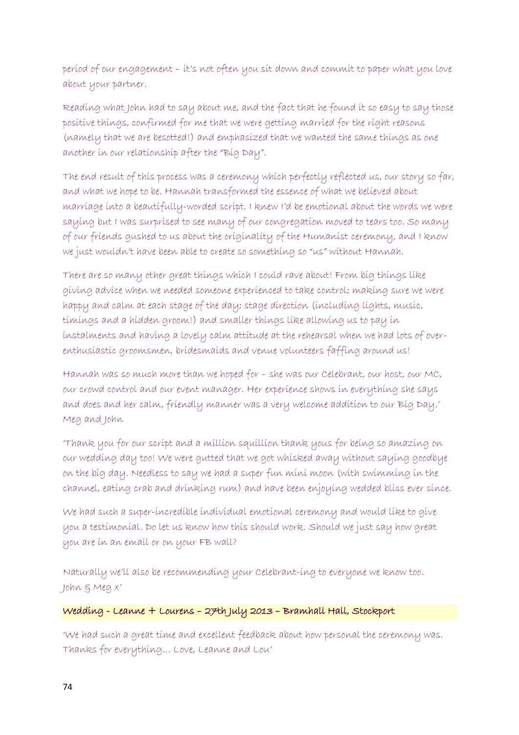period of our engagement – it's not often you sit down and commit to paper what you love about your partner.

Reading what John had to say about me, and the fact that he found it so easy to say those positive things, confirmed for me that we were getting married for the right reasons (namely that we are besotted!) and emphasized that we wanted the same things as one another in our relationship after the "Big Day".

The end result of this process was a ceremony which perfectly reflected us, our story so far, and what we hope to be. Hannah transformed the essence of what we believed about marriage into a beautifully-worded script. I knew I'd be emotional about the words we were saying but I was surprised to see many of our congregation moved to tears too. So many of our friends gushed to us about the originality of the Humanist ceremony, and I know we just wouldn't have been able to create so something so "us" without Hannah.

There are so many other great things which I could rave about! From big things like giving advice when we needed someone experienced to take control; making sure we were happy and calm at each stage of the day; stage direction (including lights, music, timings and a hidden groom!) and smaller things like allowing us to pay in instalments and having a lovely calm attitude at the rehearsal when we had lots of over-enthusiastic groomsmen, bridesmaids and venue volunteers faffing around us!

Hannah was so much more than we hoped for – she was our Celebrant, our host, our MC, our crowd control and our event manager. Her experience shows in everything she says and does and her calm, friendly manner was a very welcome addition to our Big Day.' Meg and John

'Thank you for our script and a million squillion thank yous for being so amazing on our wedding day too! We were gutted that we got whisked away without saying goodbye on the big day. Needless to say we had a super fun mini moon (with swimming in the channel, eating crab and drinking rum) and have been enjoying wedded bliss ever since.

We had such a super-incredible individual emotional ceremony and would like to give you a testimonial. Do let us know how this should work. Should we just say how great you are in an email or on your FB wall?

Naturally we'll also be recommending your Celebrant-ing to everyone we know too. John & Meg x'

**Wedding - Leanne + Lourens – 27th July 2013 – Bramhall Hall, Stockport**

'We had such a great time and excellent feedback about how personal the ceremony was. Thanks for everything… Love, Leanne and Lou'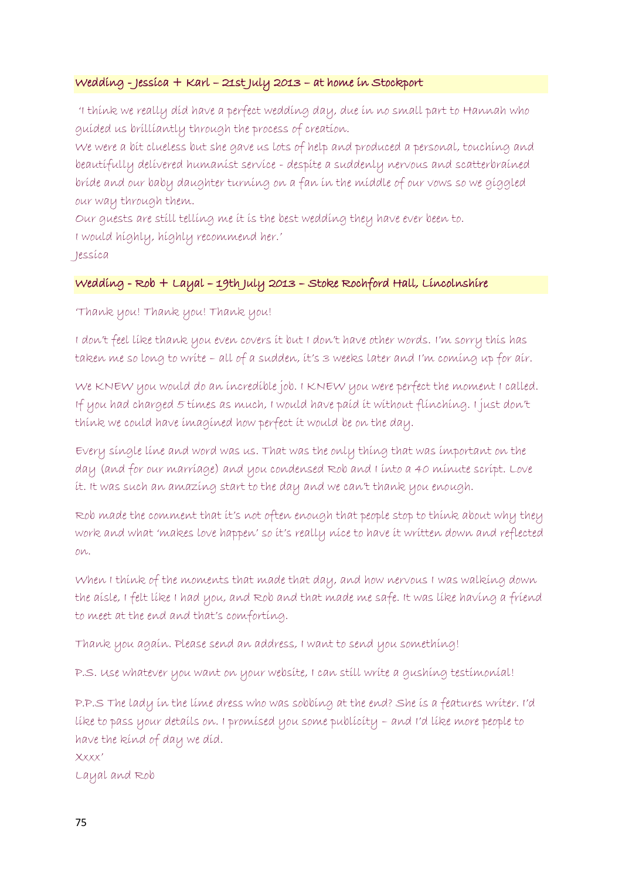### Wedding - Jessica + Karl – 21st July 2013 – at home in Stockport

'I think we really did have a perfect wedding day, due in no small part to Hannah who guided us brilliantly through the process of creation.
We were a bit clueless but she gave us lots of help and produced a personal, touching and beautifully delivered humanist service - despite a suddenly nervous and scatterbrained bride and our baby daughter turning on a fan in the middle of our vows so we giggled our way through them.
Our guests are still telling me it is the best wedding they have ever been to.
I would highly, highly recommend her.'
Jessica

### Wedding - Rob + Layal – 19th July 2013 – Stoke Rochford Hall, Lincolnshire

'Thank you! Thank you! Thank you!

I don't feel like thank you even covers it but I don't have other words. I'm sorry this has taken me so long to write – all of a sudden, it's 3 weeks later and I'm coming up for air.

We KNEW you would do an incredible job. I KNEW you were perfect the moment I called. If you had charged 5 times as much, I would have paid it without flinching. I just don't think we could have imagined how perfect it would be on the day.

Every single line and word was us. That was the only thing that was important on the day (and for our marriage) and you condensed Rob and I into a 40 minute script. Love it. It was such an amazing start to the day and we can't thank you enough.

Rob made the comment that it's not often enough that people stop to think about why they work and what 'makes love happen' so it's really nice to have it written down and reflected on.

When I think of the moments that made that day, and how nervous I was walking down the aisle, I felt like I had you, and Rob and that made me safe. It was like having a friend to meet at the end and that's comforting.

Thank you again. Please send an address, I want to send you something!

P.S. Use whatever you want on your website, I can still write a gushing testimonial!

P.P.S The lady in the lime dress who was sobbing at the end? She is a features writer. I'd like to pass your details on. I promised you some publicity – and I'd like more people to have the kind of day we did.
Xxxx'
Layal and Rob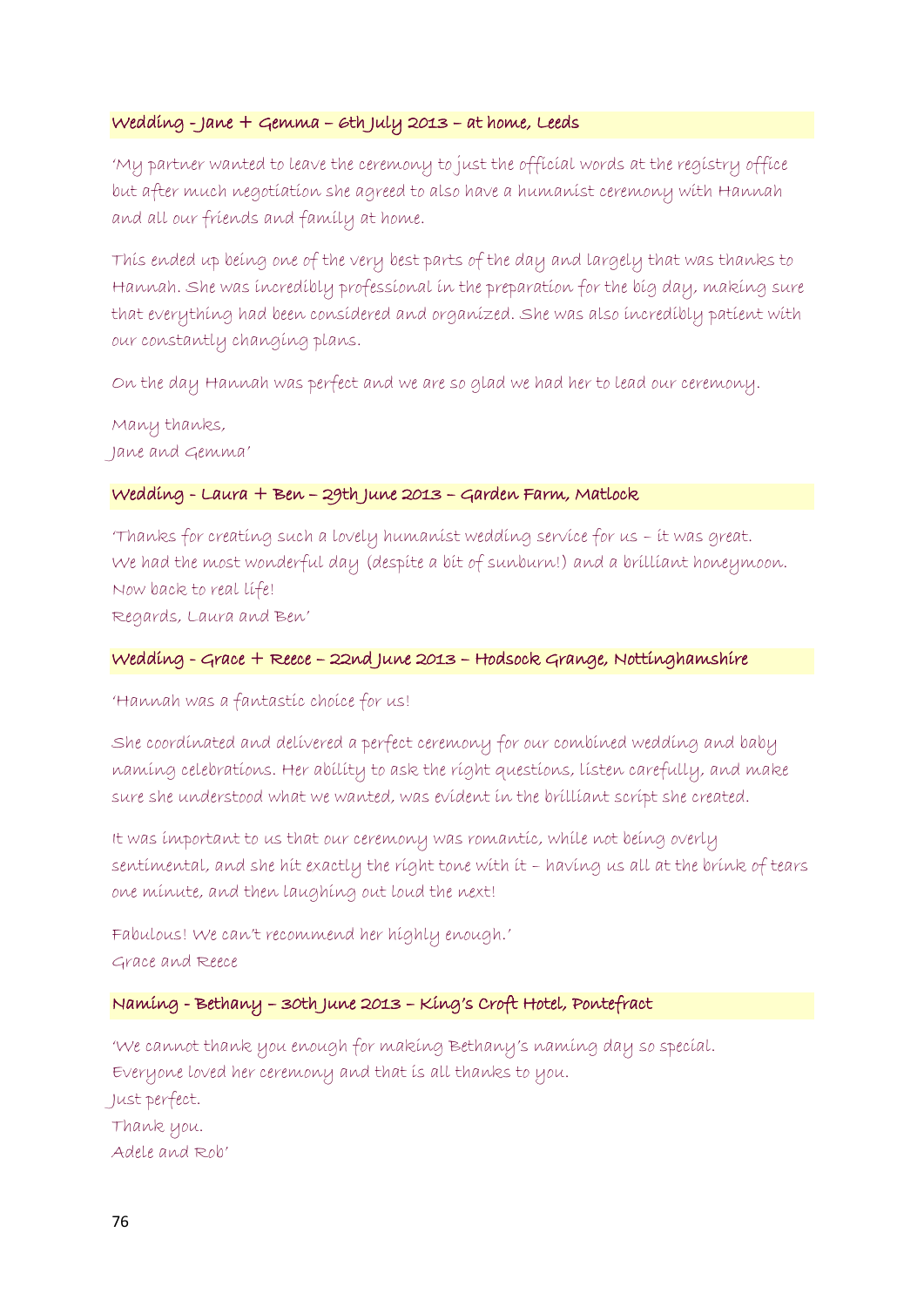### Wedding - Jane + Gemma – 6th July 2013 – at home, Leeds

'My partner wanted to leave the ceremony to just the official words at the registry office but after much negotiation she agreed to also have a humanist ceremony with Hannah and all our friends and family at home.

This ended up being one of the very best parts of the day and largely that was thanks to Hannah. She was incredibly professional in the preparation for the big day, making sure that everything had been considered and organized. She was also incredibly patient with our constantly changing plans.

On the day Hannah was perfect and we are so glad we had her to lead our ceremony.

Many thanks,
Jane and Gemma'

### Wedding - Laura + Ben – 29th June 2013 – Garden Farm, Matlock

'Thanks for creating such a lovely humanist wedding service for us – it was great.
We had the most wonderful day (despite a bit of sunburn!) and a brilliant honeymoon.
Now back to real life!
Regards, Laura and Ben'

### Wedding - Grace + Reece – 22nd June 2013 – Hodsock Grange, Nottinghamshire

'Hannah was a fantastic choice for us!

She coordinated and delivered a perfect ceremony for our combined wedding and baby naming celebrations. Her ability to ask the right questions, listen carefully, and make sure she understood what we wanted, was evident in the brilliant script she created.

It was important to us that our ceremony was romantic, while not being overly sentimental, and she hit exactly the right tone with it – having us all at the brink of tears one minute, and then laughing out loud the next!

Fabulous! We can't recommend her highly enough.'
Grace and Reece

### Naming - Bethany – 30th June 2013 – King's Croft Hotel, Pontefract

'We cannot thank you enough for making Bethany's naming day so special.
Everyone loved her ceremony and that is all thanks to you.
Just perfect.
Thank you.
Adele and Rob'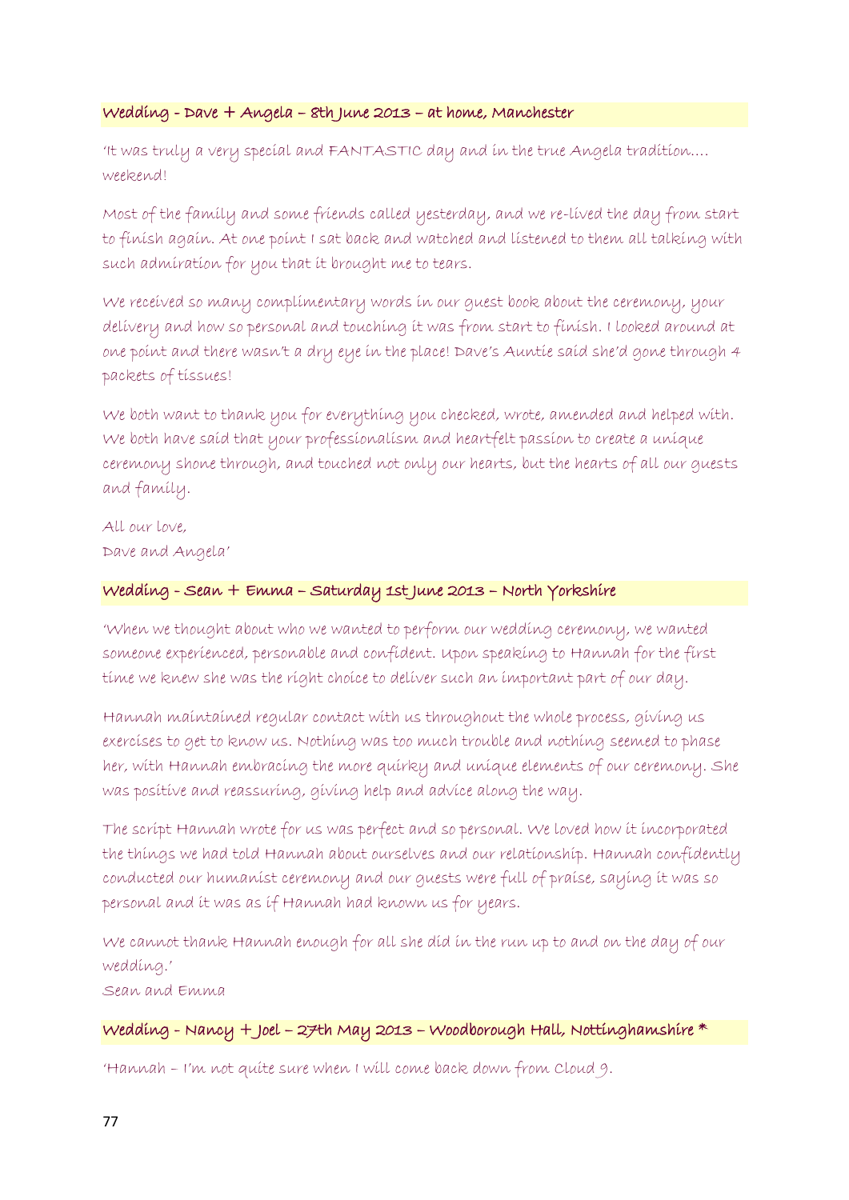**Wedding - Dave + Angela – 8th June 2013 – at home, Manchester**

'It was truly a very special and FANTASTIC day and in the true Angela tradition…. weekend!

Most of the family and some friends called yesterday, and we re-lived the day from start to finish again. At one point I sat back and watched and listened to them all talking with such admiration for you that it brought me to tears.

We received so many complimentary words in our guest book about the ceremony, your delivery and how so personal and touching it was from start to finish. I looked around at one point and there wasn't a dry eye in the place! Dave's Auntie said she'd gone through 4 packets of tissues!

We both want to thank you for everything you checked, wrote, amended and helped with. We both have said that your professionalism and heartfelt passion to create a unique ceremony shone through, and touched not only our hearts, but the hearts of all our guests and family.

All our love,
Dave and Angela'

**Wedding - Sean + Emma – Saturday 1st June 2013 – North Yorkshire**

'When we thought about who we wanted to perform our wedding ceremony, we wanted someone experienced, personable and confident. Upon speaking to Hannah for the first time we knew she was the right choice to deliver such an important part of our day.

Hannah maintained regular contact with us throughout the whole process, giving us exercises to get to know us. Nothing was too much trouble and nothing seemed to phase her, with Hannah embracing the more quirky and unique elements of our ceremony. She was positive and reassuring, giving help and advice along the way.

The script Hannah wrote for us was perfect and so personal. We loved how it incorporated the things we had told Hannah about ourselves and our relationship. Hannah confidently conducted our humanist ceremony and our guests were full of praise, saying it was so personal and it was as if Hannah had known us for years.

We cannot thank Hannah enough for all she did in the run up to and on the day of our wedding.'
Sean and Emma

**Wedding - Nancy + Joel – 27th May 2013 – Woodborough Hall, Nottinghamshire \***

'Hannah – I'm not quite sure when I will come back down from Cloud 9.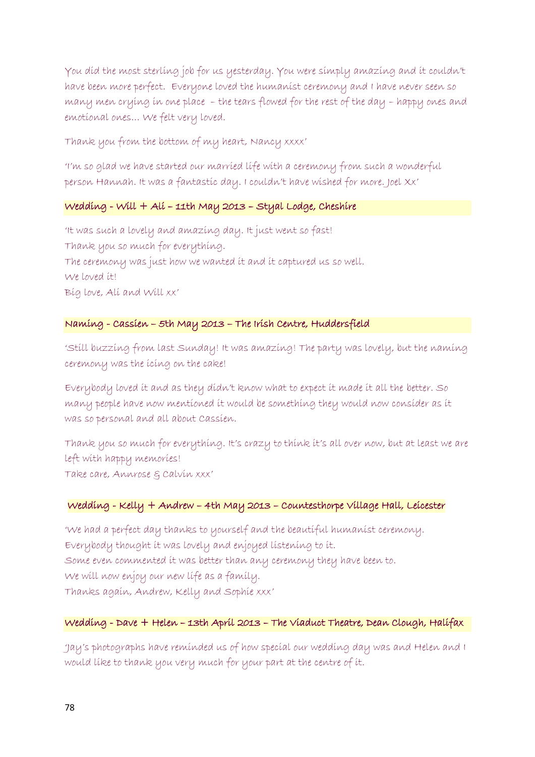You did the most sterling job for us yesterday. You were simply amazing and it couldn't have been more perfect. Everyone loved the humanist ceremony and I have never seen so many men crying in one place – the tears flowed for the rest of the day – happy ones and emotional ones… We felt very loved.

Thank you from the bottom of my heart, Nancy xxxx'

'I'm so glad we have started our married life with a ceremony from such a wonderful person Hannah. It was a fantastic day. I couldn't have wished for more. Joel Xx'

### Wedding - Will + Ali – 11th May 2013 – Styal Lodge, Cheshire

'It was such a lovely and amazing day. It just went so fast!
Thank you so much for everything.
The ceremony was just how we wanted it and it captured us so well.
We loved it!
Big love, Ali and Will xx'

### Naming - Cassien – 5th May 2013 – The Irish Centre, Huddersfield

'Still buzzing from last Sunday! It was amazing! The party was lovely, but the naming ceremony was the icing on the cake!

Everybody loved it and as they didn't know what to expect it made it all the better. So many people have now mentioned it would be something they would now consider as it was so personal and all about Cassien.

Thank you so much for everything. It's crazy to think it's all over now, but at least we are left with happy memories!
Take care, Annrose & Calvin xxx'

### Wedding - Kelly + Andrew – 4th May 2013 – Countesthorpe Village Hall, Leicester

'We had a perfect day thanks to yourself and the beautiful humanist ceremony.
Everybody thought it was lovely and enjoyed listening to it.
Some even commented it was better than any ceremony they have been to.
We will now enjoy our new life as a family.
Thanks again, Andrew, Kelly and Sophie xxx'

### Wedding - Dave + Helen – 13th April 2013 – The Viaduct Theatre, Dean Clough, Halifax

'Jay's photographs have reminded us of how special our wedding day was and Helen and I would like to thank you very much for your part at the centre of it.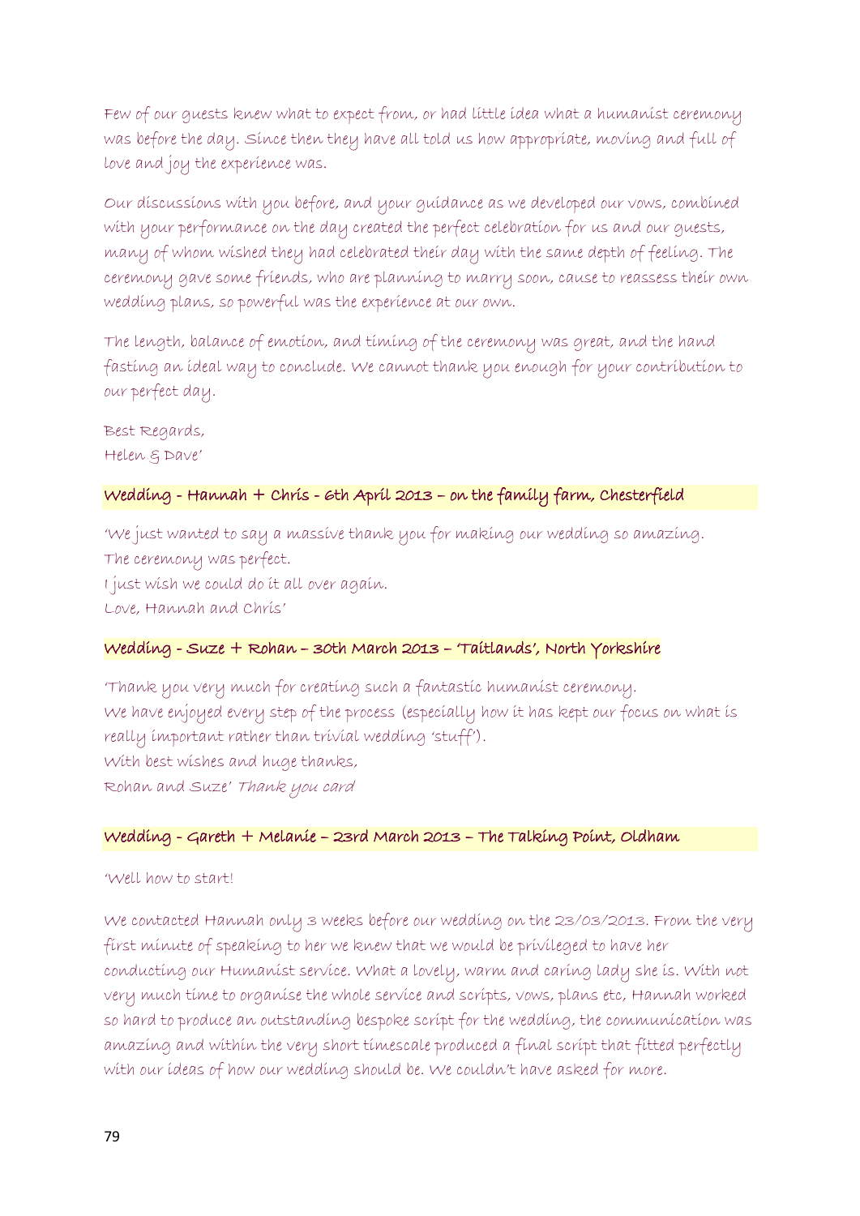Few of our guests knew what to expect from, or had little idea what a humanist ceremony was before the day. Since then they have all told us how appropriate, moving and full of love and joy the experience was.

Our discussions with you before, and your guidance as we developed our vows, combined with your performance on the day created the perfect celebration for us and our guests, many of whom wished they had celebrated their day with the same depth of feeling. The ceremony gave some friends, who are planning to marry soon, cause to reassess their own wedding plans, so powerful was the experience at our own.

The length, balance of emotion, and timing of the ceremony was great, and the hand fasting an ideal way to conclude. We cannot thank you enough for your contribution to our perfect day.

Best Regards,
Helen & Dave'

**Wedding - Hannah + Chris - 6th April 2013 – on the family farm, Chesterfield**

'We just wanted to say a massive thank you for making our wedding so amazing.
The ceremony was perfect.
I just wish we could do it all over again.
Love, Hannah and Chris'

**Wedding - Suze + Rohan – 30th March 2013 – 'Taitlands', North Yorkshire**

'Thank you very much for creating such a fantastic humanist ceremony.
We have enjoyed every step of the process (especially how it has kept our focus on what is really important rather than trivial wedding 'stuff').
With best wishes and huge thanks,
Rohan and Suze' *Thank you card*

**Wedding - Gareth + Melanie – 23rd March 2013 – The Talking Point, Oldham**

'Well how to start!

We contacted Hannah only 3 weeks before our wedding on the 23/03/2013. From the very first minute of speaking to her we knew that we would be privileged to have her conducting our Humanist service. What a lovely, warm and caring lady she is. With not very much time to organise the whole service and scripts, vows, plans etc, Hannah worked so hard to produce an outstanding bespoke script for the wedding, the communication was amazing and within the very short timescale produced a final script that fitted perfectly with our ideas of how our wedding should be. We couldn't have asked for more.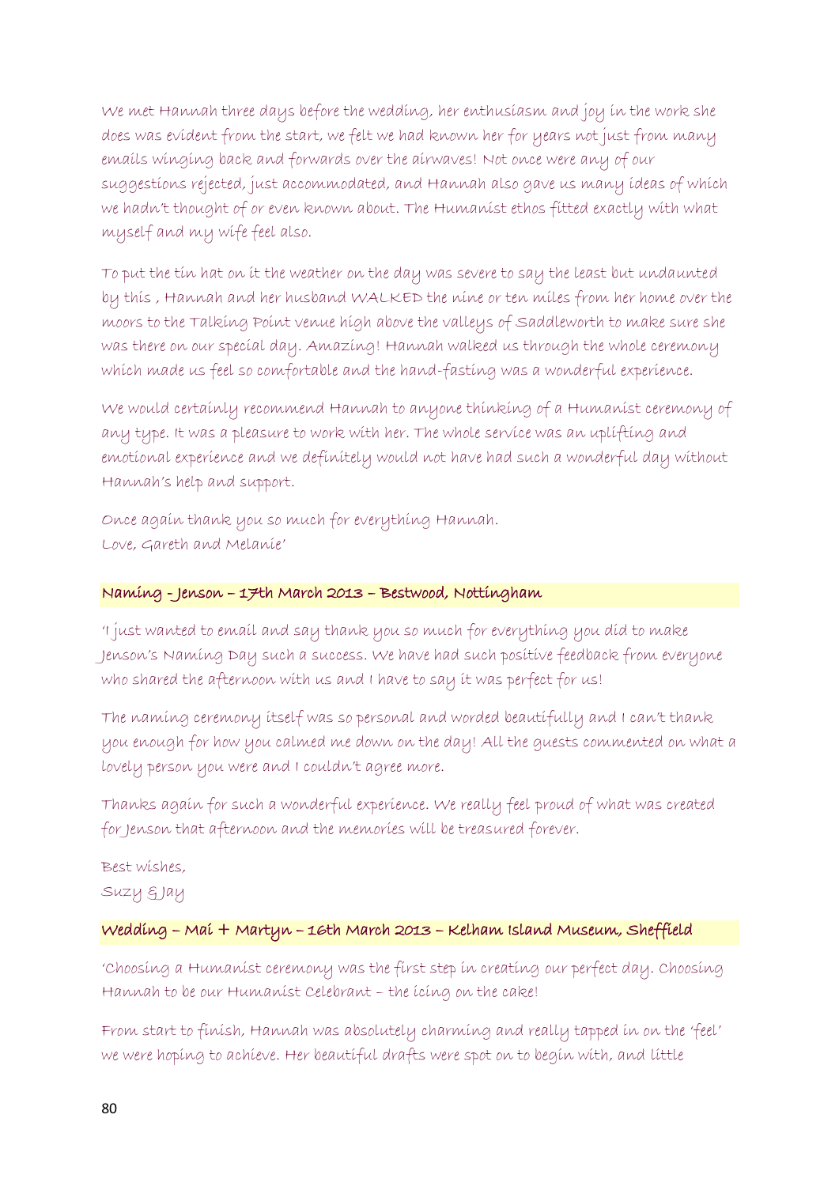We met Hannah three days before the wedding, her enthusiasm and joy in the work she does was evident from the start, we felt we had known her for years not just from many emails winging back and forwards over the airwaves! Not once were any of our suggestions rejected, just accommodated, and Hannah also gave us many ideas of which we hadn't thought of or even known about. The Humanist ethos fitted exactly with what myself and my wife feel also.

To put the tin hat on it the weather on the day was severe to say the least but undaunted by this , Hannah and her husband WALKED the nine or ten miles from her home over the moors to the Talking Point venue high above the valleys of Saddleworth to make sure she was there on our special day. Amazing! Hannah walked us through the whole ceremony which made us feel so comfortable and the hand-fasting was a wonderful experience.

We would certainly recommend Hannah to anyone thinking of a Humanist ceremony of any type. It was a pleasure to work with her. The whole service was an uplifting and emotional experience and we definitely would not have had such a wonderful day without Hannah's help and support.

Once again thank you so much for everything Hannah.
Love, Gareth and Melanie'

**Naming - Jenson – 17th March 2013 – Bestwood, Nottingham**

'I just wanted to email and say thank you so much for everything you did to make Jenson's Naming Day such a success. We have had such positive feedback from everyone who shared the afternoon with us and I have to say it was perfect for us!

The naming ceremony itself was so personal and worded beautifully and I can't thank you enough for how you calmed me down on the day! All the guests commented on what a lovely person you were and I couldn't agree more.

Thanks again for such a wonderful experience. We really feel proud of what was created for Jenson that afternoon and the memories will be treasured forever.

Best wishes,
Suzy & Jay

**Wedding – Mai + Martyn – 16th March 2013 – Kelham Island Museum, Sheffield**

'Choosing a Humanist ceremony was the first step in creating our perfect day. Choosing Hannah to be our Humanist Celebrant – the icing on the cake!

From start to finish, Hannah was absolutely charming and really tapped in on the 'feel' we were hoping to achieve. Her beautiful drafts were spot on to begin with, and little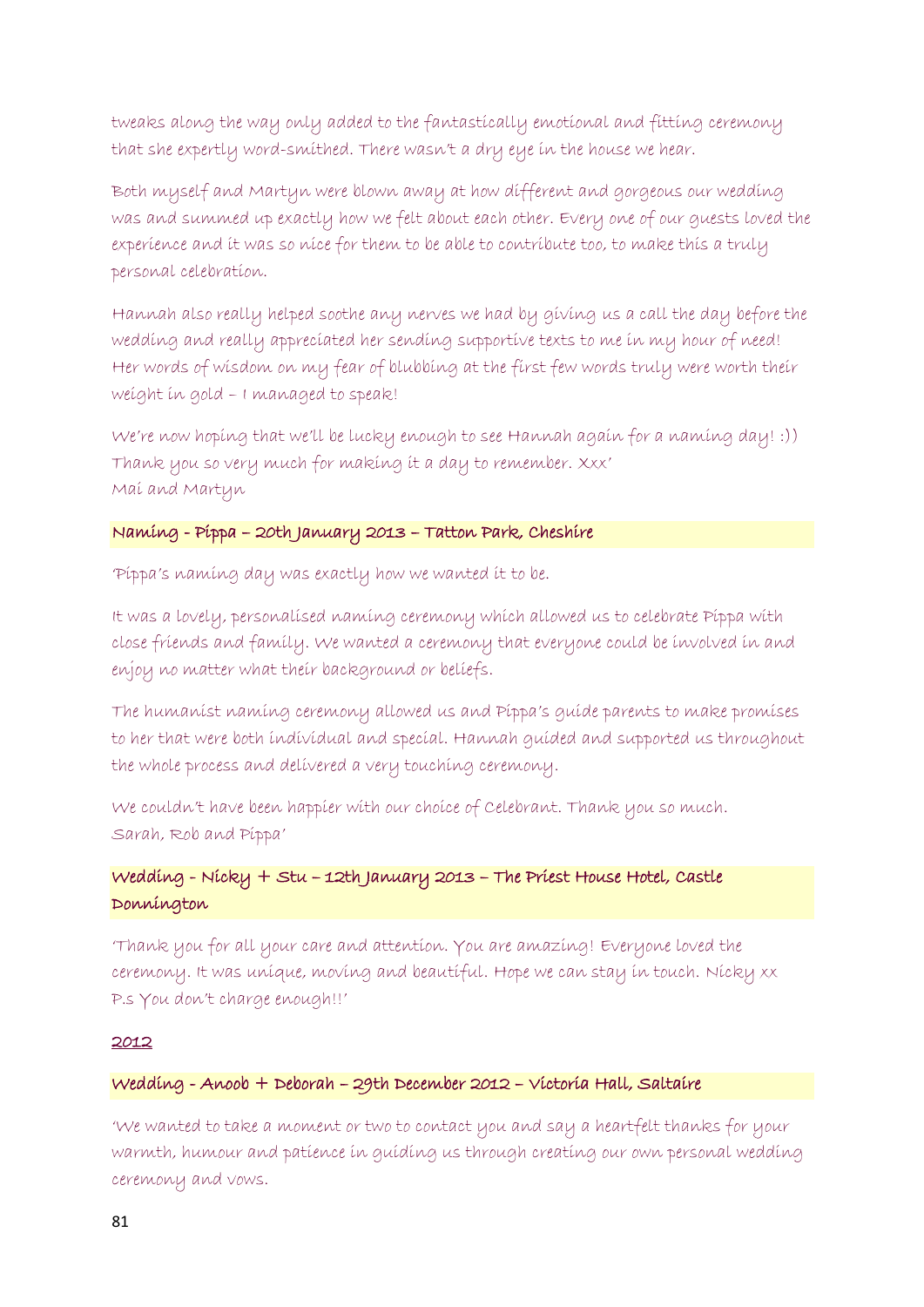tweaks along the way only added to the fantastically emotional and fitting ceremony that she expertly word-smithed. There wasn't a dry eye in the house we hear.

Both myself and Martyn were blown away at how different and gorgeous our wedding was and summed up exactly how we felt about each other. Every one of our guests loved the experience and it was so nice for them to be able to contribute too, to make this a truly personal celebration.

Hannah also really helped soothe any nerves we had by giving us a call the day before the wedding and really appreciated her sending supportive texts to me in my hour of need! Her words of wisdom on my fear of blubbing at the first few words truly were worth their weight in gold – I managed to speak!

We're now hoping that we'll be lucky enough to see Hannah again for a naming day! :)) Thank you so very much for making it a day to remember. Xxx'
Mai and Martyn

**Naming - Pippa – 20th January 2013 – Tatton Park, Cheshire**

'Pippa's naming day was exactly how we wanted it to be.

It was a lovely, personalised naming ceremony which allowed us to celebrate Pippa with close friends and family. We wanted a ceremony that everyone could be involved in and enjoy no matter what their background or beliefs.

The humanist naming ceremony allowed us and Pippa's guide parents to make promises to her that were both individual and special. Hannah guided and supported us throughout the whole process and delivered a very touching ceremony.

We couldn't have been happier with our choice of Celebrant. Thank you so much.
Sarah, Rob and Pippa'

**Wedding - Nicky + Stu – 12th January 2013 – The Priest House Hotel, Castle Donnington**

'Thank you for all your care and attention. You are amazing! Everyone loved the ceremony. It was unique, moving and beautiful. Hope we can stay in touch. Nicky xx
P.s You don't charge enough!!'

**2012**

**Wedding - Anoob + Deborah – 29th December 2012 – Victoria Hall, Saltaire**

'We wanted to take a moment or two to contact you and say a heartfelt thanks for your warmth, humour and patience in guiding us through creating our own personal wedding ceremony and vows.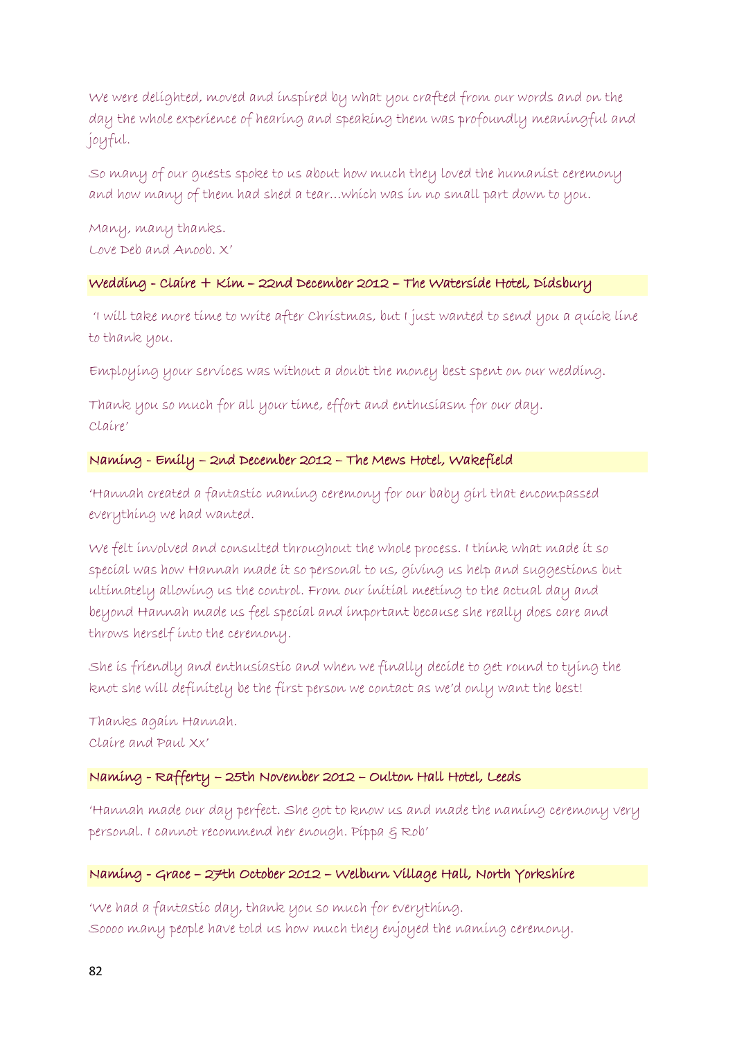We were delighted, moved and inspired by what you crafted from our words and on the day the whole experience of hearing and speaking them was profoundly meaningful and joyful.

So many of our guests spoke to us about how much they loved the humanist ceremony and how many of them had shed a tear…which was in no small part down to you.

Many, many thanks.
Love Deb and Anoob. X'

### Wedding - Claire + Kim – 22nd December 2012 – The Waterside Hotel, Didsbury

'I will take more time to write after Christmas, but I just wanted to send you a quick line to thank you.

Employing your services was without a doubt the money best spent on our wedding.

Thank you so much for all your time, effort and enthusiasm for our day.
Claire'

### Naming - Emily – 2nd December 2012 – The Mews Hotel, Wakefield

'Hannah created a fantastic naming ceremony for our baby girl that encompassed everything we had wanted.

We felt involved and consulted throughout the whole process. I think what made it so special was how Hannah made it so personal to us, giving us help and suggestions but ultimately allowing us the control. From our initial meeting to the actual day and beyond Hannah made us feel special and important because she really does care and throws herself into the ceremony.

She is friendly and enthusiastic and when we finally decide to get round to tying the knot she will definitely be the first person we contact as we'd only want the best!

Thanks again Hannah.
Claire and Paul Xx'

### Naming - Rafferty – 25th November 2012 – Oulton Hall Hotel, Leeds

'Hannah made our day perfect. She got to know us and made the naming ceremony very personal. I cannot recommend her enough. Pippa & Rob'

### Naming - Grace – 27th October 2012 – Welburn Village Hall, North Yorkshire

'We had a fantastic day, thank you so much for everything.
Soooo many people have told us how much they enjoyed the naming ceremony.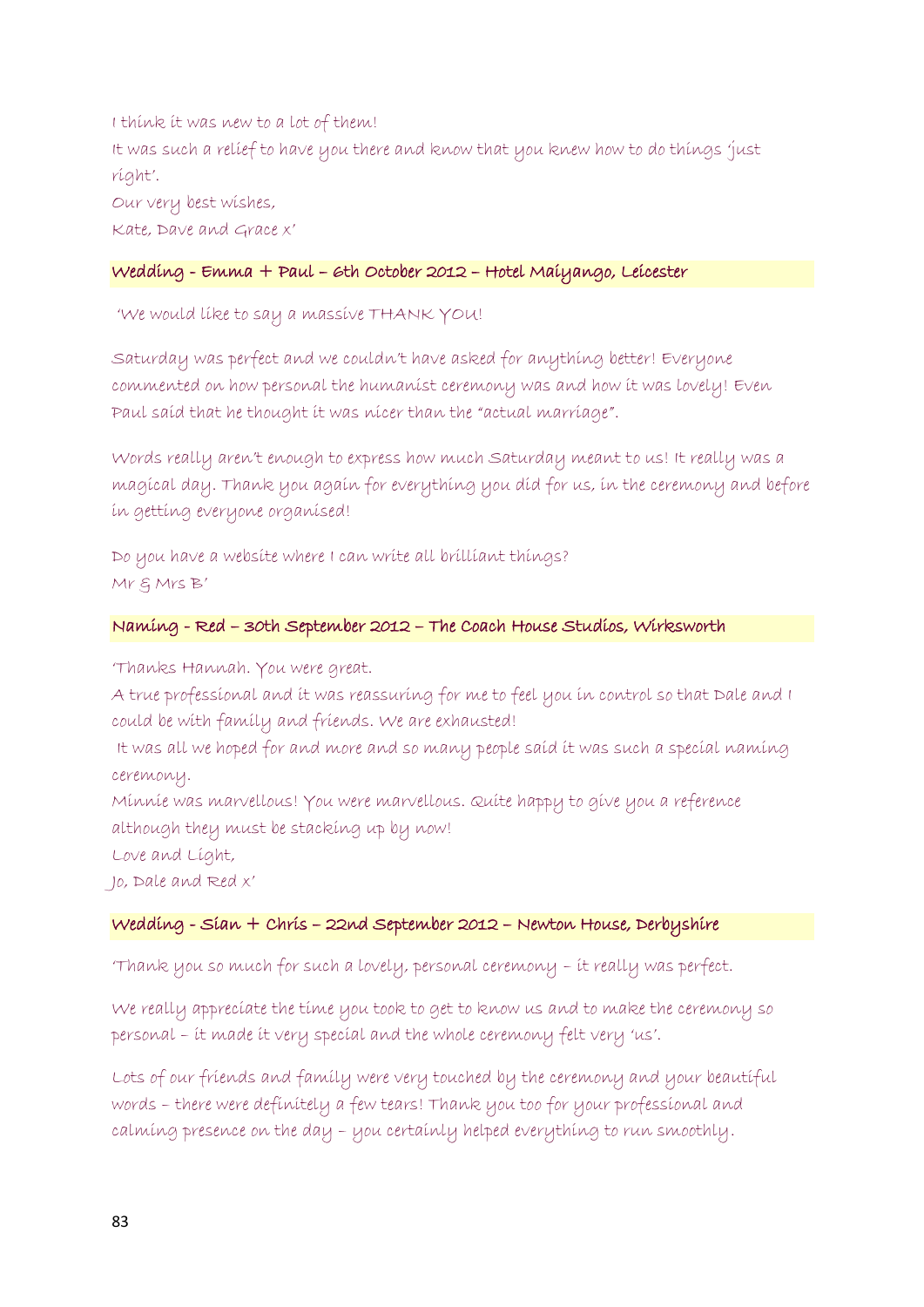I think it was new to a lot of them!
It was such a relief to have you there and know that you knew how to do things 'just right'.
Our very best wishes,
Kate, Dave and Grace x'

### Wedding - Emma + Paul – 6th October 2012 – Hotel Maiyango, Leicester

'We would like to say a massive THANK YOU!

Saturday was perfect and we couldn't have asked for anything better! Everyone commented on how personal the humanist ceremony was and how it was lovely! Even Paul said that he thought it was nicer than the "actual marriage".

Words really aren't enough to express how much Saturday meant to us! It really was a magical day. Thank you again for everything you did for us, in the ceremony and before in getting everyone organised!

Do you have a website where I can write all brilliant things?
Mr & Mrs B'

### Naming - Red – 30th September 2012 – The Coach House Studios, Wirksworth

'Thanks Hannah. You were great.
A true professional and it was reassuring for me to feel you in control so that Dale and I could be with family and friends. We are exhausted!
It was all we hoped for and more and so many people said it was such a special naming ceremony.
Minnie was marvellous! You were marvellous. Quite happy to give you a reference although they must be stacking up by now!
Love and Light,
Jo, Dale and Red x'

### Wedding - Sian + Chris – 22nd September 2012 – Newton House, Derbyshire

'Thank you so much for such a lovely, personal ceremony – it really was perfect.

We really appreciate the time you took to get to know us and to make the ceremony so personal – it made it very special and the whole ceremony felt very 'us'.

Lots of our friends and family were very touched by the ceremony and your beautiful words – there were definitely a few tears! Thank you too for your professional and calming presence on the day – you certainly helped everything to run smoothly.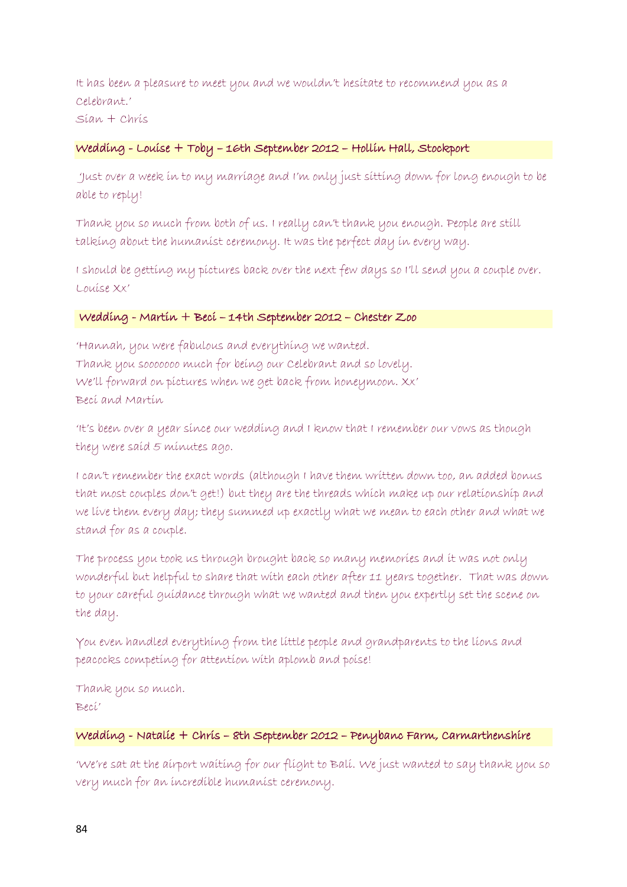It has been a pleasure to meet you and we wouldn't hesitate to recommend you as a Celebrant.'
Sian + Chris

**Wedding - Louise + Toby – 16th September 2012 – Hollin Hall, Stockport**

'Just over a week in to my marriage and I'm only just sitting down for long enough to be able to reply!

Thank you so much from both of us. I really can't thank you enough. People are still talking about the humanist ceremony. It was the perfect day in every way.

I should be getting my pictures back over the next few days so I'll send you a couple over.
Louise Xx'

**Wedding - Martin + Beci – 14th September 2012 – Chester Zoo**

'Hannah, you were fabulous and everything we wanted.
Thank you sooooooo much for being our Celebrant and so lovely.
We'll forward on pictures when we get back from honeymoon. Xx'
Beci and Martin

'It's been over a year since our wedding and I know that I remember our vows as though they were said 5 minutes ago.

I can't remember the exact words (although I have them written down too, an added bonus that most couples don't get!) but they are the threads which make up our relationship and we live them every day; they summed up exactly what we mean to each other and what we stand for as a couple.

The process you took us through brought back so many memories and it was not only wonderful but helpful to share that with each other after 11 years together. That was down to your careful guidance through what we wanted and then you expertly set the scene on the day.

You even handled everything from the little people and grandparents to the lions and peacocks competing for attention with aplomb and poise!

Thank you so much.
Beci'

**Wedding - Natalie + Chris – 8th September 2012 – Penybanc Farm, Carmarthenshire**

'We're sat at the airport waiting for our flight to Bali. We just wanted to say thank you so very much for an incredible humanist ceremony.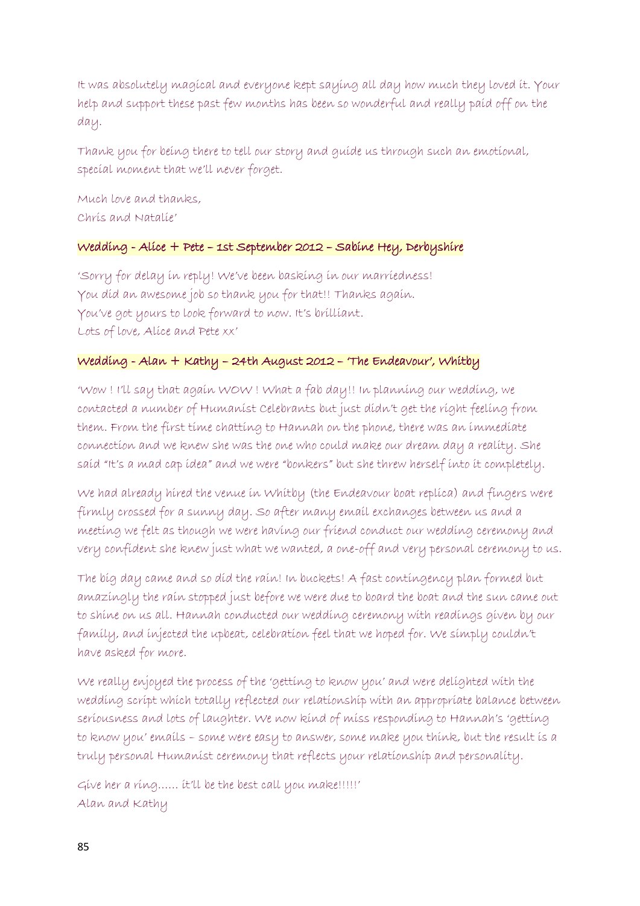It was absolutely magical and everyone kept saying all day how much they loved it. Your help and support these past few months has been so wonderful and really paid off on the day.

Thank you for being there to tell our story and guide us through such an emotional, special moment that we'll never forget.

Much love and thanks,
Chris and Natalie'

### Wedding - Alice + Pete – 1st September 2012 – Sabine Hey, Derbyshire

'Sorry for delay in reply! We've been basking in our marriedness!
You did an awesome job so thank you for that!! Thanks again.
You've got yours to look forward to now. It's brilliant.
Lots of love, Alice and Pete xx'

### Wedding - Alan + Kathy – 24th August 2012 – 'The Endeavour', Whitby

'Wow ! I'll say that again WOW ! What a fab day!! In planning our wedding, we contacted a number of Humanist Celebrants but just didn't get the right feeling from them. From the first time chatting to Hannah on the phone, there was an immediate connection and we knew she was the one who could make our dream day a reality. She said "It's a mad cap idea" and we were "bonkers" but she threw herself into it completely.

We had already hired the venue in Whitby (the Endeavour boat replica) and fingers were firmly crossed for a sunny day. So after many email exchanges between us and a meeting we felt as though we were having our friend conduct our wedding ceremony and very confident she knew just what we wanted, a one-off and very personal ceremony to us.

The big day came and so did the rain! In buckets! A fast contingency plan formed but amazingly the rain stopped just before we were due to board the boat and the sun came out to shine on us all. Hannah conducted our wedding ceremony with readings given by our family, and injected the upbeat, celebration feel that we hoped for. We simply couldn't have asked for more.

We really enjoyed the process of the 'getting to know you' and were delighted with the wedding script which totally reflected our relationship with an appropriate balance between seriousness and lots of laughter. We now kind of miss responding to Hannah's 'getting to know you' emails – some were easy to answer, some make you think, but the result is a truly personal Humanist ceremony that reflects your relationship and personality.

Give her a ring…… it'll be the best call you make!!!!!'
Alan and Kathy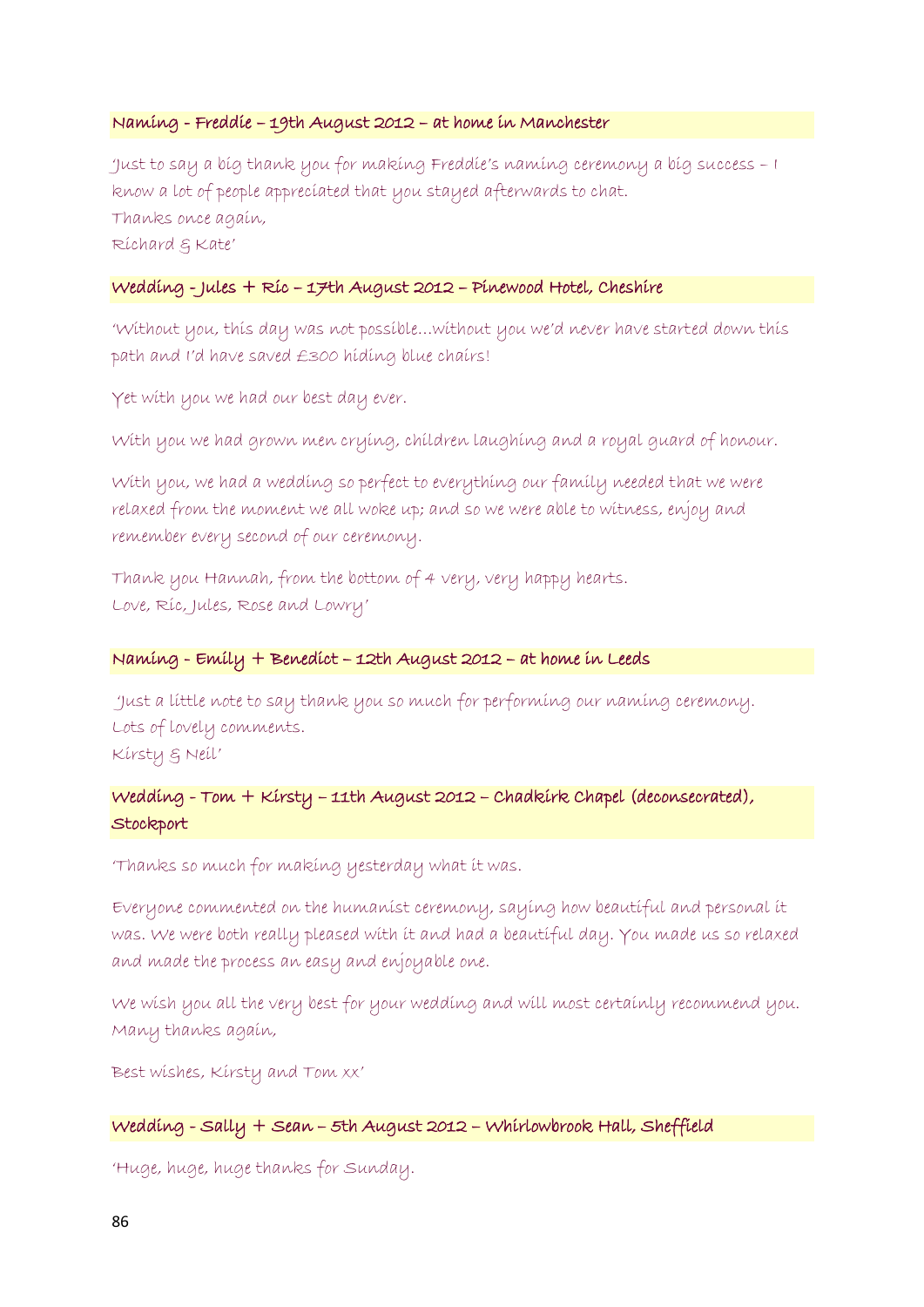**Naming - Freddie – 19th August 2012 – at home in Manchester**

'Just to say a big thank you for making Freddie's naming ceremony a big success – I know a lot of people appreciated that you stayed afterwards to chat.
Thanks once again,
Richard & Kate'

**Wedding - Jules + Ric – 17th August 2012 – Pinewood Hotel, Cheshire**

'Without you, this day was not possible…without you we'd never have started down this path and I'd have saved £300 hiding blue chairs!

Yet with you we had our best day ever.

With you we had grown men crying, children laughing and a royal guard of honour.

With you, we had a wedding so perfect to everything our family needed that we were relaxed from the moment we all woke up; and so we were able to witness, enjoy and remember every second of our ceremony.

Thank you Hannah, from the bottom of 4 very, very happy hearts.
Love, Ric, Jules, Rose and Lowry'

**Naming - Emily + Benedict – 12th August 2012 – at home in Leeds**

'Just a little note to say thank you so much for performing our naming ceremony.
Lots of lovely comments.
Kirsty & Neil'

**Wedding - Tom + Kirsty – 11th August 2012 – Chadkirk Chapel (deconsecrated), Stockport**

'Thanks so much for making yesterday what it was.

Everyone commented on the humanist ceremony, saying how beautiful and personal it was. We were both really pleased with it and had a beautiful day. You made us so relaxed and made the process an easy and enjoyable one.

We wish you all the very best for your wedding and will most certainly recommend you.
Many thanks again,

Best wishes, Kirsty and Tom xx'

**Wedding - Sally + Sean – 5th August 2012 – Whirlowbrook Hall, Sheffield**

'Huge, huge, huge thanks for Sunday.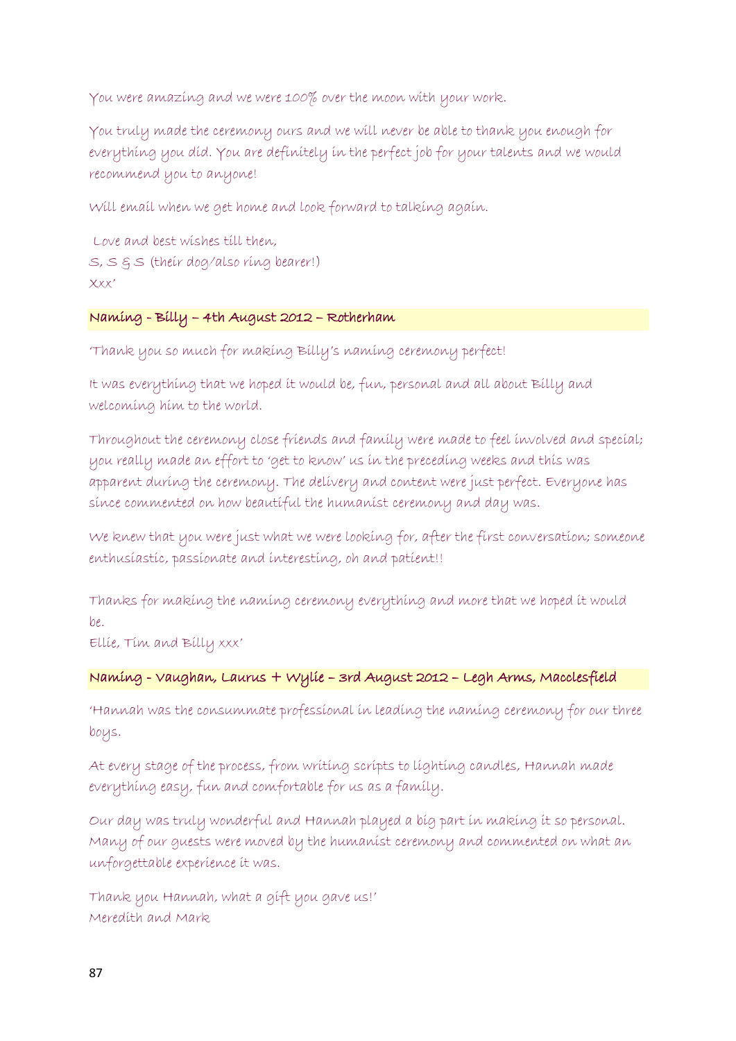You were amazing and we were 100% over the moon with your work.

You truly made the ceremony ours and we will never be able to thank you enough for everything you did. You are definitely in the perfect job for your talents and we would recommend you to anyone!

Will email when we get home and look forward to talking again.

Love and best wishes till then,
S, S & S (their dog/also ring bearer!)
Xxx'

### Naming - Billy – 4th August 2012 – Rotherham

'Thank you so much for making Billy's naming ceremony perfect!

It was everything that we hoped it would be, fun, personal and all about Billy and welcoming him to the world.

Throughout the ceremony close friends and family were made to feel involved and special; you really made an effort to 'get to know' us in the preceding weeks and this was apparent during the ceremony. The delivery and content were just perfect. Everyone has since commented on how beautiful the humanist ceremony and day was.

We knew that you were just what we were looking for, after the first conversation; someone enthusiastic, passionate and interesting, oh and patient!!

Thanks for making the naming ceremony everything and more that we hoped it would be.
Ellie, Tim and Billy xxx'

### Naming - Vaughan, Laurus + Wylie – 3rd August 2012 – Legh Arms, Macclesfield

'Hannah was the consummate professional in leading the naming ceremony for our three boys.

At every stage of the process, from writing scripts to lighting candles, Hannah made everything easy, fun and comfortable for us as a family.

Our day was truly wonderful and Hannah played a big part in making it so personal. Many of our guests were moved by the humanist ceremony and commented on what an unforgettable experience it was.

Thank you Hannah, what a gift you gave us!'
Meredith and Mark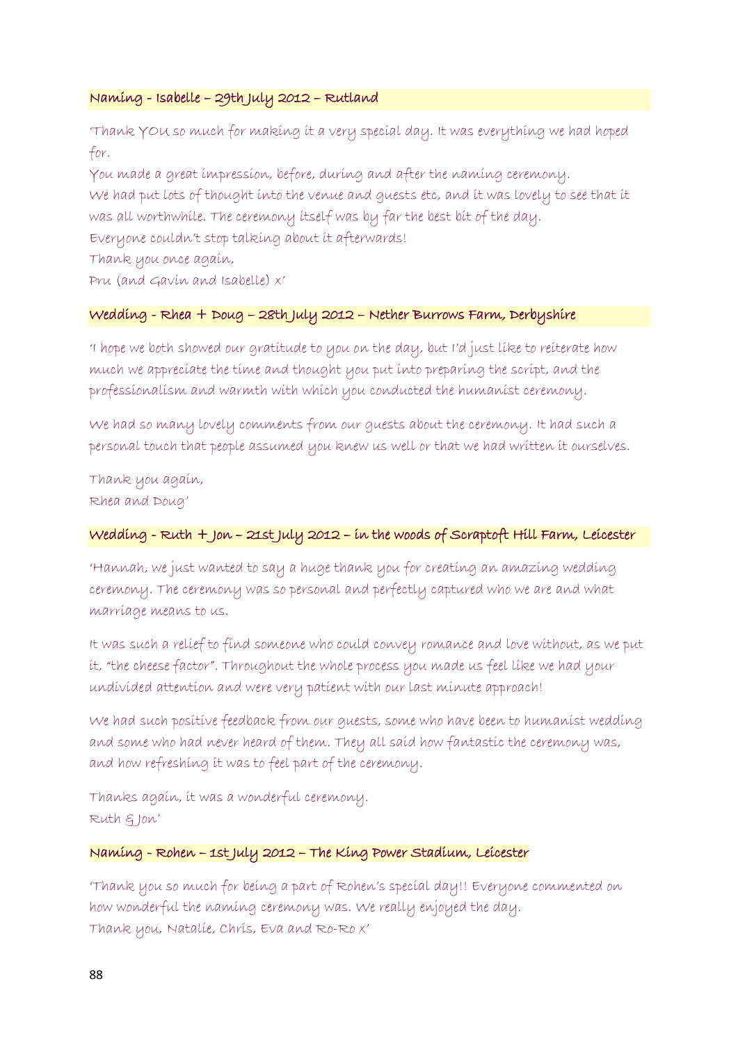### Naming - Isabelle – 29th July 2012 – Rutland

'Thank YOU so much for making it a very special day. It was everything we had hoped for.
You made a great impression, before, during and after the naming ceremony.
We had put lots of thought into the venue and guests etc, and it was lovely to see that it was all worthwhile. The ceremony itself was by far the best bit of the day.
Everyone couldn't stop talking about it afterwards!
Thank you once again,
Pru (and Gavin and Isabelle) x'

### Wedding - Rhea + Doug – 28th July 2012 – Nether Burrows Farm, Derbyshire

'I hope we both showed our gratitude to you on the day, but I'd just like to reiterate how much we appreciate the time and thought you put into preparing the script, and the professionalism and warmth with which you conducted the humanist ceremony.

We had so many lovely comments from our guests about the ceremony. It had such a personal touch that people assumed you knew us well or that we had written it ourselves.

Thank you again,
Rhea and Doug'

### Wedding - Ruth + Jon – 21st July 2012 – in the woods of Scraptoft Hill Farm, Leicester

'Hannah, we just wanted to say a huge thank you for creating an amazing wedding ceremony. The ceremony was so personal and perfectly captured who we are and what marriage means to us.

It was such a relief to find someone who could convey romance and love without, as we put it, "the cheese factor". Throughout the whole process you made us feel like we had your undivided attention and were very patient with our last minute approach!

We had such positive feedback from our guests, some who have been to humanist wedding and some who had never heard of them. They all said how fantastic the ceremony was, and how refreshing it was to feel part of the ceremony.

Thanks again, it was a wonderful ceremony.
Ruth & Jon'

### Naming - Rohen – 1st July 2012 – The King Power Stadium, Leicester

'Thank you so much for being a part of Rohen's special day!! Everyone commented on how wonderful the naming ceremony was. We really enjoyed the day.
Thank you, Natalie, Chris, Eva and Ro-Ro x'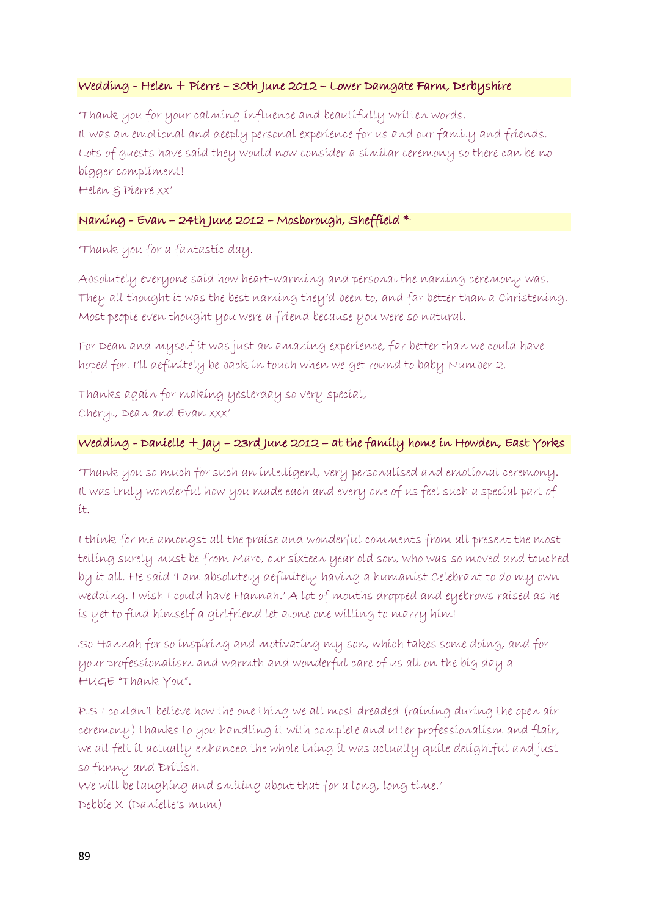### Wedding - Helen + Pierre – 30th June 2012 – Lower Damgate Farm, Derbyshire

'Thank you for your calming influence and beautifully written words.
It was an emotional and deeply personal experience for us and our family and friends.
Lots of guests have said they would now consider a similar ceremony so there can be no bigger compliment!
Helen & Pierre xx'

### Naming - Evan – 24th June 2012 – Mosborough, Sheffield *

'Thank you for a fantastic day.

Absolutely everyone said how heart-warming and personal the naming ceremony was. They all thought it was the best naming they'd been to, and far better than a Christening. Most people even thought you were a friend because you were so natural.

For Dean and myself it was just an amazing experience, far better than we could have hoped for. I'll definitely be back in touch when we get round to baby Number 2.

Thanks again for making yesterday so very special,
Cheryl, Dean and Evan xxx'

### Wedding - Danielle + Jay – 23rd June 2012 – at the family home in Howden, East Yorks

'Thank you so much for such an intelligent, very personalised and emotional ceremony. It was truly wonderful how you made each and every one of us feel such a special part of it.

I think for me amongst all the praise and wonderful comments from all present the most telling surely must be from Marc, our sixteen year old son, who was so moved and touched by it all. He said 'I am absolutely definitely having a humanist Celebrant to do my own wedding. I wish I could have Hannah.' A lot of mouths dropped and eyebrows raised as he is yet to find himself a girlfriend let alone one willing to marry him!

So Hannah for so inspiring and motivating my son, which takes some doing, and for your professionalism and warmth and wonderful care of us all on the big day a HUGE "Thank You".

P.S I couldn't believe how the one thing we all most dreaded (raining during the open air ceremony) thanks to you handling it with complete and utter professionalism and flair, we all felt it actually enhanced the whole thing it was actually quite delightful and just so funny and British.
We will be laughing and smiling about that for a long, long time.'
Debbie X (Danielle's mum)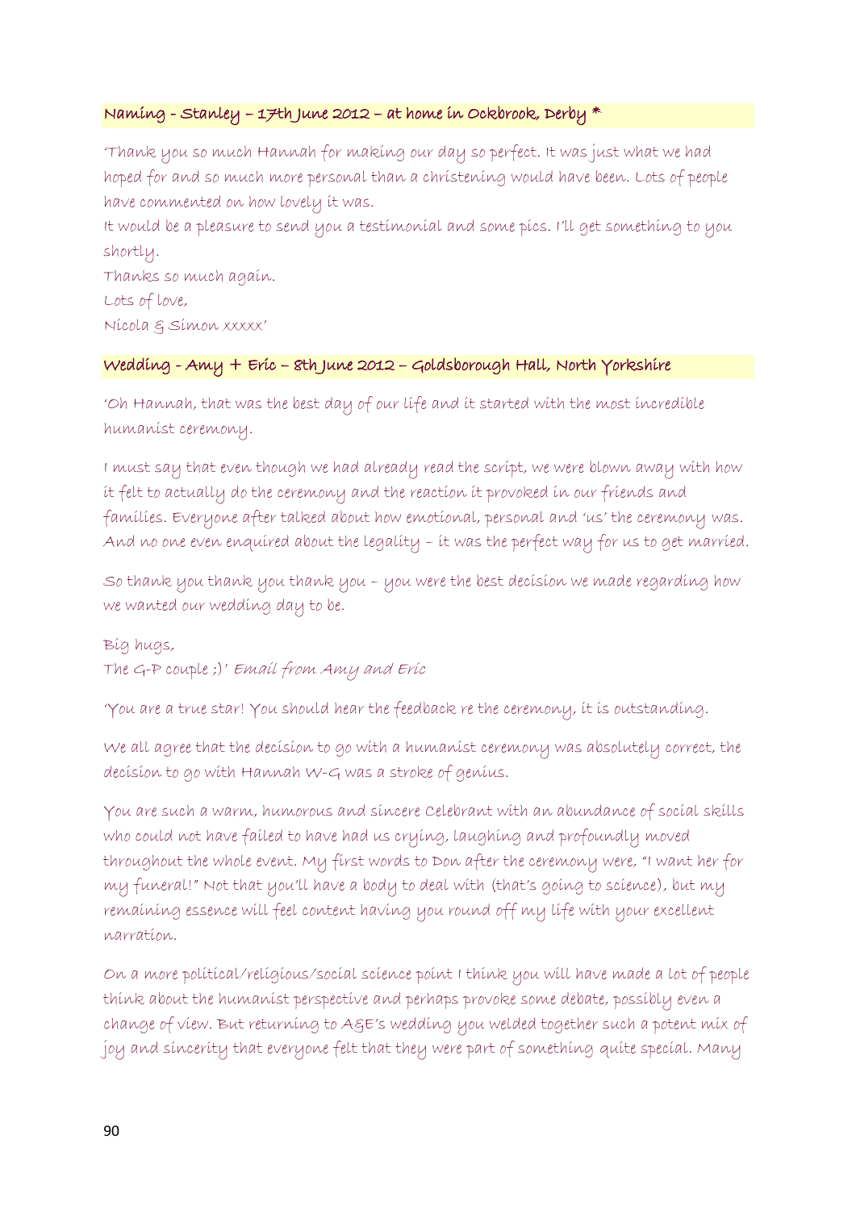### Naming - Stanley – 17th June 2012 – at home in Ockbrook, Derby *

'Thank you so much Hannah for making our day so perfect. It was just what we had hoped for and so much more personal than a christening would have been. Lots of people have commented on how lovely it was.

It would be a pleasure to send you a testimonial and some pics. I'll get something to you shortly.

Thanks so much again.

Lots of love,

Nicola & Simon xxxxx'

### Wedding - Amy + Eric – 8th June 2012 – Goldsborough Hall, North Yorkshire

'Oh Hannah, that was the best day of our life and it started with the most incredible humanist ceremony.

I must say that even though we had already read the script, we were blown away with how it felt to actually do the ceremony and the reaction it provoked in our friends and families. Everyone after talked about how emotional, personal and 'us' the ceremony was. And no one even enquired about the legality – it was the perfect way for us to get married.

So thank you thank you thank you – you were the best decision we made regarding how we wanted our wedding day to be.

Big hugs,

The G-P couple ;)' *Email from Amy and Eric*

'You are a true star! You should hear the feedback re the ceremony, it is outstanding.

We all agree that the decision to go with a humanist ceremony was absolutely correct, the decision to go with Hannah W-G was a stroke of genius.

You are such a warm, humorous and sincere Celebrant with an abundance of social skills who could not have failed to have had us crying, laughing and profoundly moved throughout the whole event. My first words to Don after the ceremony were, "I want her for my funeral!" Not that you'll have a body to deal with (that's going to science), but my remaining essence will feel content having you round off my life with your excellent narration.

On a more political/religious/social science point I think you will have made a lot of people think about the humanist perspective and perhaps provoke some debate, possibly even a change of view. But returning to A&E's wedding you welded together such a potent mix of joy and sincerity that everyone felt that they were part of something quite special. Many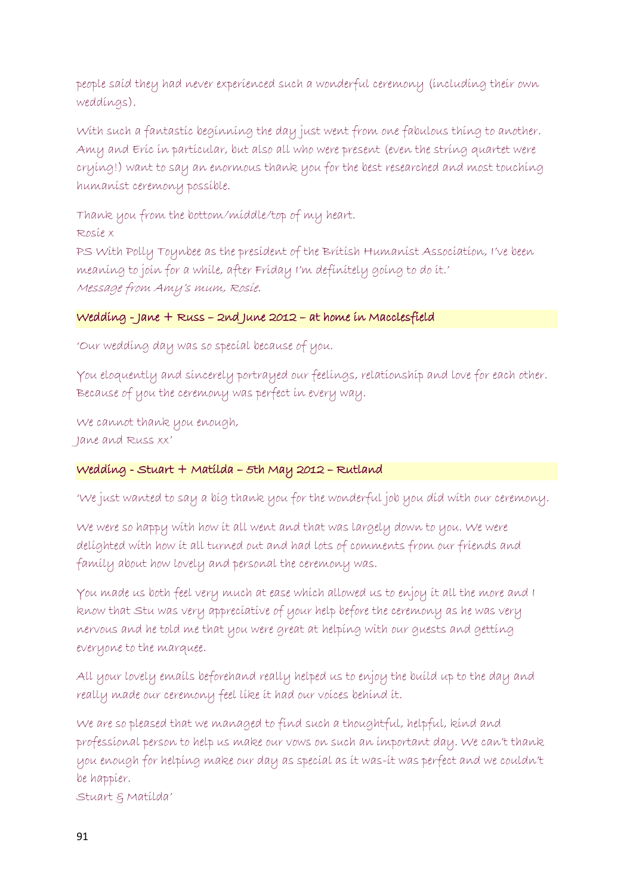people said they had never experienced such a wonderful ceremony (including their own weddings).

With such a fantastic beginning the day just went from one fabulous thing to another. Amy and Eric in particular, but also all who were present (even the string quartet were crying!) want to say an enormous thank you for the best researched and most touching humanist ceremony possible.

Thank you from the bottom/middle/top of my heart.
Rosie x
PS With Polly Toynbee as the president of the British Humanist Association, I've been meaning to join for a while, after Friday I'm definitely going to do it.'
*Message from Amy's mum, Rosie.*

### Wedding - Jane + Russ – 2nd June 2012 – at home in Macclesfield

'Our wedding day was so special because of you.

You eloquently and sincerely portrayed our feelings, relationship and love for each other. Because of you the ceremony was perfect in every way.

We cannot thank you enough,
Jane and Russ xx'

### Wedding - Stuart + Matilda – 5th May 2012 – Rutland

'We just wanted to say a big thank you for the wonderful job you did with our ceremony.

We were so happy with how it all went and that was largely down to you. We were delighted with how it all turned out and had lots of comments from our friends and family about how lovely and personal the ceremony was.

You made us both feel very much at ease which allowed us to enjoy it all the more and I know that Stu was very appreciative of your help before the ceremony as he was very nervous and he told me that you were great at helping with our guests and getting everyone to the marquee.

All your lovely emails beforehand really helped us to enjoy the build up to the day and really made our ceremony feel like it had our voices behind it.

We are so pleased that we managed to find such a thoughtful, helpful, kind and professional person to help us make our vows on such an important day. We can't thank you enough for helping make our day as special as it was-it was perfect and we couldn't be happier.
Stuart & Matilda'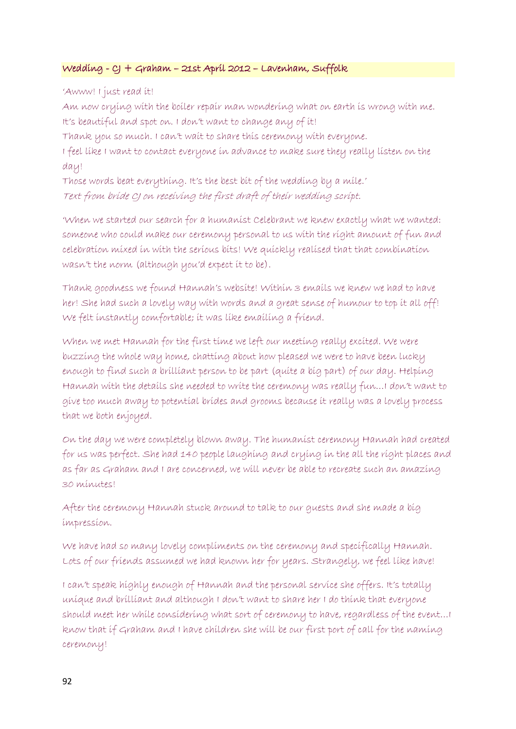## Wedding - CJ + Graham – 21st April 2012 – Lavenham, Suffolk

'Awww! I just read it!
Am now crying with the boiler repair man wondering what on earth is wrong with me.
It's beautiful and spot on. I don't want to change any of it!
Thank you so much. I can't wait to share this ceremony with everyone.
I feel like I want to contact everyone in advance to make sure they really listen on the day!
Those words beat everything. It's the best bit of the wedding by a mile.'
*Text from bride CJ on receiving the first draft of their wedding script.*

'When we started our search for a humanist Celebrant we knew exactly what we wanted: someone who could make our ceremony personal to us with the right amount of fun and celebration mixed in with the serious bits! We quickly realised that that combination wasn't the norm (although you'd expect it to be).

Thank goodness we found Hannah's website! Within 3 emails we knew we had to have her! She had such a lovely way with words and a great sense of humour to top it all off! We felt instantly comfortable; it was like emailing a friend.

When we met Hannah for the first time we left our meeting really excited. We were buzzing the whole way home, chatting about how pleased we were to have been lucky enough to find such a brilliant person to be part (quite a big part) of our day. Helping Hannah with the details she needed to write the ceremony was really fun…I don't want to give too much away to potential brides and grooms because it really was a lovely process that we both enjoyed.

On the day we were completely blown away. The humanist ceremony Hannah had created for us was perfect. She had 140 people laughing and crying in the all the right places and as far as Graham and I are concerned, we will never be able to recreate such an amazing 30 minutes!

After the ceremony Hannah stuck around to talk to our guests and she made a big impression.

We have had so many lovely compliments on the ceremony and specifically Hannah. Lots of our friends assumed we had known her for years. Strangely, we feel like have!

I can't speak highly enough of Hannah and the personal service she offers. It's totally unique and brilliant and although I don't want to share her I do think that everyone should meet her while considering what sort of ceremony to have, regardless of the event…I know that if Graham and I have children she will be our first port of call for the naming ceremony!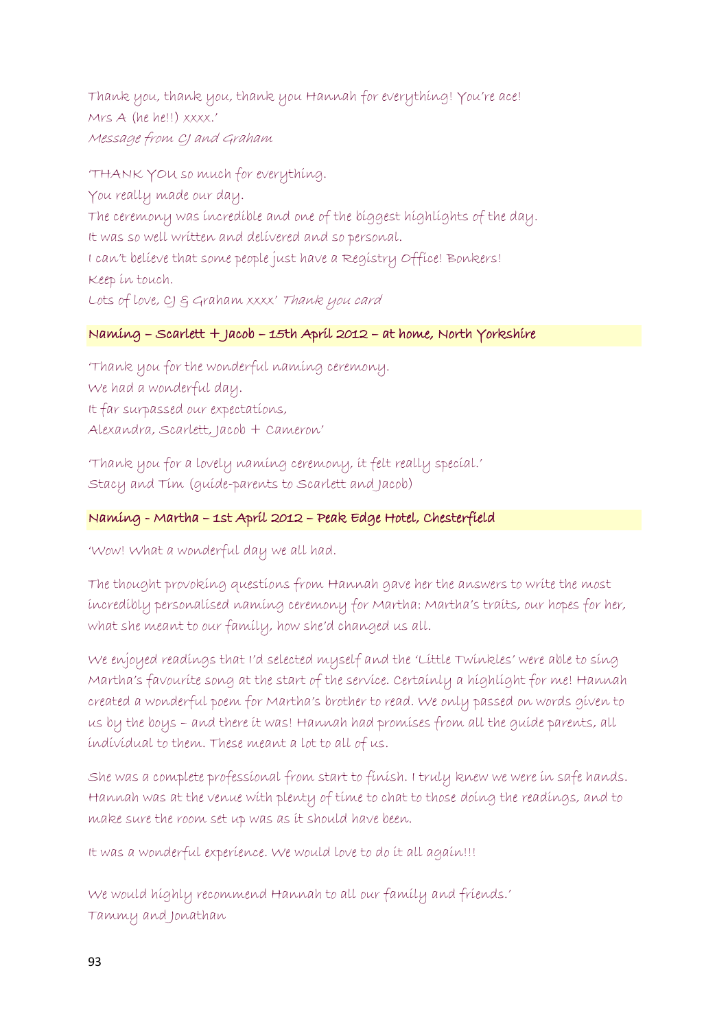Thank you, thank you, thank you Hannah for everything! You're ace!
Mrs A (he he!!) xxxx.'
*Message from CJ and Graham*

'THANK YOU so much for everything.
You really made our day.
The ceremony was incredible and one of the biggest highlights of the day.
It was so well written and delivered and so personal.
I can't believe that some people just have a Registry Office! Bonkers!
Keep in touch.
Lots of love, CJ & Graham xxxx' *Thank you card*

### Naming – Scarlett + Jacob – 15th April 2012 – at home, North Yorkshire

'Thank you for the wonderful naming ceremony.
We had a wonderful day.
It far surpassed our expectations,
Alexandra, Scarlett, Jacob + Cameron'

'Thank you for a lovely naming ceremony, it felt really special.'
Stacy and Tim (guide-parents to Scarlett and Jacob)

### Naming - Martha – 1st April 2012 – Peak Edge Hotel, Chesterfield

'Wow! What a wonderful day we all had.

The thought provoking questions from Hannah gave her the answers to write the most incredibly personalised naming ceremony for Martha: Martha's traits, our hopes for her, what she meant to our family, how she'd changed us all.

We enjoyed readings that I'd selected myself and the 'Little Twinkles' were able to sing Martha's favourite song at the start of the service. Certainly a highlight for me! Hannah created a wonderful poem for Martha's brother to read. We only passed on words given to us by the boys – and there it was! Hannah had promises from all the guide parents, all individual to them. These meant a lot to all of us.

She was a complete professional from start to finish. I truly knew we were in safe hands. Hannah was at the venue with plenty of time to chat to those doing the readings, and to make sure the room set up was as it should have been.

It was a wonderful experience. We would love to do it all again!!!

We would highly recommend Hannah to all our family and friends.'
Tammy and Jonathan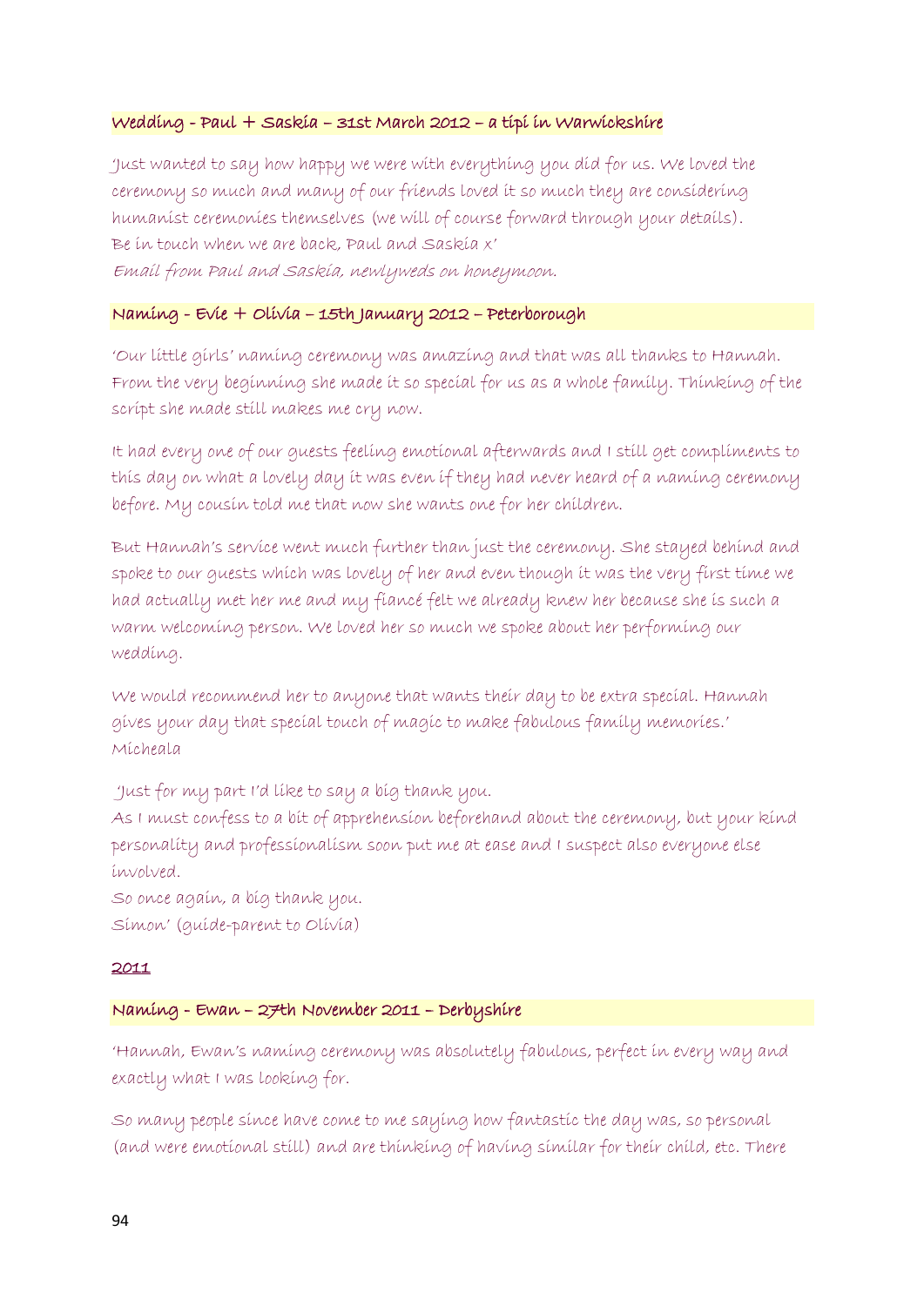### Wedding - Paul + Saskia – 31st March 2012 – a tipi in Warwickshire

'Just wanted to say how happy we were with everything you did for us. We loved the ceremony so much and many of our friends loved it so much they are considering humanist ceremonies themselves (we will of course forward through your details).
Be in touch when we are back, Paul and Saskia x'
*Email from Paul and Saskia, newlyweds on honeymoon.*

### Naming - Evie + Olivia – 15th January 2012 – Peterborough

'Our little girls' naming ceremony was amazing and that was all thanks to Hannah. From the very beginning she made it so special for us as a whole family. Thinking of the script she made still makes me cry now.

It had every one of our guests feeling emotional afterwards and I still get compliments to this day on what a lovely day it was even if they had never heard of a naming ceremony before. My cousin told me that now she wants one for her children.

But Hannah's service went much further than just the ceremony. She stayed behind and spoke to our guests which was lovely of her and even though it was the very first time we had actually met her me and my fiancé felt we already knew her because she is such a warm welcoming person. We loved her so much we spoke about her performing our wedding.

We would recommend her to anyone that wants their day to be extra special. Hannah gives your day that special touch of magic to make fabulous family memories.'
Micheala

'Just for my part I'd like to say a big thank you.
As I must confess to a bit of apprehension beforehand about the ceremony, but your kind personality and professionalism soon put me at ease and I suspect also everyone else involved.
So once again, a big thank you.
Simon' (guide-parent to Olivia)

## 2011

### Naming - Ewan – 27th November 2011 – Derbyshire

'Hannah, Ewan's naming ceremony was absolutely fabulous, perfect in every way and exactly what I was looking for.

So many people since have come to me saying how fantastic the day was, so personal (and were emotional still) and are thinking of having similar for their child, etc. There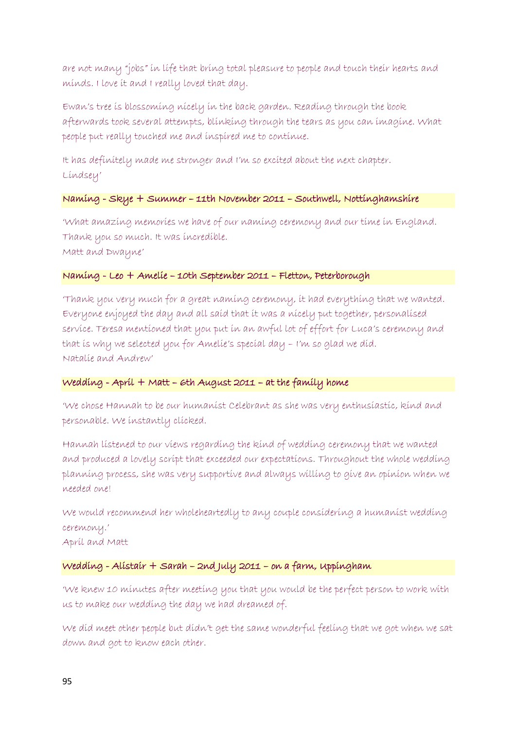are not many "jobs" in life that bring total pleasure to people and touch their hearts and minds. I love it and I really loved that day.

Ewan's tree is blossoming nicely in the back garden. Reading through the book afterwards took several attempts, blinking through the tears as you can imagine. What people put really touched me and inspired me to continue.

It has definitely made me stronger and I'm so excited about the next chapter.
Lindsey'

### Naming - Skye + Summer – 11th November 2011 – Southwell, Nottinghamshire

'What amazing memories we have of our naming ceremony and our time in England. Thank you so much. It was incredible.
Matt and Dwayne'

### Naming - Leo + Amelie – 10th September 2011 – Fletton, Peterborough

'Thank you very much for a great naming ceremony, it had everything that we wanted. Everyone enjoyed the day and all said that it was a nicely put together, personalised service. Teresa mentioned that you put in an awful lot of effort for Luca's ceremony and that is why we selected you for Amelie's special day – I'm so glad we did.
Natalie and Andrew'

### Wedding - April + Matt – 6th August 2011 – at the family home

'We chose Hannah to be our humanist Celebrant as she was very enthusiastic, kind and personable. We instantly clicked.

Hannah listened to our views regarding the kind of wedding ceremony that we wanted and produced a lovely script that exceeded our expectations. Throughout the whole wedding planning process, she was very supportive and always willing to give an opinion when we needed one!

We would recommend her wholeheartedly to any couple considering a humanist wedding ceremony.'
April and Matt

### Wedding - Alistair + Sarah – 2nd July 2011 – on a farm, Uppingham

'We knew 10 minutes after meeting you that you would be the perfect person to work with us to make our wedding the day we had dreamed of.

We did meet other people but didn't get the same wonderful feeling that we got when we sat down and got to know each other.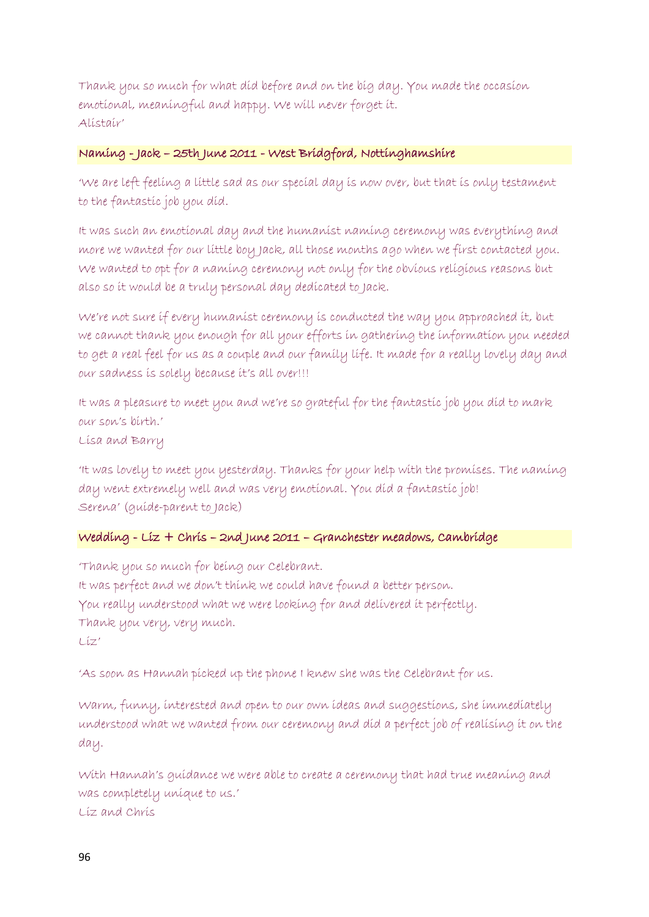Thank you so much for what did before and on the big day. You made the occasion emotional, meaningful and happy. We will never forget it.
Alistair'

### Naming - Jack – 25th June 2011 - West Bridgford, Nottinghamshire

'We are left feeling a little sad as our special day is now over, but that is only testament to the fantastic job you did.

It was such an emotional day and the humanist naming ceremony was everything and more we wanted for our little boy Jack, all those months ago when we first contacted you. We wanted to opt for a naming ceremony not only for the obvious religious reasons but also so it would be a truly personal day dedicated to Jack.

We're not sure if every humanist ceremony is conducted the way you approached it, but we cannot thank you enough for all your efforts in gathering the information you needed to get a real feel for us as a couple and our family life. It made for a really lovely day and our sadness is solely because it's all over!!!

It was a pleasure to meet you and we're so grateful for the fantastic job you did to mark our son's birth.'
Lisa and Barry

'It was lovely to meet you yesterday. Thanks for your help with the promises. The naming day went extremely well and was very emotional. You did a fantastic job!
Serena' (guide-parent to Jack)

### Wedding - Liz + Chris – 2nd June 2011 – Granchester meadows, Cambridge

'Thank you so much for being our Celebrant.
It was perfect and we don't think we could have found a better person.
You really understood what we were looking for and delivered it perfectly.
Thank you very, very much.
Liz'

'As soon as Hannah picked up the phone I knew she was the Celebrant for us.

Warm, funny, interested and open to our own ideas and suggestions, she immediately understood what we wanted from our ceremony and did a perfect job of realising it on the day.

With Hannah's guidance we were able to create a ceremony that had true meaning and was completely unique to us.'
Liz and Chris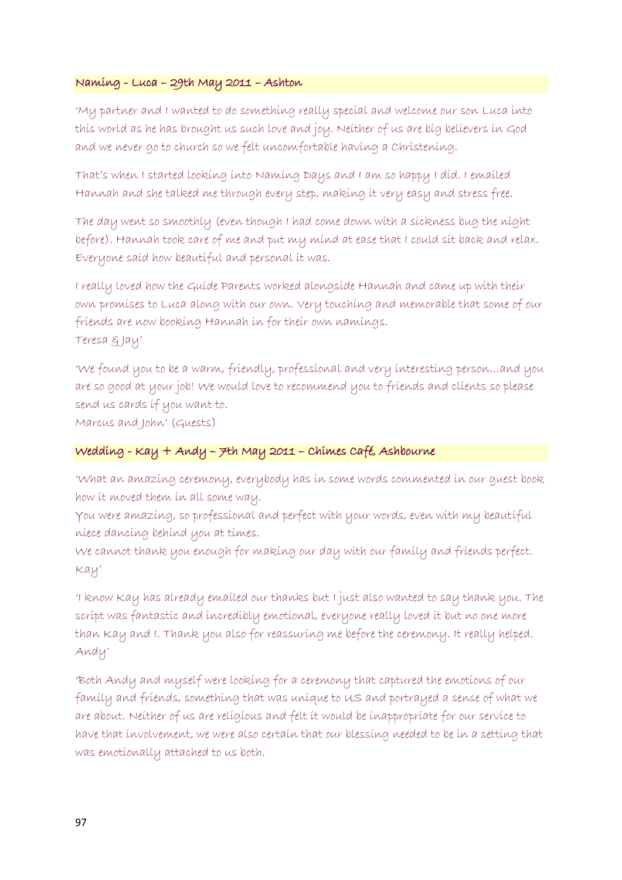### Naming - Luca – 29th May 2011 – Ashton

'My partner and I wanted to do something really special and welcome our son Luca into this world as he has brought us such love and joy. Neither of us are big believers in God and we never go to church so we felt uncomfortable having a Christening.

That's when I started looking into Naming Days and I am so happy I did. I emailed Hannah and she talked me through every step, making it very easy and stress free.

The day went so smoothly (even though I had come down with a sickness bug the night before). Hannah took care of me and put my mind at ease that I could sit back and relax. Everyone said how beautiful and personal it was.

I really loved how the Guide Parents worked alongside Hannah and came up with their own promises to Luca along with our own. Very touching and memorable that some of our friends are now booking Hannah in for their own namings.
Teresa & Jay'

'We found you to be a warm, friendly, professional and very interesting person...and you are so good at your job! We would love to recommend you to friends and clients so please send us cards if you want to.
Marcus and John' (Guests)

### Wedding - Kay + Andy – 7th May 2011 – Chimes Café, Ashbourne

'What an amazing ceremony, everybody has in some words commented in our guest book how it moved them in all some way.
You were amazing, so professional and perfect with your words, even with my beautiful niece dancing behind you at times.
We cannot thank you enough for making our day with our family and friends perfect.
Kay'

'I know Kay has already emailed our thanks but I just also wanted to say thank you. The script was fantastic and incredibly emotional, everyone really loved it but no one more than Kay and I. Thank you also for reassuring me before the ceremony. It really helped.
Andy'

'Both Andy and myself were looking for a ceremony that captured the emotions of our family and friends, something that was unique to US and portrayed a sense of what we are about. Neither of us are religious and felt it would be inappropriate for our service to have that involvement, we were also certain that our blessing needed to be in a setting that was emotionally attached to us both.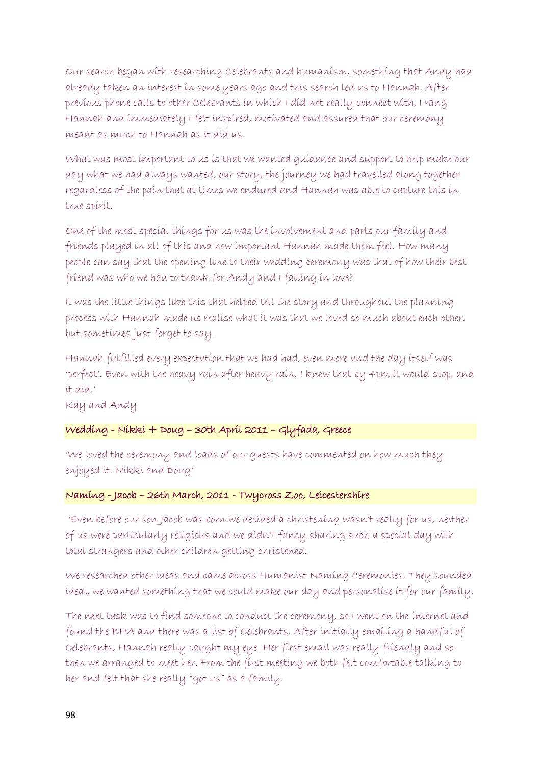Our search began with researching Celebrants and humanism, something that Andy had already taken an interest in some years ago and this search led us to Hannah. After previous phone calls to other Celebrants in which I did not really connect with, I rang Hannah and immediately I felt inspired, motivated and assured that our ceremony meant as much to Hannah as it did us.

What was most important to us is that we wanted guidance and support to help make our day what we had always wanted, our story, the journey we had travelled along together regardless of the pain that at times we endured and Hannah was able to capture this in true spirit.

One of the most special things for us was the involvement and parts our family and friends played in all of this and how important Hannah made them feel. How many people can say that the opening line to their wedding ceremony was that of how their best friend was who we had to thank for Andy and I falling in love?

It was the little things like this that helped tell the story and throughout the planning process with Hannah made us realise what it was that we loved so much about each other, but sometimes just forget to say.

Hannah fulfilled every expectation that we had had, even more and the day itself was 'perfect'. Even with the heavy rain after heavy rain, I knew that by 4pm it would stop, and it did.'

Kay and Andy

**Wedding - Nikki + Doug – 30th April 2011 – Glyfada, Greece**

'We loved the ceremony and loads of our guests have commented on how much they enjoyed it. Nikki and Doug'

**Naming - Jacob – 26th March, 2011 - Twycross Zoo, Leicestershire**

'Even before our son Jacob was born we decided a christening wasn't really for us, neither of us were particularly religious and we didn't fancy sharing such a special day with total strangers and other children getting christened.

We researched other ideas and came across Humanist Naming Ceremonies. They sounded ideal, we wanted something that we could make our day and personalise it for our family.

The next task was to find someone to conduct the ceremony, so I went on the internet and found the BHA and there was a list of Celebrants. After initially emailing a handful of Celebrants, Hannah really caught my eye. Her first email was really friendly and so then we arranged to meet her. From the first meeting we both felt comfortable talking to her and felt that she really "got us" as a family.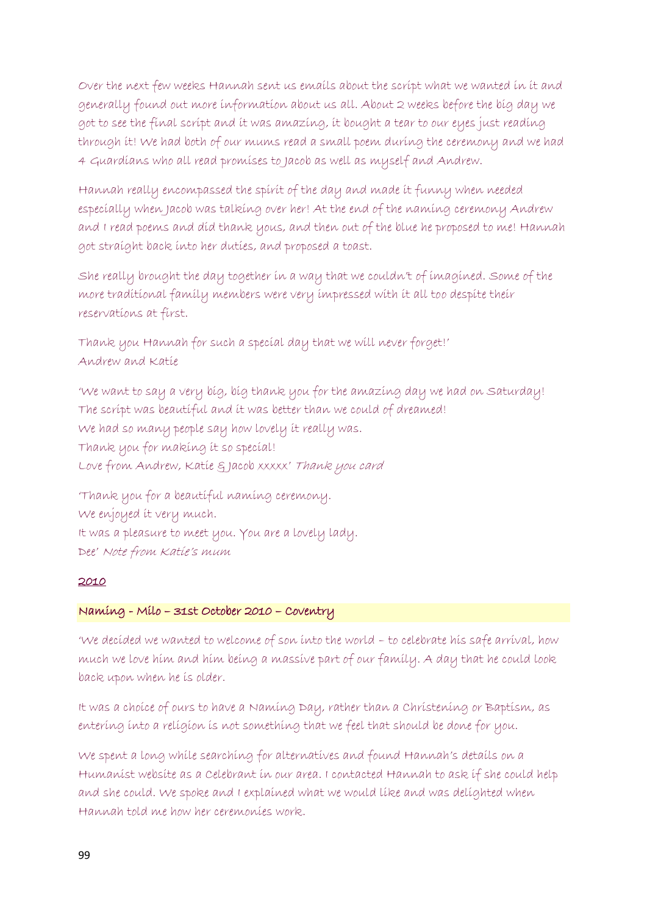Over the next few weeks Hannah sent us emails about the script what we wanted in it and generally found out more information about us all. About 2 weeks before the big day we got to see the final script and it was amazing, it bought a tear to our eyes just reading through it! We had both of our mums read a small poem during the ceremony and we had 4 Guardians who all read promises to Jacob as well as myself and Andrew.

Hannah really encompassed the spirit of the day and made it funny when needed especially when Jacob was talking over her! At the end of the naming ceremony Andrew and I read poems and did thank yous, and then out of the blue he proposed to me! Hannah got straight back into her duties, and proposed a toast.

She really brought the day together in a way that we couldn't imagined. Some of the more traditional family members were very impressed with it all too despite their reservations at first.

Thank you Hannah for such a special day that we will never forget!'
Andrew and Katie

'We want to say a very big, big thank you for the amazing day we had on Saturday!
The script was beautiful and it was better than we could of dreamed!
We had so many people say how lovely it really was.
Thank you for making it so special!
Love from Andrew, Katie & Jacob xxxxx' *Thank you card*

'Thank you for a beautiful naming ceremony.
We enjoyed it very much.
It was a pleasure to meet you. You are a lovely lady.
Dee' *Note from Katie's mum*

## 2010

### Naming - Milo – 31st October 2010 – Coventry

'We decided we wanted to welcome of son into the world – to celebrate his safe arrival, how much we love him and him being a massive part of our family. A day that he could look back upon when he is older.

It was a choice of ours to have a Naming Day, rather than a Christening or Baptism, as entering into a religion is not something that we feel that should be done for you.

We spent a long while searching for alternatives and found Hannah's details on a Humanist website as a Celebrant in our area. I contacted Hannah to ask if she could help and she could. We spoke and I explained what we would like and was delighted when Hannah told me how her ceremonies work.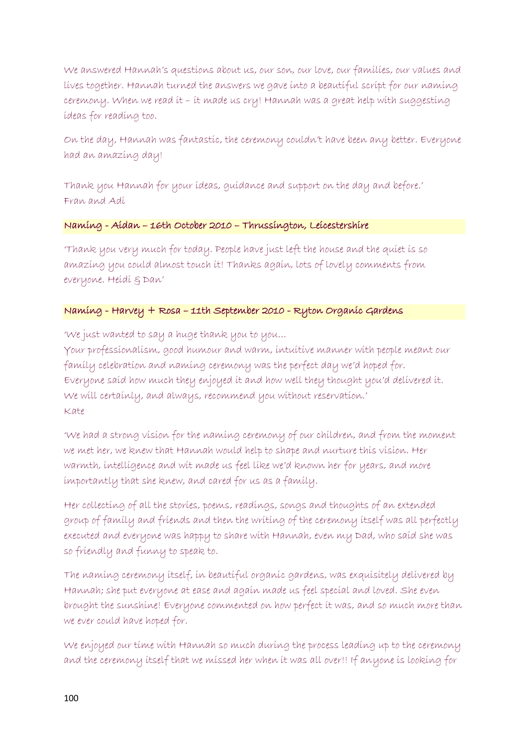We answered Hannah's questions about us, our son, our love, our families, our values and lives together. Hannah turned the answers we gave into a beautiful script for our naming ceremony. When we read it – it made us cry! Hannah was a great help with suggesting ideas for reading too.

On the day, Hannah was fantastic, the ceremony couldn't have been any better. Everyone had an amazing day!

Thank you Hannah for your ideas, guidance and support on the day and before.'
Fran and Adi

### Naming - Aidan – 16th October 2010 – Thrussington, Leicestershire

'Thank you very much for today. People have just left the house and the quiet is so amazing you could almost touch it! Thanks again, lots of lovely comments from everyone. Heidi & Dan'

### Naming - Harvey + Rosa – 11th September 2010 - Ryton Organic Gardens

'We just wanted to say a huge thank you to you…
Your professionalism, good humour and warm, intuitive manner with people meant our family celebration and naming ceremony was the perfect day we'd hoped for.
Everyone said how much they enjoyed it and how well they thought you'd delivered it.
We will certainly, and always, recommend you without reservation.'
Kate

'We had a strong vision for the naming ceremony of our children, and from the moment we met her, we knew that Hannah would help to shape and nurture this vision. Her warmth, intelligence and wit made us feel like we'd known her for years, and more importantly that she knew, and cared for us as a family.

Her collecting of all the stories, poems, readings, songs and thoughts of an extended group of family and friends and then the writing of the ceremony itself was all perfectly executed and everyone was happy to share with Hannah, even my Dad, who said she was so friendly and funny to speak to.

The naming ceremony itself, in beautiful organic gardens, was exquisitely delivered by Hannah; she put everyone at ease and again made us feel special and loved. She even brought the sunshine! Everyone commented on how perfect it was, and so much more than we ever could have hoped for.

We enjoyed our time with Hannah so much during the process leading up to the ceremony and the ceremony itself that we missed her when it was all over!! If anyone is looking for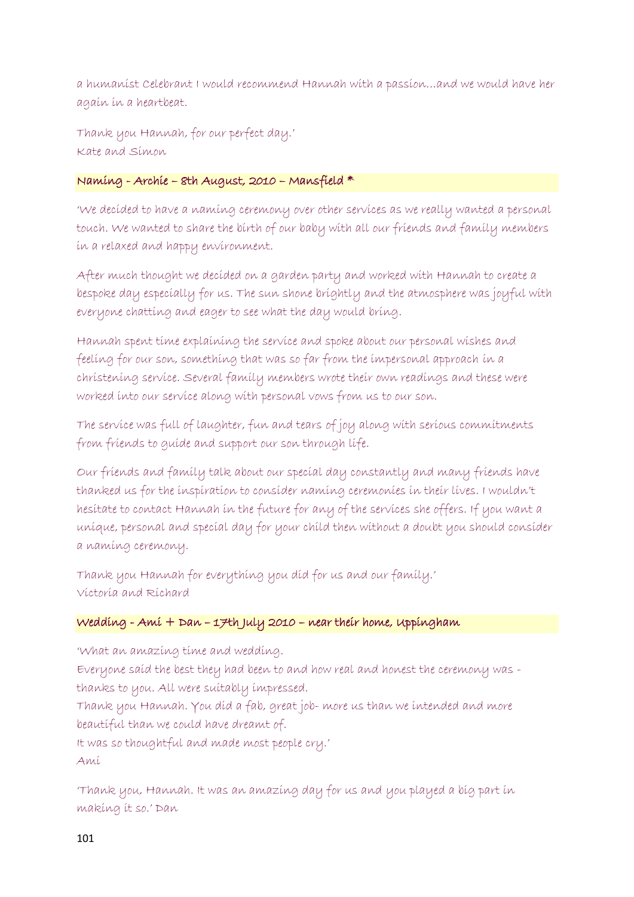a humanist Celebrant I would recommend Hannah with a passion…and we would have her again in a heartbeat.

Thank you Hannah, for our perfect day.'
Kate and Simon

**Naming - Archie – 8th August, 2010 – Mansfield ***

'We decided to have a naming ceremony over other services as we really wanted a personal touch. We wanted to share the birth of our baby with all our friends and family members in a relaxed and happy environment.

After much thought we decided on a garden party and worked with Hannah to create a bespoke day especially for us. The sun shone brightly and the atmosphere was joyful with everyone chatting and eager to see what the day would bring.

Hannah spent time explaining the service and spoke about our personal wishes and feeling for our son, something that was so far from the impersonal approach in a christening service. Several family members wrote their own readings and these were worked into our service along with personal vows from us to our son.

The service was full of laughter, fun and tears of joy along with serious commitments from friends to guide and support our son through life.

Our friends and family talk about our special day constantly and many friends have thanked us for the inspiration to consider naming ceremonies in their lives. I wouldn't hesitate to contact Hannah in the future for any of the services she offers. If you want a unique, personal and special day for your child then without a doubt you should consider a naming ceremony.

Thank you Hannah for everything you did for us and our family.'
Victoria and Richard

**Wedding - Ami + Dan – 17th July 2010 – near their home, Uppingham**

'What an amazing time and wedding.
Everyone said the best they had been to and how real and honest the ceremony was - thanks to you. All were suitably impressed.
Thank you Hannah. You did a fab, great job- more us than we intended and more beautiful than we could have dreamt of.
It was so thoughtful and made most people cry.'
Ami

'Thank you, Hannah. It was an amazing day for us and you played a big part in making it so.' Dan